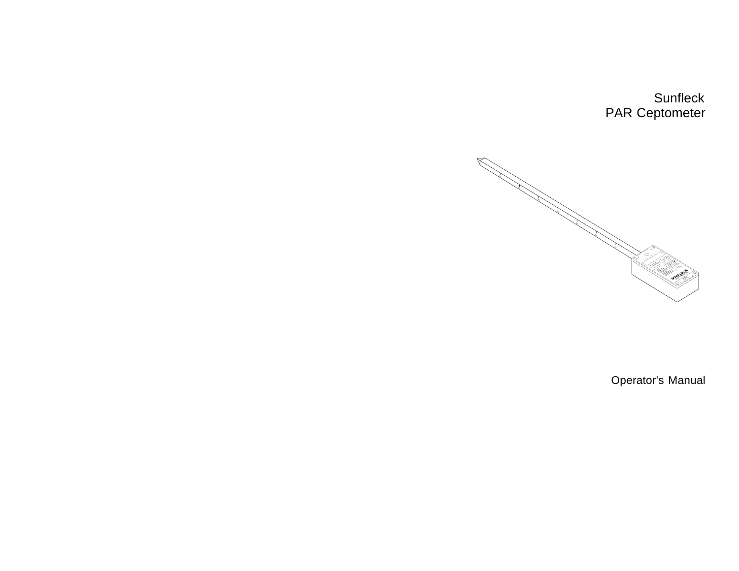# Sunfleck
# PAR Ceptometer

Operator's Manual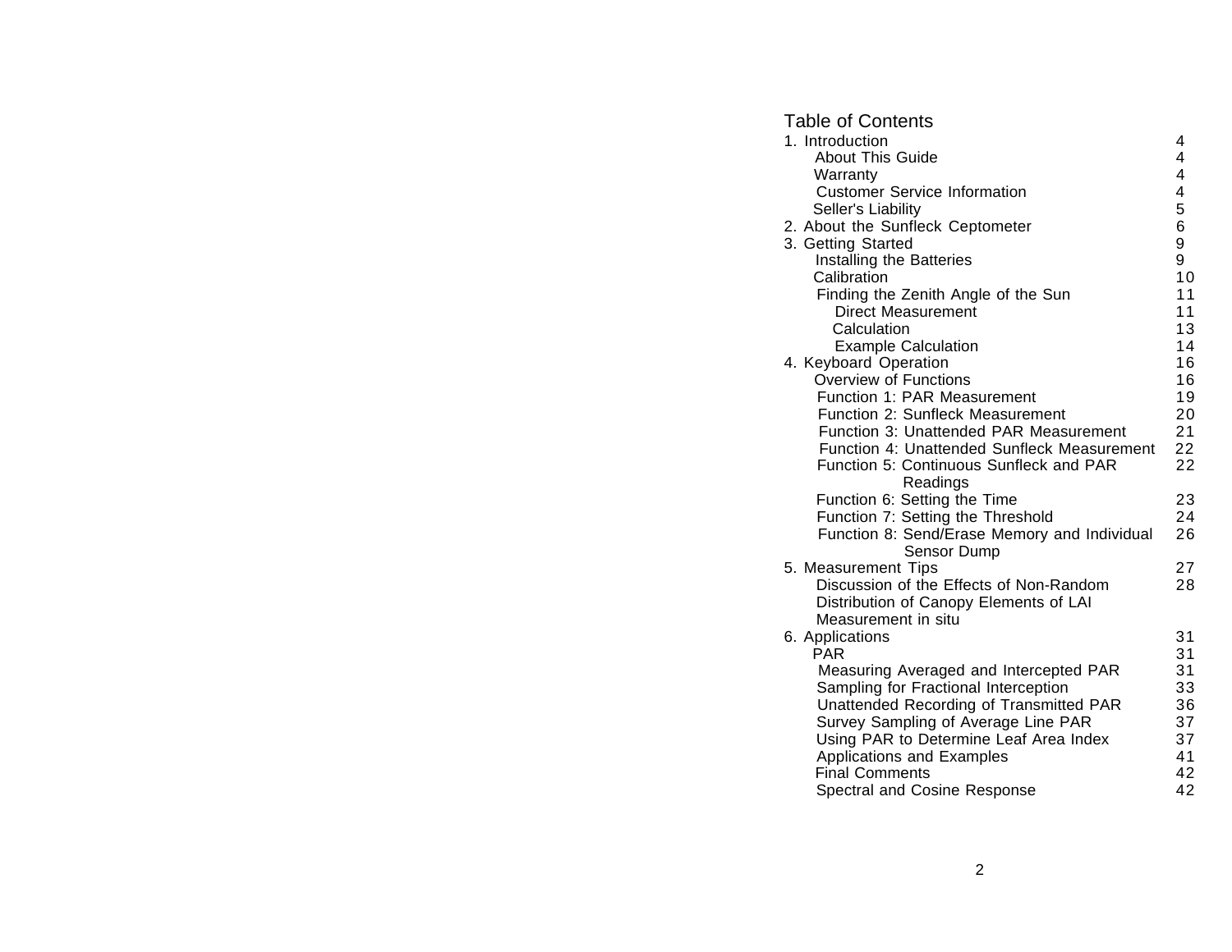# Table of Contents

| | |
|---|---|
| 1. Introduction | 4 |
| About This Guide | 4 |
| Warranty | 4 |
| Customer Service Information | 4 |
| Seller's Liability | 5 |
| 2. About the Sunfleck Ceptometer | 6 |
| 3. Getting Started | 9 |
| Installing the Batteries | 9 |
| Calibration | 10 |
| Finding the Zenith Angle of the Sun | 11 |
| Direct Measurement | 11 |
| Calculation | 13 |
| Example Calculation | 14 |
| 4. Keyboard Operation | 16 |
| Overview of Functions | 16 |
| Function 1: PAR Measurement | 19 |
| Function 2: Sunfleck Measurement | 20 |
| Function 3: Unattended PAR Measurement | 21 |
| Function 4: Unattended Sunfleck Measurement | 22 |
| Function 5: Continuous Sunfleck and PAR Readings | 22 |
| Function 6: Setting the Time | 23 |
| Function 7: Setting the Threshold | 24 |
| Function 8: Send/Erase Memory and Individual Sensor Dump | 26 |
| 5. Measurement Tips | 27 |
| Discussion of the Effects of Non-Random Distribution of Canopy Elements of LAI Measurement in situ | 28 |
| 6. Applications | 31 |
| PAR | 31 |
| Measuring Averaged and Intercepted PAR | 31 |
| Sampling for Fractional Interception | 33 |
| Unattended Recording of Transmitted PAR | 36 |
| Survey Sampling of Average Line PAR | 37 |
| Using PAR to Determine Leaf Area Index | 37 |
| Applications and Examples | 41 |
| Final Comments | 42 |
| Spectral and Cosine Response | 42 |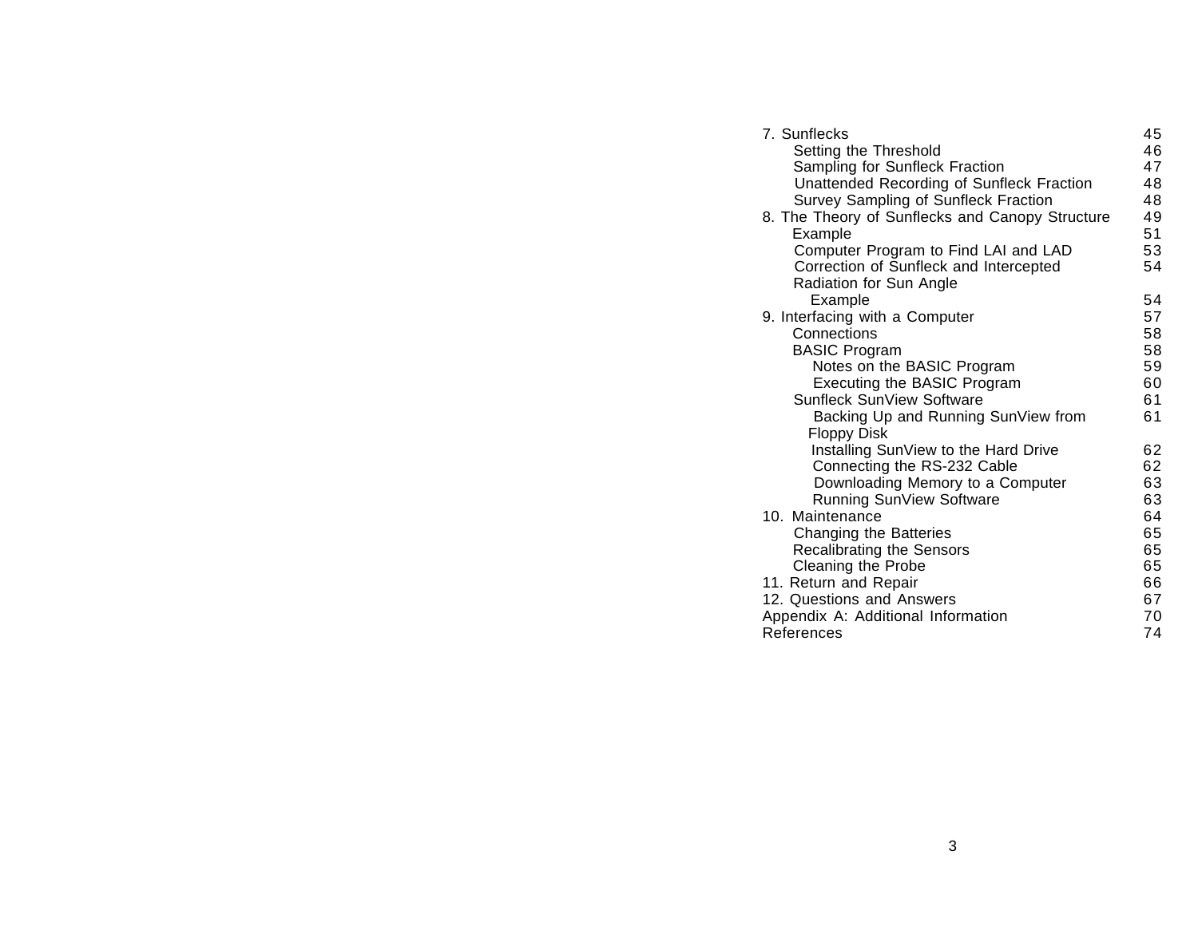| | |
|---|---|
| 7. Sunflecks | 45 |
| Setting the Threshold | 46 |
| Sampling for Sunfleck Fraction | 47 |
| Unattended Recording of Sunfleck Fraction | 48 |
| Survey Sampling of Sunfleck Fraction | 48 |
| 8. The Theory of Sunflecks and Canopy Structure | 49 |
| Example | 51 |
| Computer Program to Find LAI and LAD | 53 |
| Correction of Sunfleck and Intercepted Radiation for Sun Angle | 54 |
| Example | 54 |
| 9. Interfacing with a Computer | 57 |
| Connections | 58 |
| BASIC Program | 58 |
| Notes on the BASIC Program | 59 |
| Executing the BASIC Program | 60 |
| Sunfleck SunView Software | 61 |
| Backing Up and Running SunView from Floppy Disk | 61 |
| Installing SunView to the Hard Drive | 62 |
| Connecting the RS-232 Cable | 62 |
| Downloading Memory to a Computer | 63 |
| Running SunView Software | 63 |
| 10. Maintenance | 64 |
| Changing the Batteries | 65 |
| Recalibrating the Sensors | 65 |
| Cleaning the Probe | 65 |
| 11. Return and Repair | 66 |
| 12. Questions and Answers | 67 |
| Appendix A: Additional Information | 70 |
| References | 74 |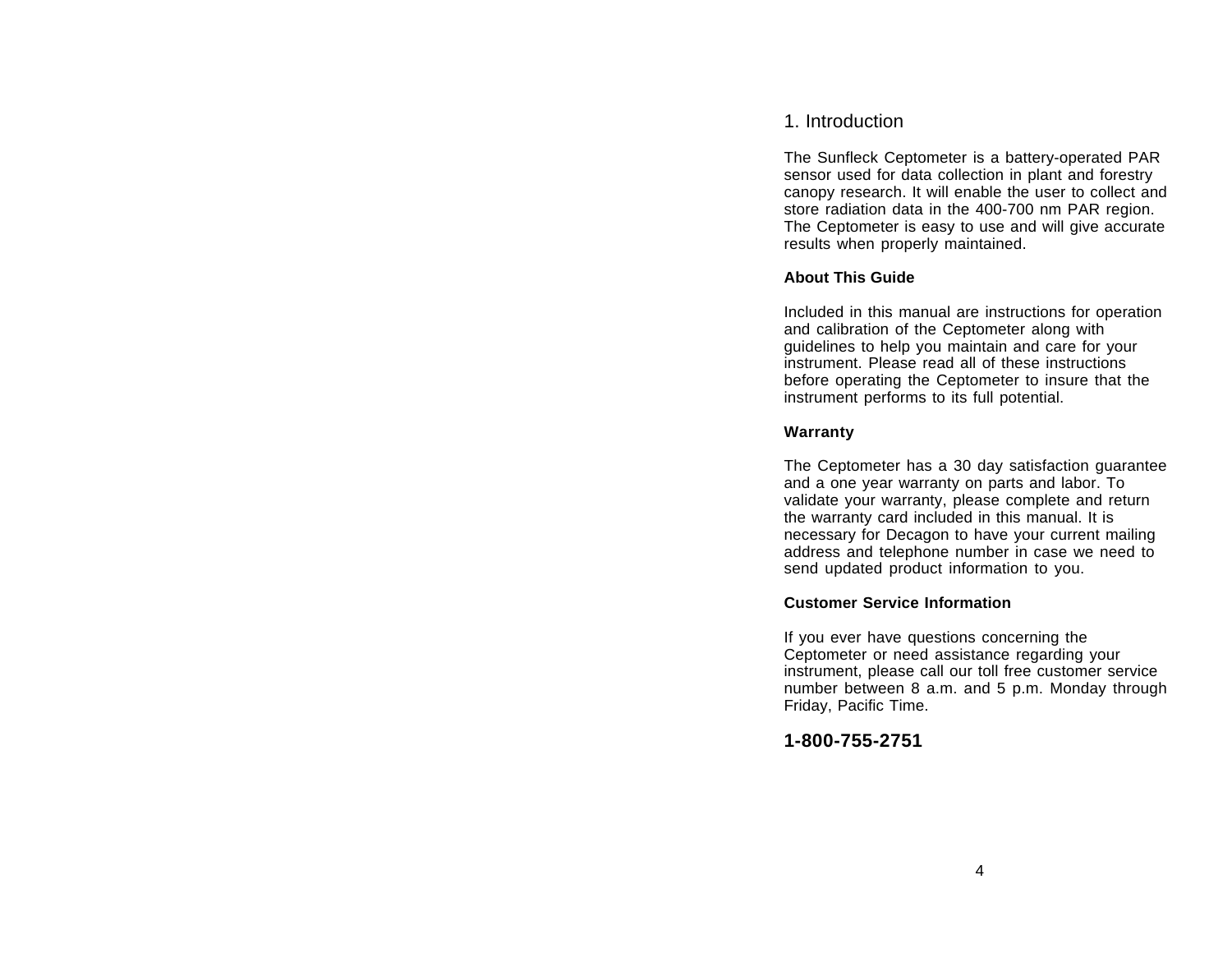# 1. Introduction

The Sunfleck Ceptometer is a battery-operated PAR sensor used for data collection in plant and forestry canopy research. It will enable the user to collect and store radiation data in the 400-700 nm PAR region. The Ceptometer is easy to use and will give accurate results when properly maintained.

**About This Guide**

Included in this manual are instructions for operation and calibration of the Ceptometer along with guidelines to help you maintain and care for your instrument. Please read all of these instructions before operating the Ceptometer to insure that the instrument performs to its full potential.

**Warranty**

The Ceptometer has a 30 day satisfaction guarantee and a one year warranty on parts and labor. To validate your warranty, please complete and return the warranty card included in this manual. It is necessary for Decagon to have your current mailing address and telephone number in case we need to send updated product information to you.

**Customer Service Information**

If you ever have questions concerning the Ceptometer or need assistance regarding your instrument, please call our toll free customer service number between 8 a.m. and 5 p.m. Monday through Friday, Pacific Time.

**1-800-755-2751**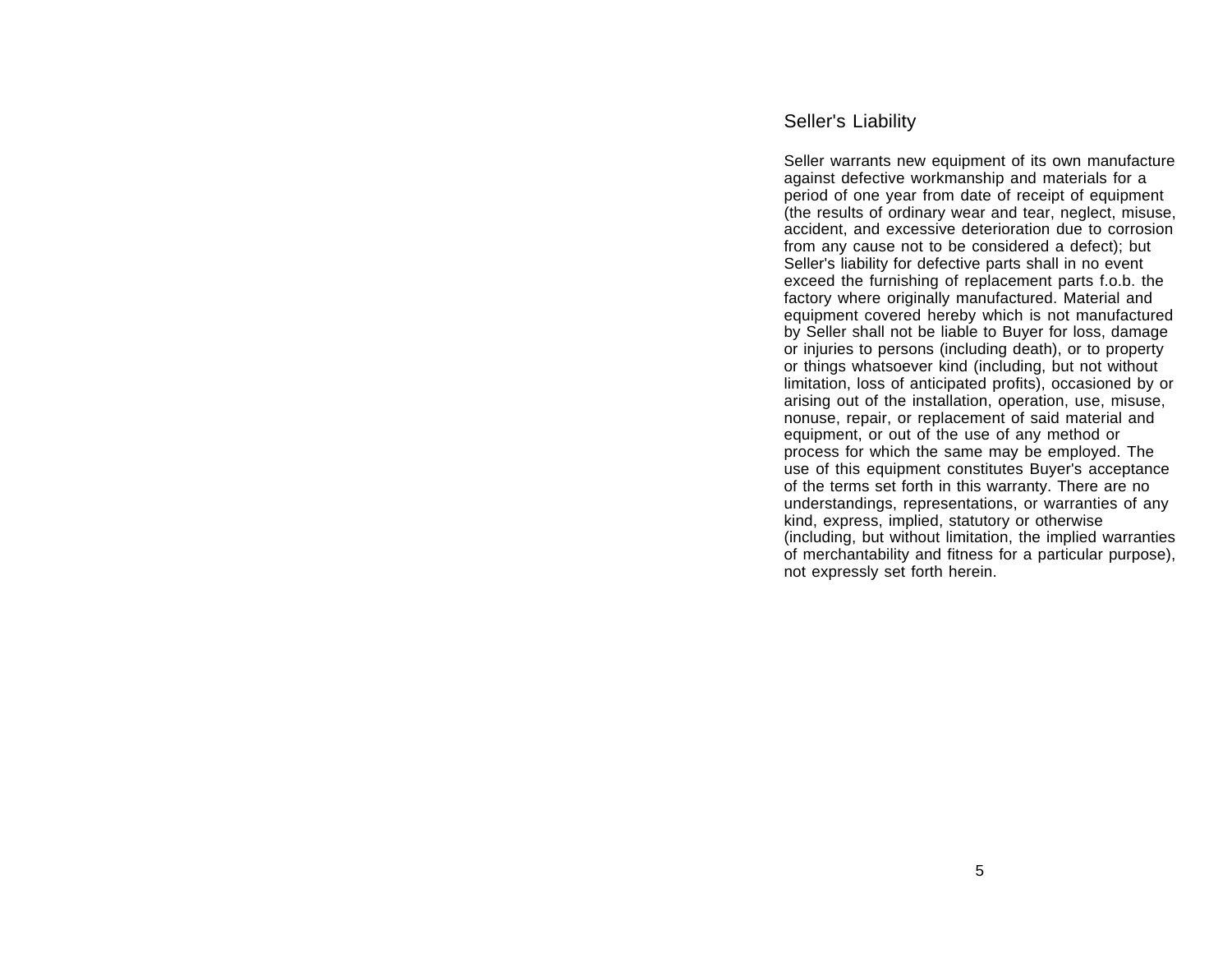## Seller's Liability

Seller warrants new equipment of its own manufacture against defective workmanship and materials for a period of one year from date of receipt of equipment (the results of ordinary wear and tear, neglect, misuse, accident, and excessive deterioration due to corrosion from any cause not to be considered a defect); but Seller's liability for defective parts shall in no event exceed the furnishing of replacement parts f.o.b. the factory where originally manufactured. Material and equipment covered hereby which is not manufactured by Seller shall not be liable to Buyer for loss, damage or injuries to persons (including death), or to property or things whatsoever kind (including, but not without limitation, loss of anticipated profits), occasioned by or arising out of the installation, operation, use, misuse, nonuse, repair, or replacement of said material and equipment, or out of the use of any method or process for which the same may be employed. The use of this equipment constitutes Buyer's acceptance of the terms set forth in this warranty. There are no understandings, representations, or warranties of any kind, express, implied, statutory or otherwise (including, but without limitation, the implied warranties of merchantability and fitness for a particular purpose), not expressly set forth herein.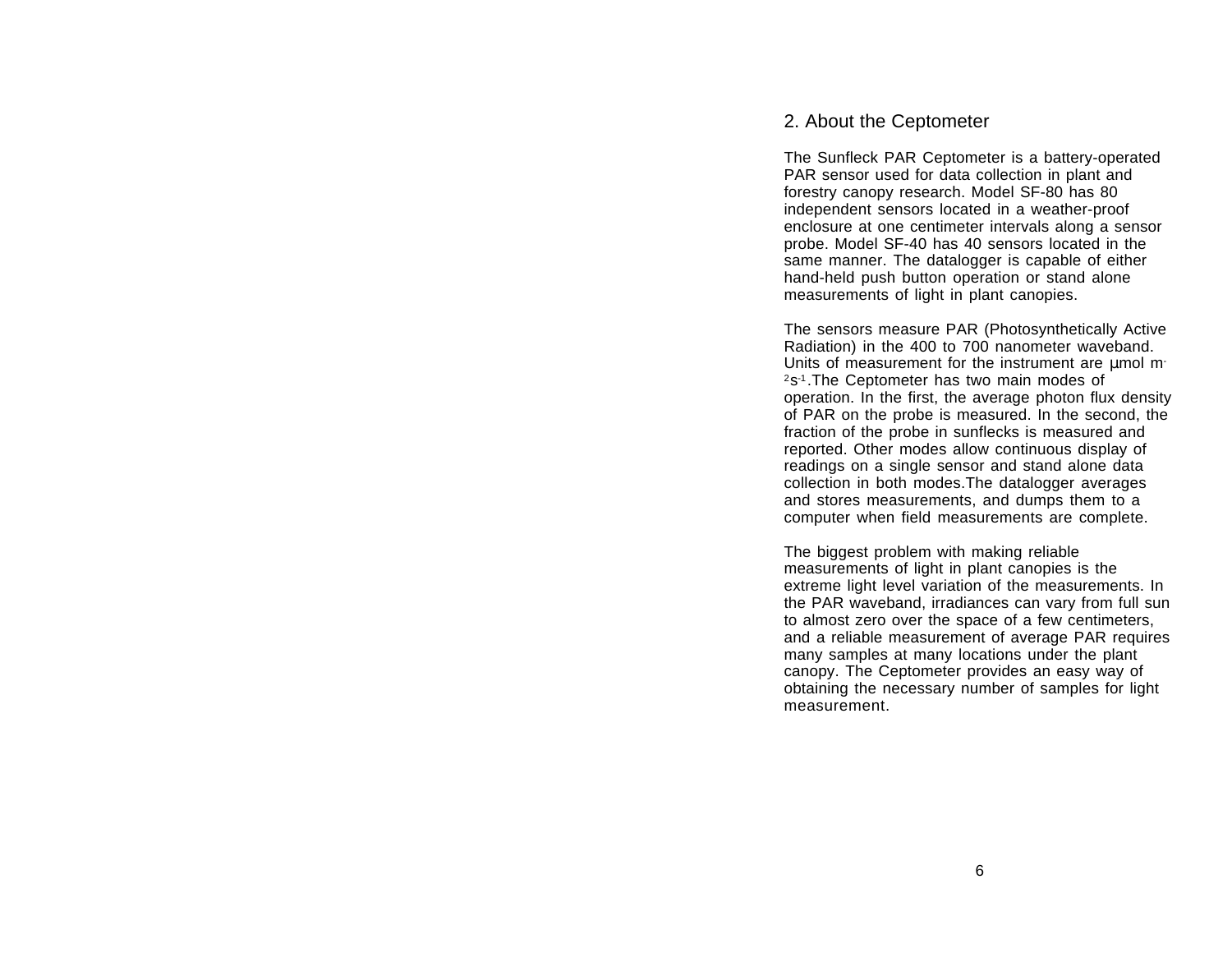## 2. About the Ceptometer

The Sunfleck PAR Ceptometer is a battery-operated PAR sensor used for data collection in plant and forestry canopy research. Model SF-80 has 80 independent sensors located in a weather-proof enclosure at one centimeter intervals along a sensor probe. Model SF-40 has 40 sensors located in the same manner. The datalogger is capable of either hand-held push button operation or stand alone measurements of light in plant canopies.

The sensors measure PAR (Photosynthetically Active Radiation) in the 400 to 700 nanometer waveband. Units of measurement for the instrument are µmol $m^{-2}s^{-1}$.The Ceptometer has two main modes of operation. In the first, the average photon flux density of PAR on the probe is measured. In the second, the fraction of the probe in sunflecks is measured and reported. Other modes allow continuous display of readings on a single sensor and stand alone data collection in both modes.The datalogger averages and stores measurements, and dumps them to a computer when field measurements are complete.

The biggest problem with making reliable measurements of light in plant canopies is the extreme light level variation of the measurements. In the PAR waveband, irradiances can vary from full sun to almost zero over the space of a few centimeters, and a reliable measurement of average PAR requires many samples at many locations under the plant canopy. The Ceptometer provides an easy way of obtaining the necessary number of samples for light measurement.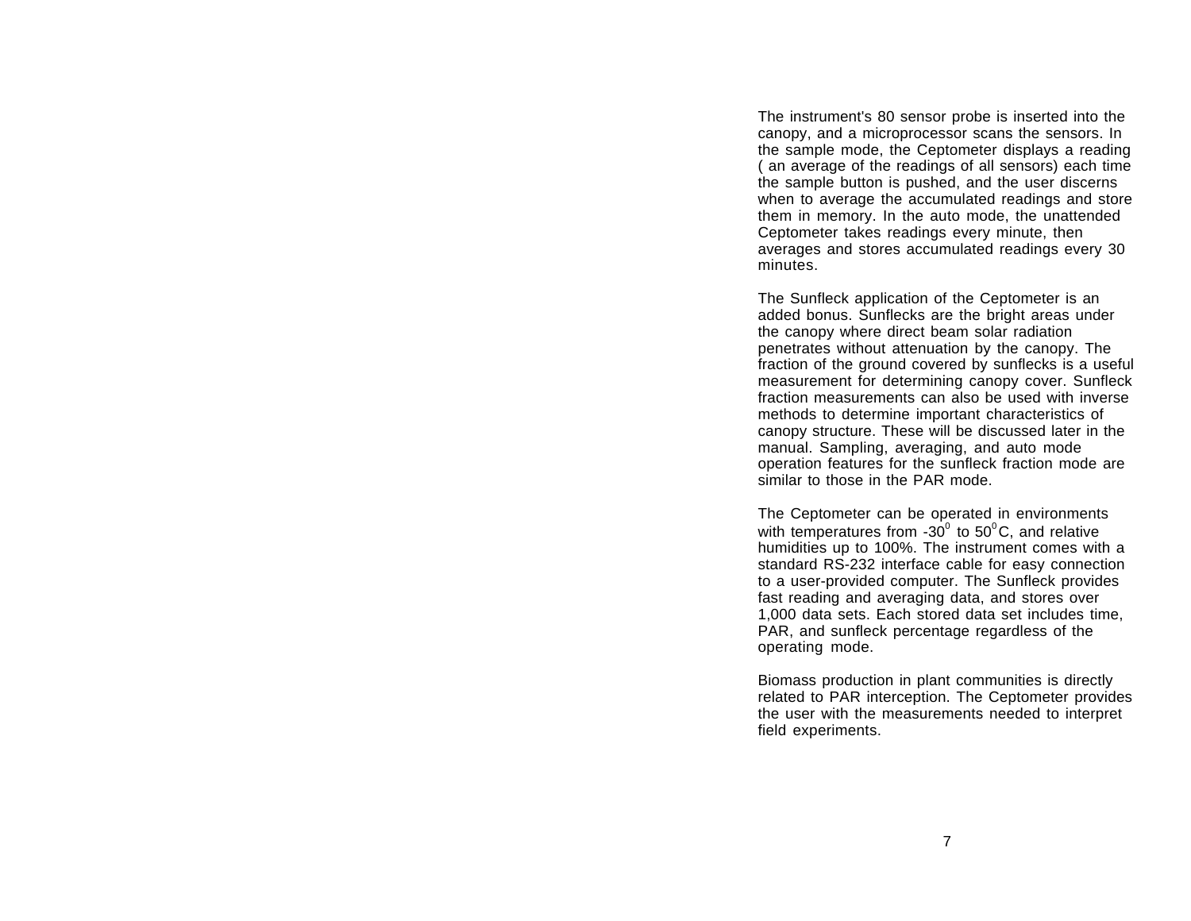The instrument's 80 sensor probe is inserted into the canopy, and a microprocessor scans the sensors. In the sample mode, the Ceptometer displays a reading ( an average of the readings of all sensors) each time the sample button is pushed, and the user discerns when to average the accumulated readings and store them in memory. In the auto mode, the unattended Ceptometer takes readings every minute, then averages and stores accumulated readings every 30 minutes.

The Sunfleck application of the Ceptometer is an added bonus. Sunflecks are the bright areas under the canopy where direct beam solar radiation penetrates without attenuation by the canopy. The fraction of the ground covered by sunflecks is a useful measurement for determining canopy cover. Sunfleck fraction measurements can also be used with inverse methods to determine important characteristics of canopy structure. These will be discussed later in the manual. Sampling, averaging, and auto mode operation features for the sunfleck fraction mode are similar to those in the PAR mode.

The Ceptometer can be operated in environments with temperatures from -30° to 50°C, and relative humidities up to 100%. The instrument comes with a standard RS-232 interface cable for easy connection to a user-provided computer. The Sunfleck provides fast reading and averaging data, and stores over 1,000 data sets. Each stored data set includes time, PAR, and sunfleck percentage regardless of the operating mode.

Biomass production in plant communities is directly related to PAR interception. The Ceptometer provides the user with the measurements needed to interpret field experiments.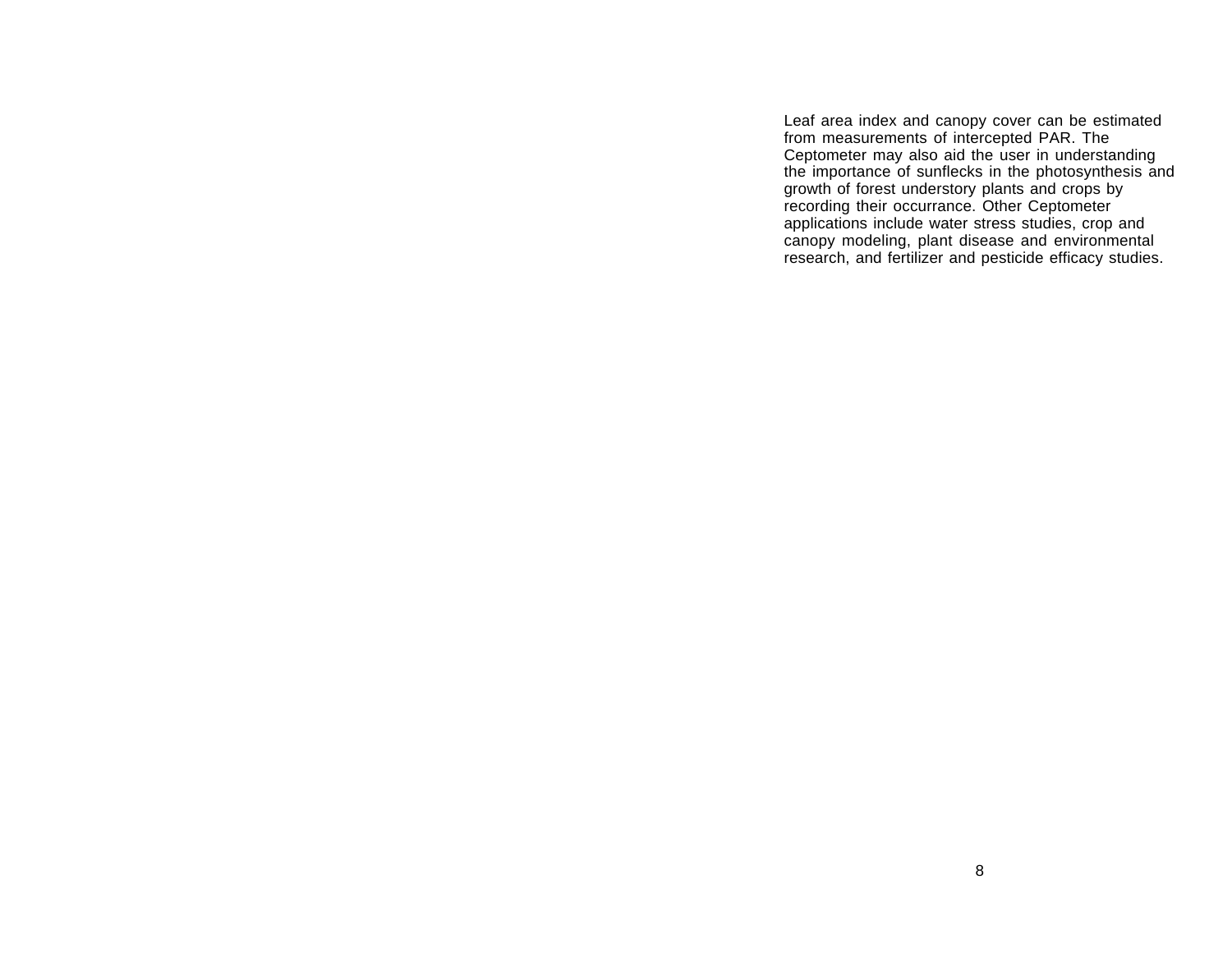Leaf area index and canopy cover can be estimated from measurements of intercepted PAR. The Ceptometer may also aid the user in understanding the importance of sunflecks in the photosynthesis and growth of forest understory plants and crops by recording their occurrance. Other Ceptometer applications include water stress studies, crop and canopy modeling, plant disease and environmental research, and fertilizer and pesticide efficacy studies.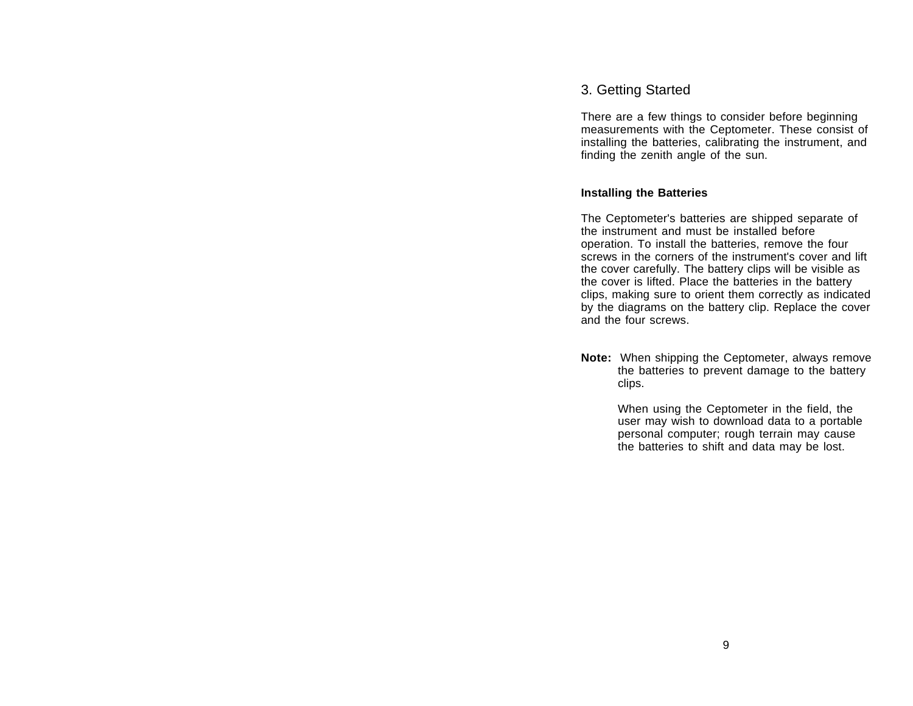# 3. Getting Started

There are a few things to consider before beginning measurements with the Ceptometer. These consist of installing the batteries, calibrating the instrument, and finding the zenith angle of the sun.

**Installing the Batteries**

The Ceptometer's batteries are shipped separate of the instrument and must be installed before operation. To install the batteries, remove the four screws in the corners of the instrument's cover and lift the cover carefully. The battery clips will be visible as the cover is lifted. Place the batteries in the battery clips, making sure to orient them correctly as indicated by the diagrams on the battery clip. Replace the cover and the four screws.

**Note:** When shipping the Ceptometer, always remove the batteries to prevent damage to the battery clips.

When using the Ceptometer in the field, the user may wish to download data to a portable personal computer; rough terrain may cause the batteries to shift and data may be lost.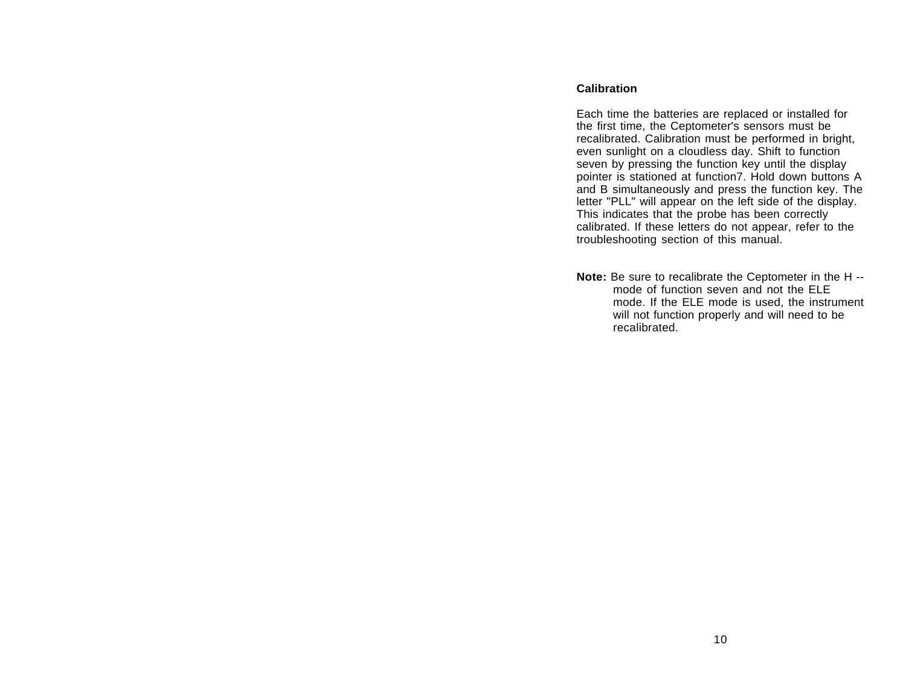## Calibration

Each time the batteries are replaced or installed for the first time, the Ceptometer's sensors must be recalibrated. Calibration must be performed in bright, even sunlight on a cloudless day. Shift to function seven by pressing the function key until the display pointer is stationed at function7. Hold down buttons A and B simultaneously and press the function key. The letter "PLL" will appear on the left side of the display. This indicates that the probe has been correctly calibrated. If these letters do not appear, refer to the troubleshooting section of this manual.

**Note:** Be sure to recalibrate the Ceptometer in the H -- mode of function seven and not the ELE mode. If the ELE mode is used, the instrument will not function properly and will need to be recalibrated.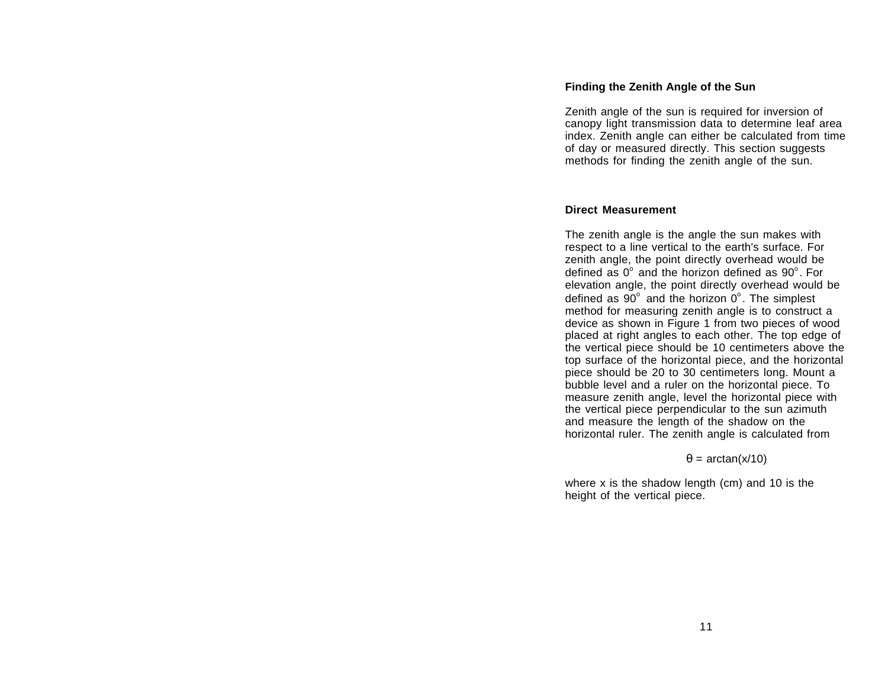## Finding the Zenith Angle of the Sun

Zenith angle of the sun is required for inversion of canopy light transmission data to determine leaf area index. Zenith angle can either be calculated from time of day or measured directly. This section suggests methods for finding the zenith angle of the sun.

### Direct Measurement

The zenith angle is the angle the sun makes with respect to a line vertical to the earth's surface. For zenith angle, the point directly overhead would be defined as $0^\circ$ and the horizon defined as $90^\circ$. For elevation angle, the point directly overhead would be defined as $90^\circ$ and the horizon $0^\circ$. The simplest method for measuring zenith angle is to construct a device as shown in Figure 1 from two pieces of wood placed at right angles to each other. The top edge of the vertical piece should be 10 centimeters above the top surface of the horizontal piece, and the horizontal piece should be 20 to 30 centimeters long. Mount a bubble level and a ruler on the horizontal piece. To measure zenith angle, level the horizontal piece with the vertical piece perpendicular to the sun azimuth and measure the length of the shadow on the horizontal ruler. The zenith angle is calculated from

$$\theta = \arctan(x/10)$$

where x is the shadow length (cm) and 10 is the height of the vertical piece.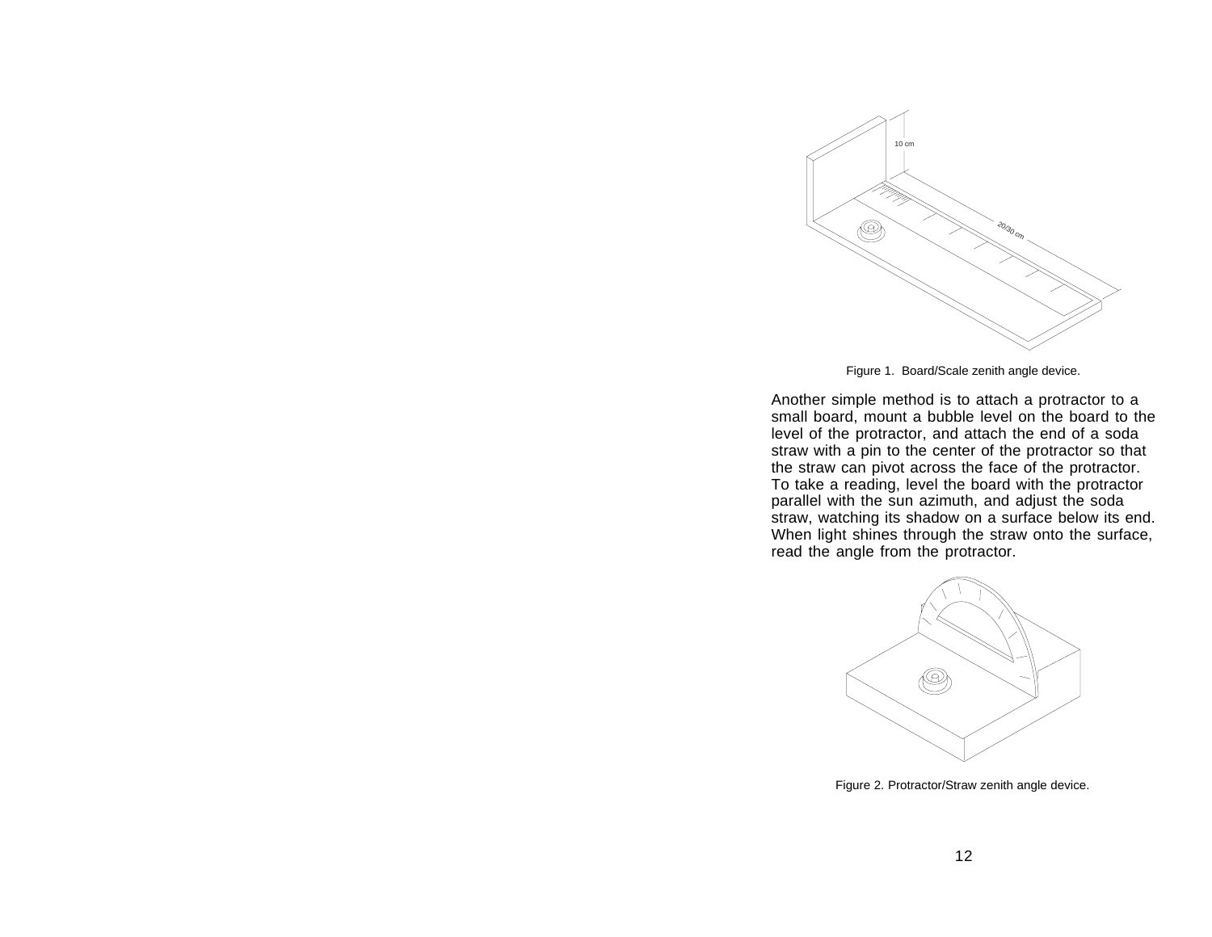Figure 1. Board/Scale zenith angle device.

Another simple method is to attach a protractor to a small board, mount a bubble level on the board to the level of the protractor, and attach the end of a soda straw with a pin to the center of the protractor so that the straw can pivot across the face of the protractor. To take a reading, level the board with the protractor parallel with the sun azimuth, and adjust the soda straw, watching its shadow on a surface below its end. When light shines through the straw onto the surface, read the angle from the protractor.

Figure 2. Protractor/Straw zenith angle device.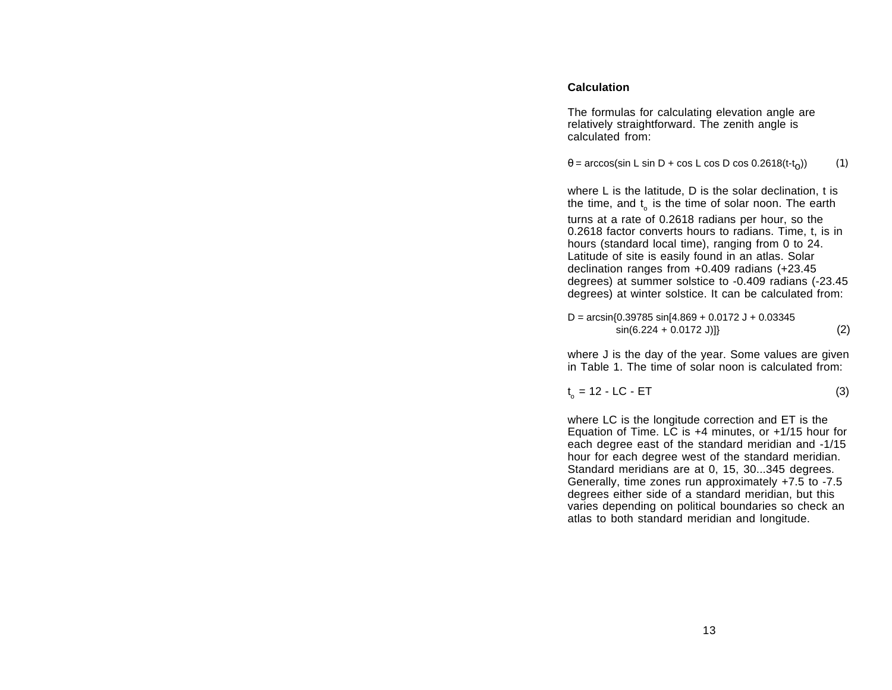## Calculation

The formulas for calculating elevation angle are relatively straightforward. The zenith angle is calculated from:

$$\theta = \arccos(\sin L \sin D + \cos L \cos D \cos 0.2618(t-t_o)) \qquad (1)$$

where L is the latitude, D is the solar declination, t is the time, and $t_o$ is the time of solar noon. The earth turns at a rate of 0.2618 radians per hour, so the 0.2618 factor converts hours to radians. Time, t, is in hours (standard local time), ranging from 0 to 24. Latitude of site is easily found in an atlas. Solar declination ranges from +0.409 radians (+23.45 degrees) at summer solstice to -0.409 radians (-23.45 degrees) at winter solstice. It can be calculated from:

$$D = \arcsin\{0.39785 \sin[4.869 + 0.0172 J + 0.03345 \sin(6.224 + 0.0172 J)]\} \qquad (2)$$

where J is the day of the year. Some values are given in Table 1. The time of solar noon is calculated from:

$$t_o = 12 - LC - ET \qquad (3)$$

where LC is the longitude correction and ET is the Equation of Time. LC is +4 minutes, or +1/15 hour for each degree east of the standard meridian and -1/15 hour for each degree west of the standard meridian. Standard meridians are at 0, 15, 30...345 degrees. Generally, time zones run approximately +7.5 to -7.5 degrees either side of a standard meridian, but this varies depending on political boundaries so check an atlas to both standard meridian and longitude.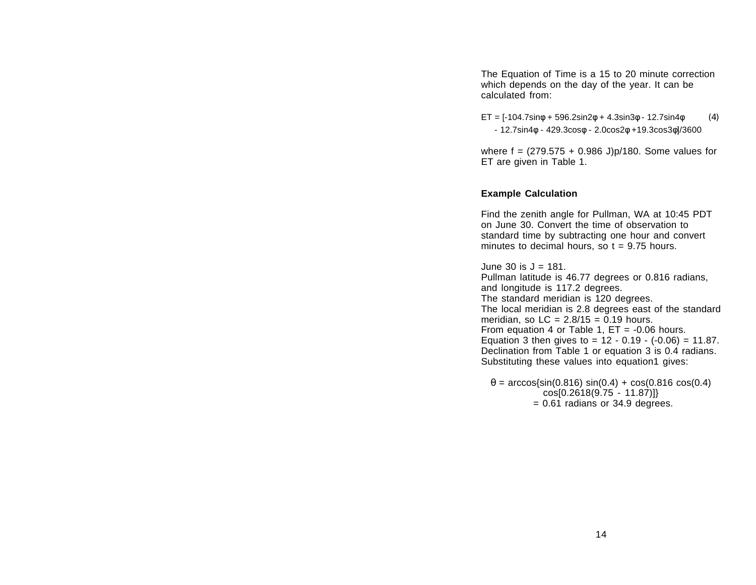The Equation of Time is a 15 to 20 minute correction which depends on the day of the year. It can be calculated from:

$$ET = [-104.7\sin\varphi + 596.2\sin2\varphi + 4.3\sin3\varphi - 12.7\sin4\varphi \quad (4)$$
$$- 12.7\sin4\varphi - 429.3\cos\varphi - 2.0\cos2\varphi + 19.3\cos3\varphi]/3600$$

where f = (279.575 + 0.986 J)p/180. Some values for ET are given in Table 1.

### Example Calculation

Find the zenith angle for Pullman, WA at 10:45 PDT on June 30. Convert the time of observation to standard time by subtracting one hour and convert minutes to decimal hours, so t = 9.75 hours.

June 30 is J = 181.
Pullman latitude is 46.77 degrees or 0.816 radians, and longitude is 117.2 degrees.
The standard meridian is 120 degrees.
The local meridian is 2.8 degrees east of the standard meridian, so LC = 2.8/15 = 0.19 hours.
From equation 4 or Table 1, ET = -0.06 hours.
Equation 3 then gives to = 12 - 0.19 - (-0.06) = 11.87.
Declination from Table 1 or equation 3 is 0.4 radians.
Substituting these values into equation1 gives:

$$\theta = \arccos\{\sin(0.816)\sin(0.4) + \cos(0.816\cos(0.4)\cos[0.2618(9.75 - 11.87)]\}$$
$$= 0.61 \text{ radians or } 34.9 \text{ degrees.}$$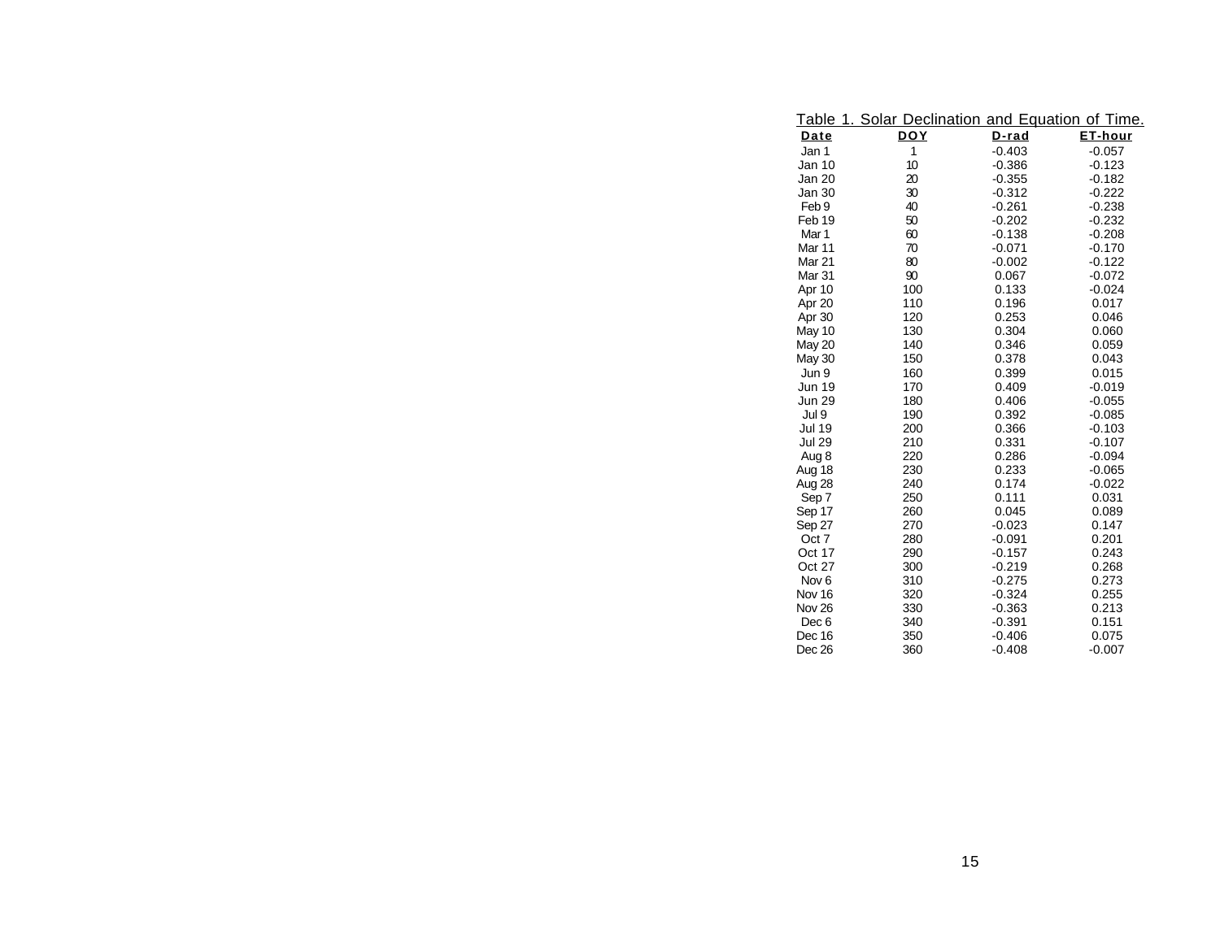Table 1. Solar Declination and Equation of Time.

| Date | DOY | D-rad | ET-hour |
|---|---|---|---|
| Jan 1 | 1 | -0.403 | -0.057 |
| Jan 10 | 10 | -0.386 | -0.123 |
| Jan 20 | 20 | -0.355 | -0.182 |
| Jan 30 | 30 | -0.312 | -0.222 |
| Feb 9 | 40 | -0.261 | -0.238 |
| Feb 19 | 50 | -0.202 | -0.232 |
| Mar 1 | 60 | -0.138 | -0.208 |
| Mar 11 | 70 | -0.071 | -0.170 |
| Mar 21 | 80 | -0.002 | -0.122 |
| Mar 31 | 90 | 0.067 | -0.072 |
| Apr 10 | 100 | 0.133 | -0.024 |
| Apr 20 | 110 | 0.196 | 0.017 |
| Apr 30 | 120 | 0.253 | 0.046 |
| May 10 | 130 | 0.304 | 0.060 |
| May 20 | 140 | 0.346 | 0.059 |
| May 30 | 150 | 0.378 | 0.043 |
| Jun 9 | 160 | 0.399 | 0.015 |
| Jun 19 | 170 | 0.409 | -0.019 |
| Jun 29 | 180 | 0.406 | -0.055 |
| Jul 9 | 190 | 0.392 | -0.085 |
| Jul 19 | 200 | 0.366 | -0.103 |
| Jul 29 | 210 | 0.331 | -0.107 |
| Aug 8 | 220 | 0.286 | -0.094 |
| Aug 18 | 230 | 0.233 | -0.065 |
| Aug 28 | 240 | 0.174 | -0.022 |
| Sep 7 | 250 | 0.111 | 0.031 |
| Sep 17 | 260 | 0.045 | 0.089 |
| Sep 27 | 270 | -0.023 | 0.147 |
| Oct 7 | 280 | -0.091 | 0.201 |
| Oct 17 | 290 | -0.157 | 0.243 |
| Oct 27 | 300 | -0.219 | 0.268 |
| Nov 6 | 310 | -0.275 | 0.273 |
| Nov 16 | 320 | -0.324 | 0.255 |
| Nov 26 | 330 | -0.363 | 0.213 |
| Dec 6 | 340 | -0.391 | 0.151 |
| Dec 16 | 350 | -0.406 | 0.075 |
| Dec 26 | 360 | -0.408 | -0.007 |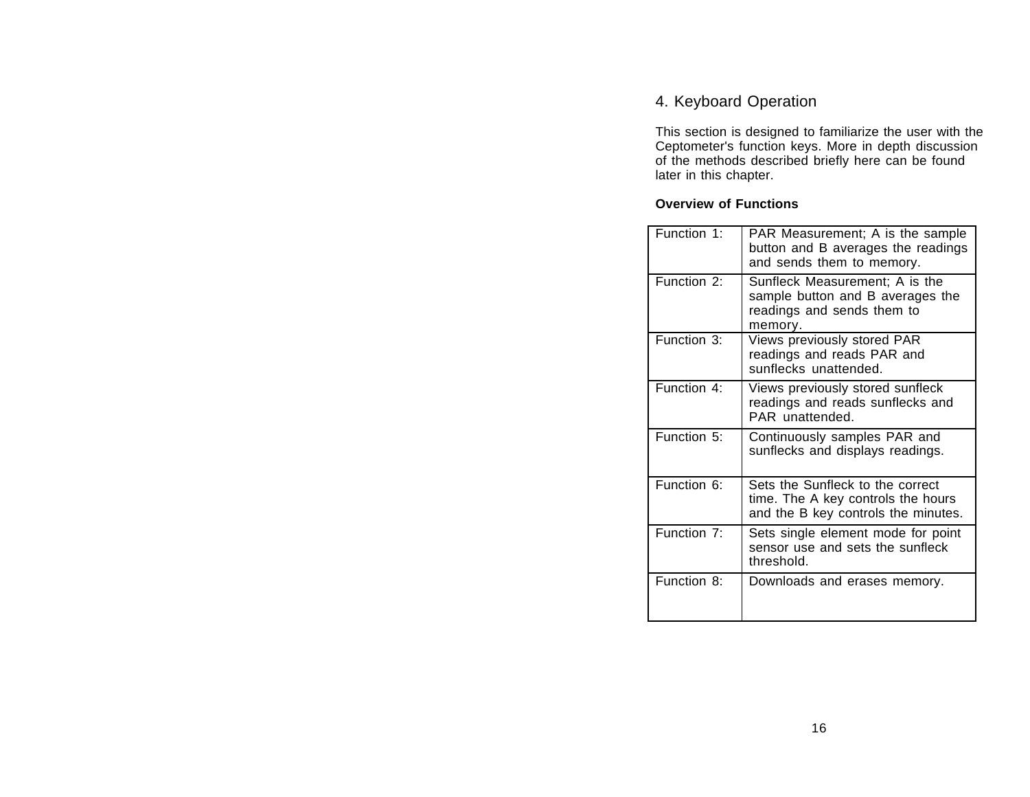# 4. Keyboard Operation

This section is designed to familiarize the user with the Ceptometer's function keys. More in depth discussion of the methods described briefly here can be found later in this chapter.

**Overview of Functions**

| | |
|---|---|
| Function 1: | PAR Measurement; A is the sample button and B averages the readings and sends them to memory. |
| Function 2: | Sunfleck Measurement; A is the sample button and B averages the readings and sends them to memory. |
| Function 3: | Views previously stored PAR readings and reads PAR and sunflecks unattended. |
| Function 4: | Views previously stored sunfleck readings and reads sunflecks and PAR unattended. |
| Function 5: | Continuously samples PAR and sunflecks and displays readings. |
| Function 6: | Sets the Sunfleck to the correct time. The A key controls the hours and the B key controls the minutes. |
| Function 7: | Sets single element mode for point sensor use and sets the sunfleck threshold. |
| Function 8: | Downloads and erases memory. |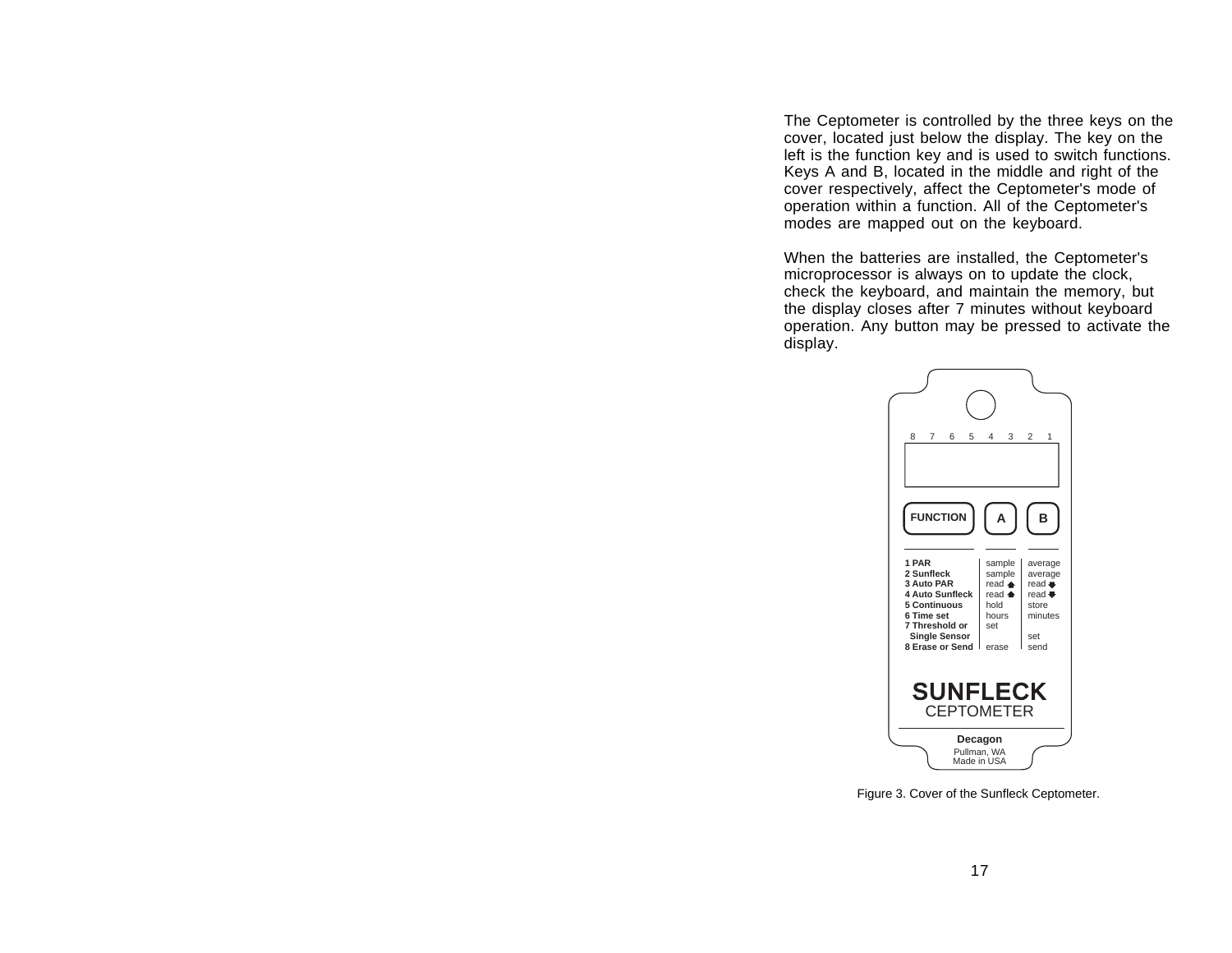The Ceptometer is controlled by the three keys on the cover, located just below the display. The key on the left is the function key and is used to switch functions. Keys A and B, located in the middle and right of the cover respectively, affect the Ceptometer's mode of operation within a function. All of the Ceptometer's modes are mapped out on the keyboard.

When the batteries are installed, the Ceptometer's microprocessor is always on to update the clock, check the keyboard, and maintain the memory, but the display closes after 7 minutes without keyboard operation. Any button may be pressed to activate the display.

| FUNCTION | A | B |
|---|---|---|
| **1 PAR** | sample | average |
| **2 Sunfleck** | sample | average |
| **3 Auto PAR** | read ↑ | read ↓ |
| **4 Auto Sunfleck** | read ↑ | read ↓ |
| **5 Continuous** | hold | store |
| **6 Time set** | hours | minutes |
| **7 Threshold or Single Sensor** | set | set |
| **8 Erase or Send** | erase | send |

**SUNFLECK**
CEPTOMETER

**Decagon**
Pullman, WA
Made in USA

Figure 3. Cover of the Sunfleck Ceptometer.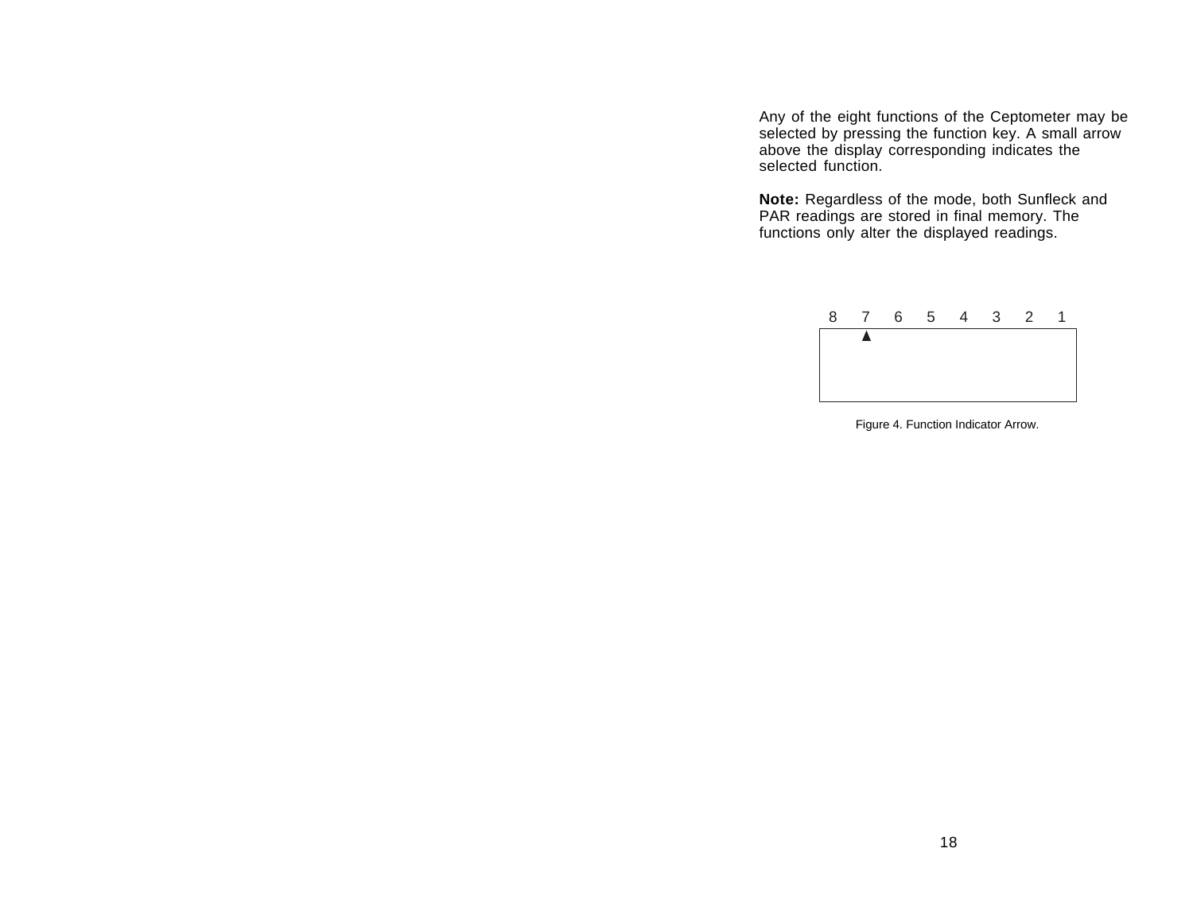Any of the eight functions of the Ceptometer may be selected by pressing the function key. A small arrow above the display corresponding indicates the selected function.

**Note:** Regardless of the mode, both Sunfleck and PAR readings are stored in final memory. The functions only alter the displayed readings.

```
 8    7    6    5    4    3    2    1
+-----▲-------------------------------+
|                                     |
|                                     |
|                                     |
+-------------------------------------+
```

Figure 4. Function Indicator Arrow.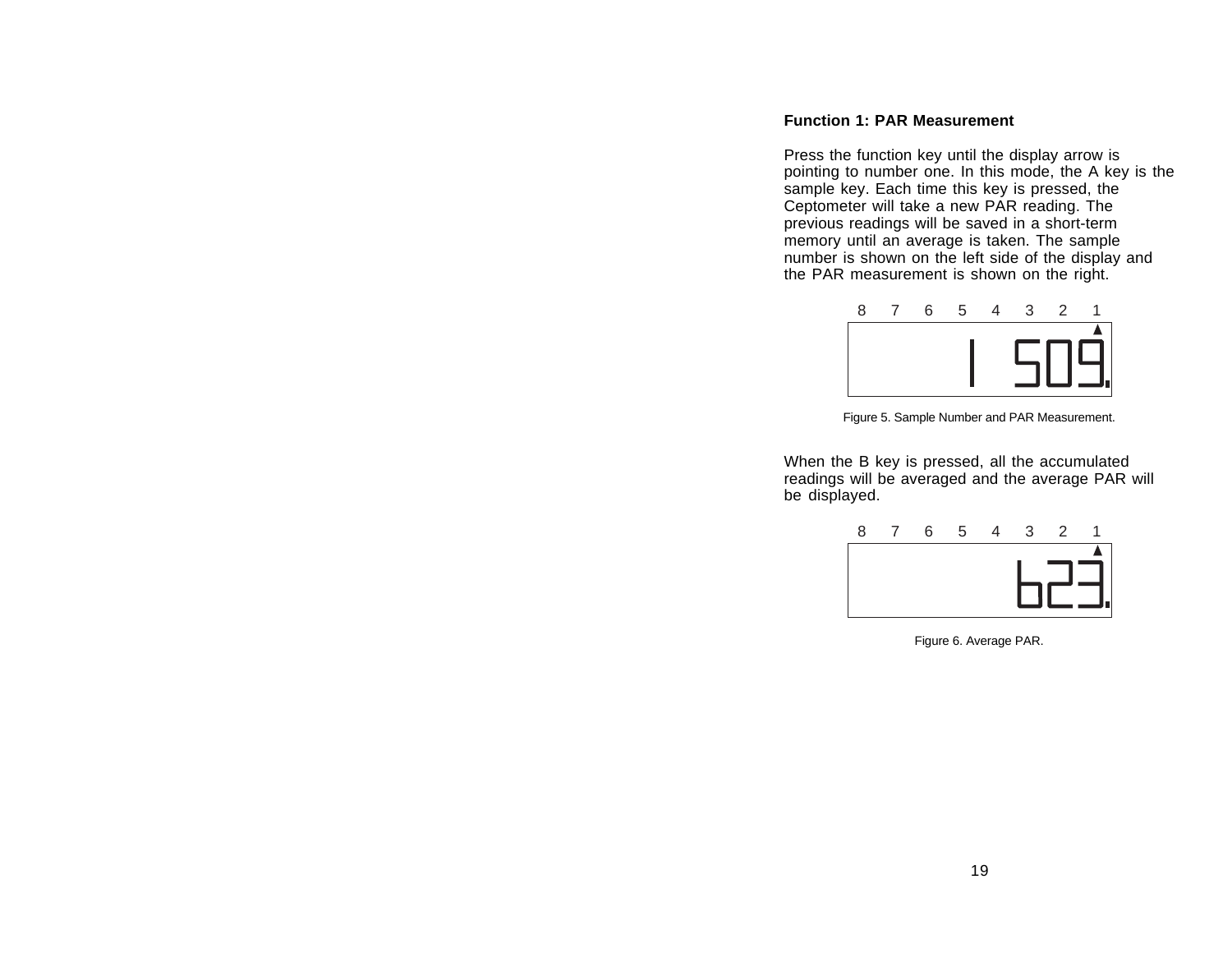## Function 1: PAR Measurement

Press the function key until the display arrow is pointing to number one. In this mode, the A key is the sample key. Each time this key is pressed, the Ceptometer will take a new PAR reading. The previous readings will be saved in a short-term memory until an average is taken. The sample number is shown on the left side of the display and the PAR measurement is shown on the right.

```
8   7   6   5   4   3   2   1
                            ▲
              1   509.
```

Figure 5. Sample Number and PAR Measurement.

When the B key is pressed, all the accumulated readings will be averaged and the average PAR will be displayed.

```
8   7   6   5   4   3   2   1
                            ▲
                    623.
```

Figure 6. Average PAR.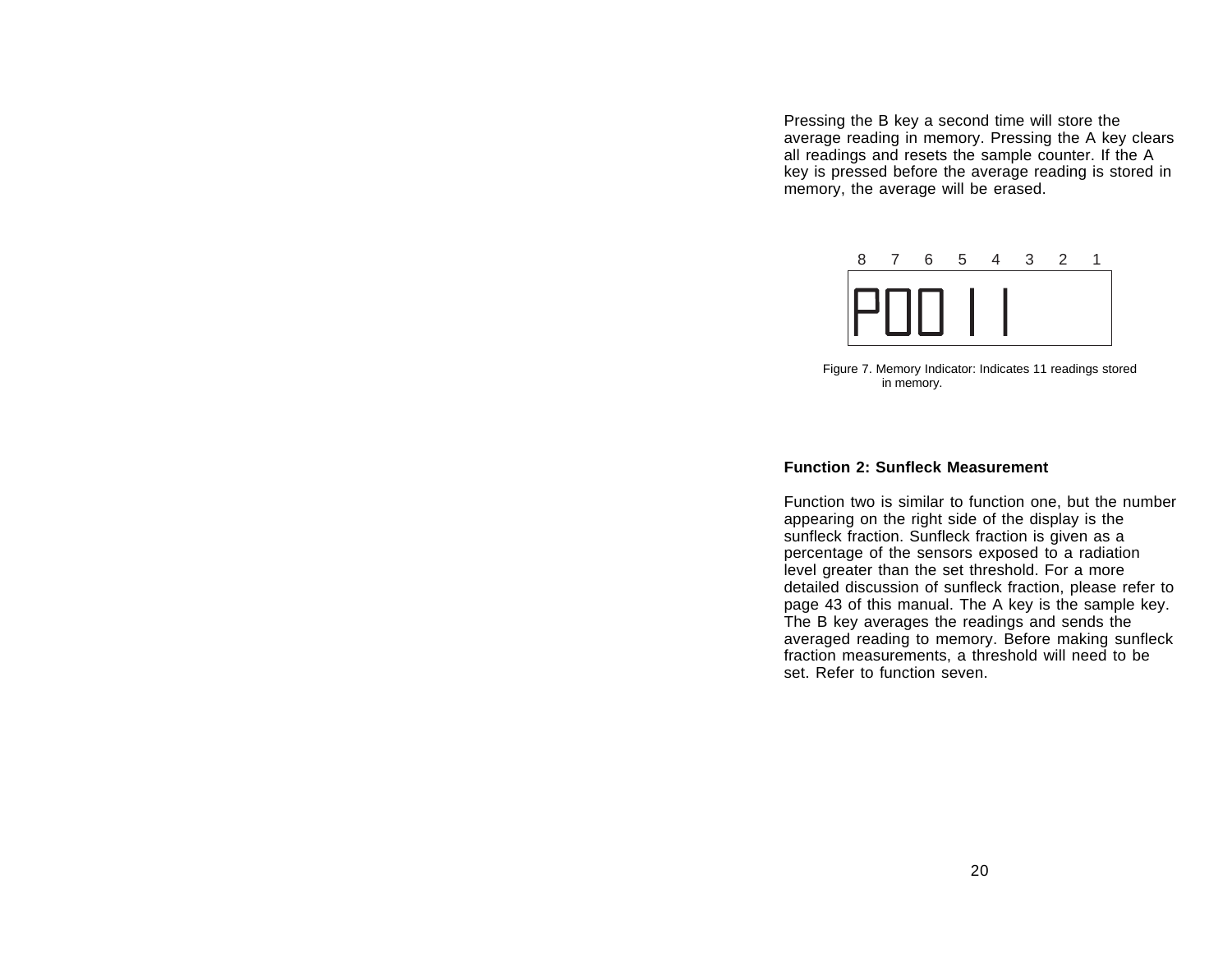Pressing the B key a second time will store the average reading in memory. Pressing the A key clears all readings and resets the sample counter. If the A key is pressed before the average reading is stored in memory, the average will be erased.

| 8 | 7 | 6 | 5 | 4 | 3 | 2 | 1 |
|---|---|---|---|---|---|---|---|
| P | 0 | 0 | 1 | 1 | | | |

Figure 7. Memory Indicator: Indicates 11 readings stored in memory.

**Function 2: Sunfleck Measurement**

Function two is similar to function one, but the number appearing on the right side of the display is the sunfleck fraction. Sunfleck fraction is given as a percentage of the sensors exposed to a radiation level greater than the set threshold. For a more detailed discussion of sunfleck fraction, please refer to page 43 of this manual. The A key is the sample key. The B key averages the readings and sends the averaged reading to memory. Before making sunfleck fraction measurements, a threshold will need to be set. Refer to function seven.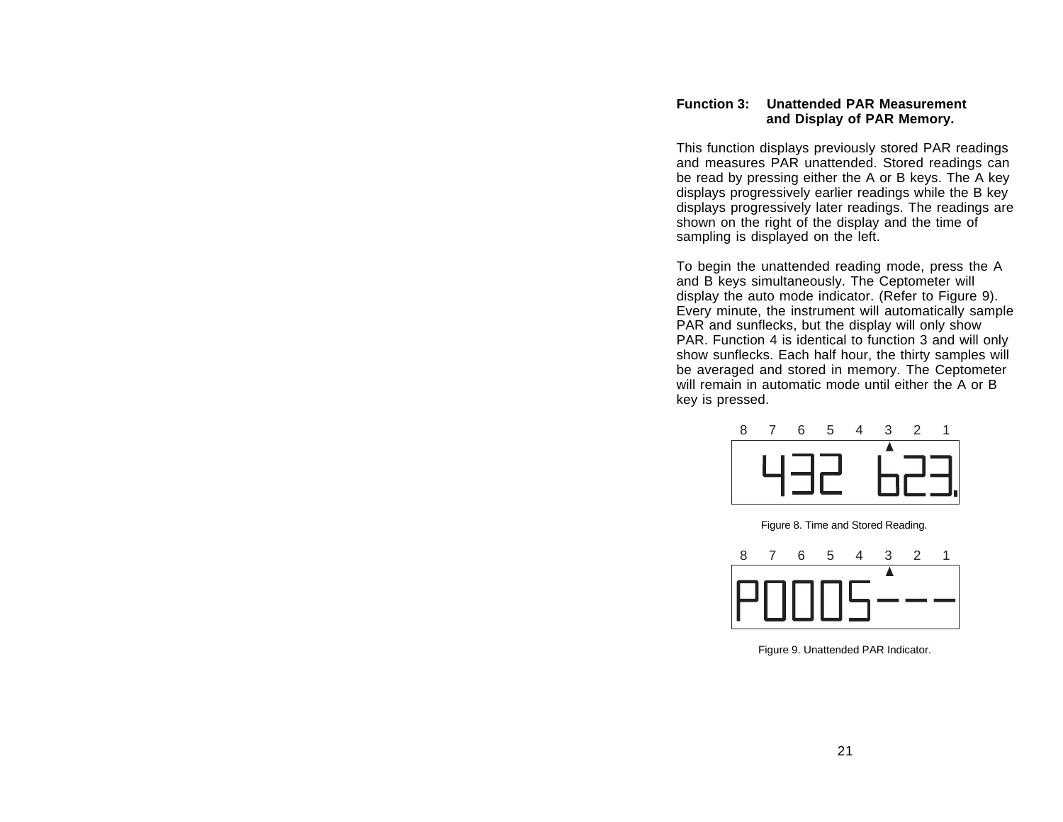**Function 3: Unattended PAR Measurement and Display of PAR Memory.**

This function displays previously stored PAR readings and measures PAR unattended. Stored readings can be read by pressing either the A or B keys. The A key displays progressively earlier readings while the B key displays progressively later readings. The readings are shown on the right of the display and the time of sampling is displayed on the left.

To begin the unattended reading mode, press the A and B keys simultaneously. The Ceptometer will display the auto mode indicator. (Refer to Figure 9). Every minute, the instrument will automatically sample PAR and sunflecks, but the display will only show PAR. Function 4 is identical to function 3 and will only show sunflecks. Each half hour, the thirty samples will be averaged and stored in memory. The Ceptometer will remain in automatic mode until either the A or B key is pressed.

```
 8   7   6   5   4   3   2   1
                     ▲
    432      623.
```

Figure 8. Time and Stored Reading.

```
 8   7   6   5   4   3   2   1
                     ▲
 P0005---
```

Figure 9. Unattended PAR Indicator.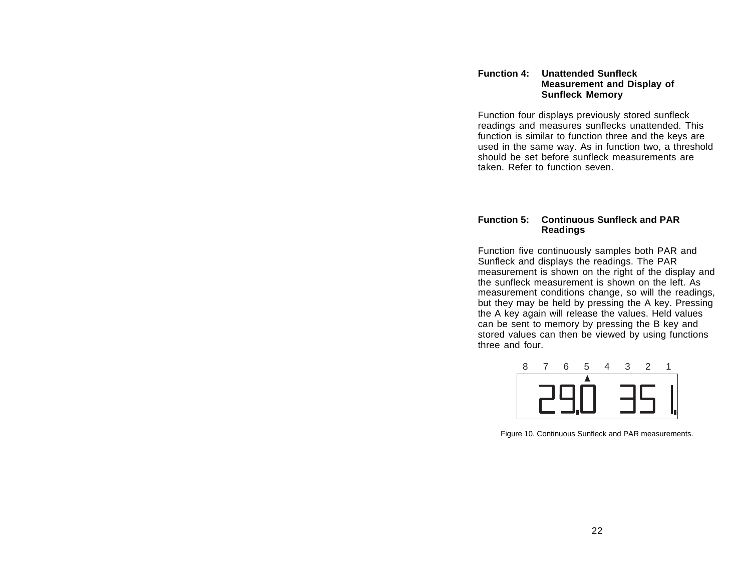**Function 4: Unattended Sunfleck Measurement and Display of Sunfleck Memory**

Function four displays previously stored sunfleck readings and measures sunflecks unattended. This function is similar to function three and the keys are used in the same way. As in function two, a threshold should be set before sunfleck measurements are taken. Refer to function seven.

**Function 5: Continuous Sunfleck and PAR Readings**

Function five continuously samples both PAR and Sunfleck and displays the readings. The PAR measurement is shown on the right of the display and the sunfleck measurement is shown on the left. As measurement conditions change, so will the readings, but they may be held by pressing the A key. Pressing the A key again will release the values. Held values can be sent to memory by pressing the B key and stored values can then be viewed by using functions three and four.

```
 8   7   6   5   4   3   2   1
             ▲
    2  9. 0     3  5  1.
```

Figure 10. Continuous Sunfleck and PAR measurements.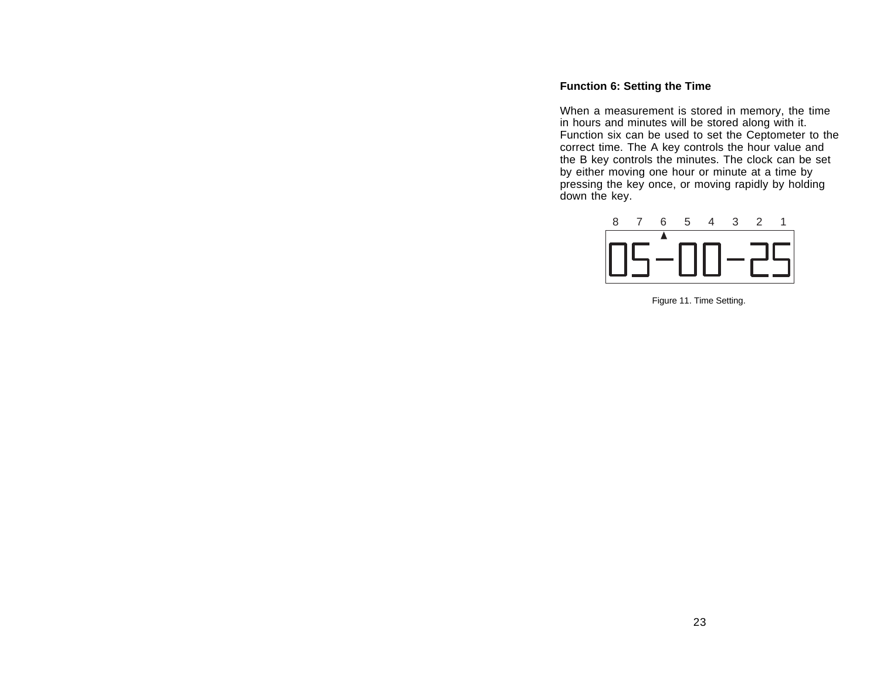**Function 6: Setting the Time**

When a measurement is stored in memory, the time in hours and minutes will be stored along with it. Function six can be used to set the Ceptometer to the correct time. The A key controls the hour value and the B key controls the minutes. The clock can be set by either moving one hour or minute at a time by pressing the key once, or moving rapidly by holding down the key.

```
 8   7   6   5   4   3   2   1
         ▲
 05-00-25
```

Figure 11. Time Setting.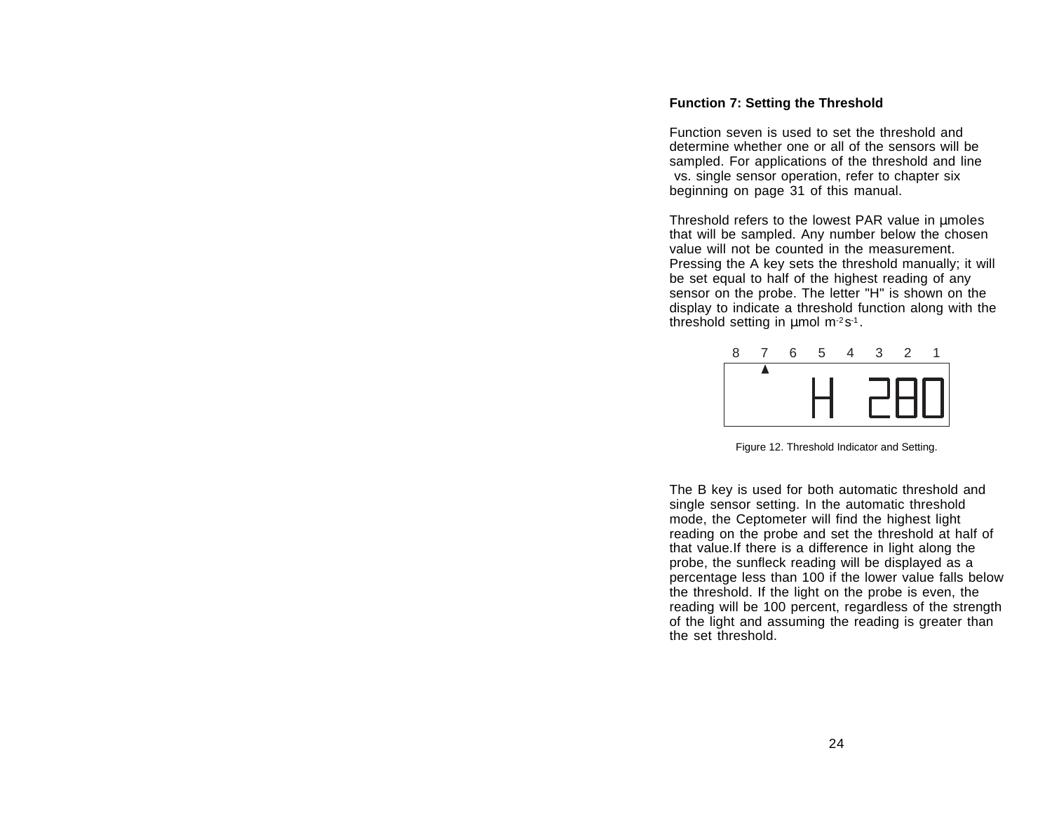### Function 7: Setting the Threshold

Function seven is used to set the threshold and determine whether one or all of the sensors will be sampled. For applications of the threshold and line vs. single sensor operation, refer to chapter six beginning on page 31 of this manual.

Threshold refers to the lowest PAR value in µmoles that will be sampled. Any number below the chosen value will not be counted in the measurement. Pressing the A key sets the threshold manually; it will be set equal to half of the highest reading of any sensor on the probe. The letter "H" is shown on the display to indicate a threshold function along with the threshold setting in µmol $m^{-2}s^{-1}$.

```
 8   7   6   5   4   3   2   1
     ▲
            H   280
```

Figure 12. Threshold Indicator and Setting.

The B key is used for both automatic threshold and single sensor setting. In the automatic threshold mode, the Ceptometer will find the highest light reading on the probe and set the threshold at half of that value.If there is a difference in light along the probe, the sunfleck reading will be displayed as a percentage less than 100 if the lower value falls below the threshold. If the light on the probe is even, the reading will be 100 percent, regardless of the strength of the light and assuming the reading is greater than the set threshold.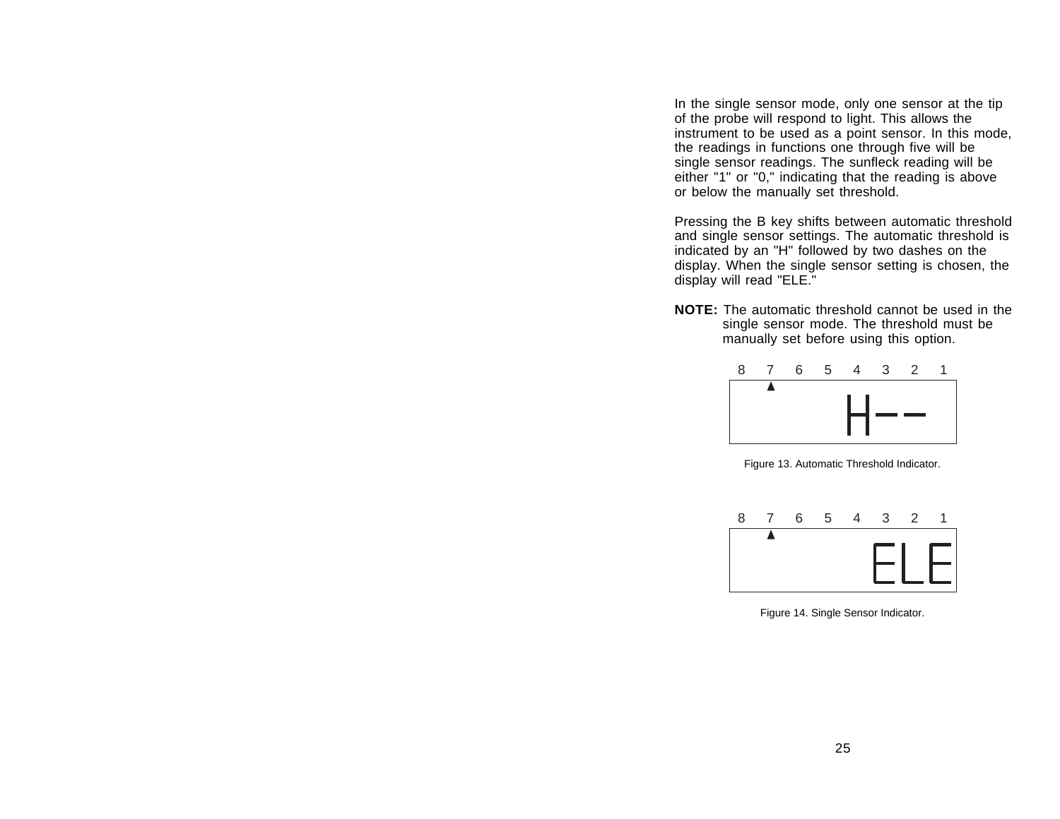In the single sensor mode, only one sensor at the tip of the probe will respond to light. This allows the instrument to be used as a point sensor. In this mode, the readings in functions one through five will be single sensor readings. The sunfleck reading will be either "1" or "0," indicating that the reading is above or below the manually set threshold.

Pressing the B key shifts between automatic threshold and single sensor settings. The automatic threshold is indicated by an "H" followed by two dashes on the display. When the single sensor setting is chosen, the display will read "ELE."

**NOTE:** The automatic threshold cannot be used in the single sensor mode. The threshold must be manually set before using this option.

```
 8   7   6   5   4   3   2   1
     ▲
               H - -
```

Figure 13. Automatic Threshold Indicator.

```
 8   7   6   5   4   3   2   1
     ▲
                   E L E
```

Figure 14. Single Sensor Indicator.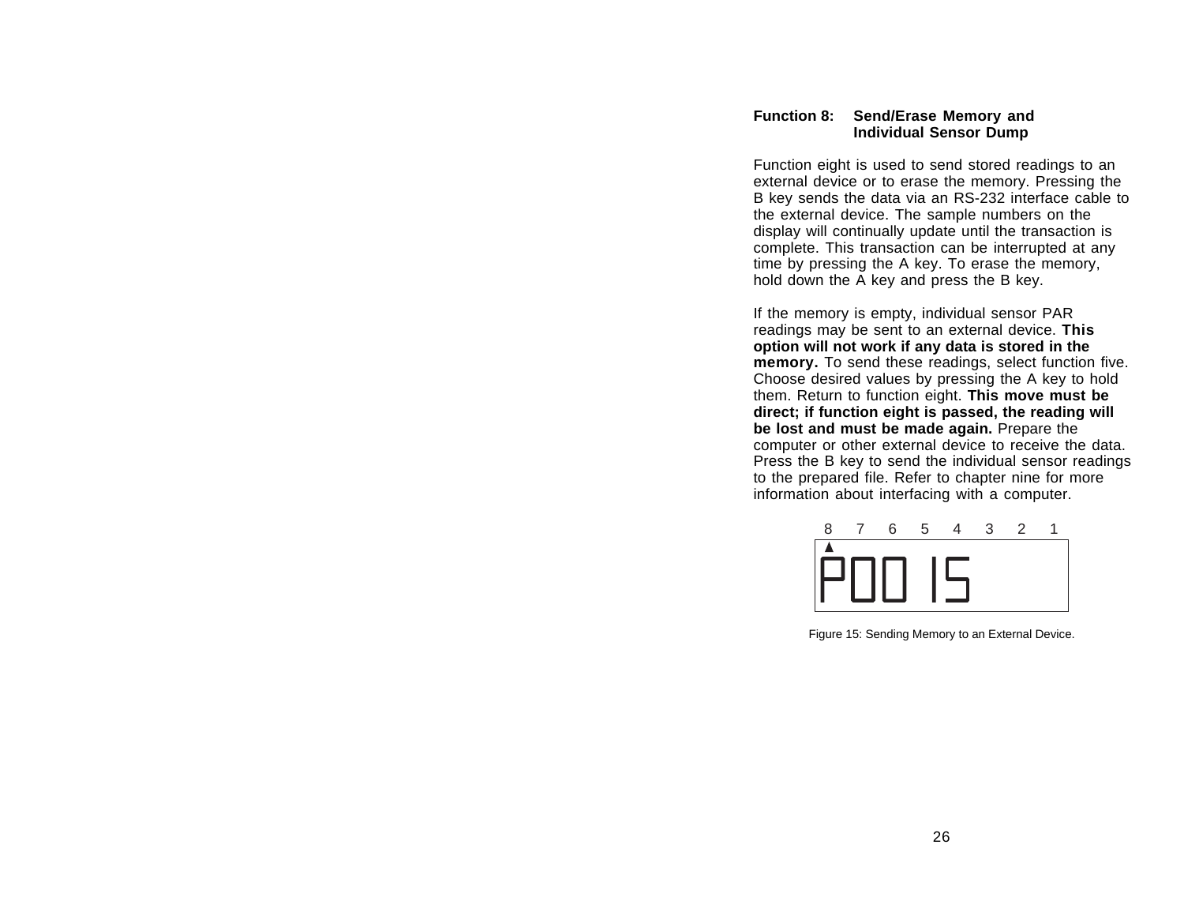### Function 8: Send/Erase Memory and Individual Sensor Dump

Function eight is used to send stored readings to an external device or to erase the memory. Pressing the B key sends the data via an RS-232 interface cable to the external device. The sample numbers on the display will continually update until the transaction is complete. This transaction can be interrupted at any time by pressing the A key. To erase the memory, hold down the A key and press the B key.

If the memory is empty, individual sensor PAR readings may be sent to an external device. **This option will not work if any data is stored in the memory.** To send these readings, select function five. Choose desired values by pressing the A key to hold them. Return to function eight. **This move must be direct; if function eight is passed, the reading will be lost and must be made again.** Prepare the computer or other external device to receive the data. Press the B key to send the individual sensor readings to the prepared file. Refer to chapter nine for more information about interfacing with a computer.

8 7 6 5 4 3 2 1

▲

P00 15

Figure 15: Sending Memory to an External Device.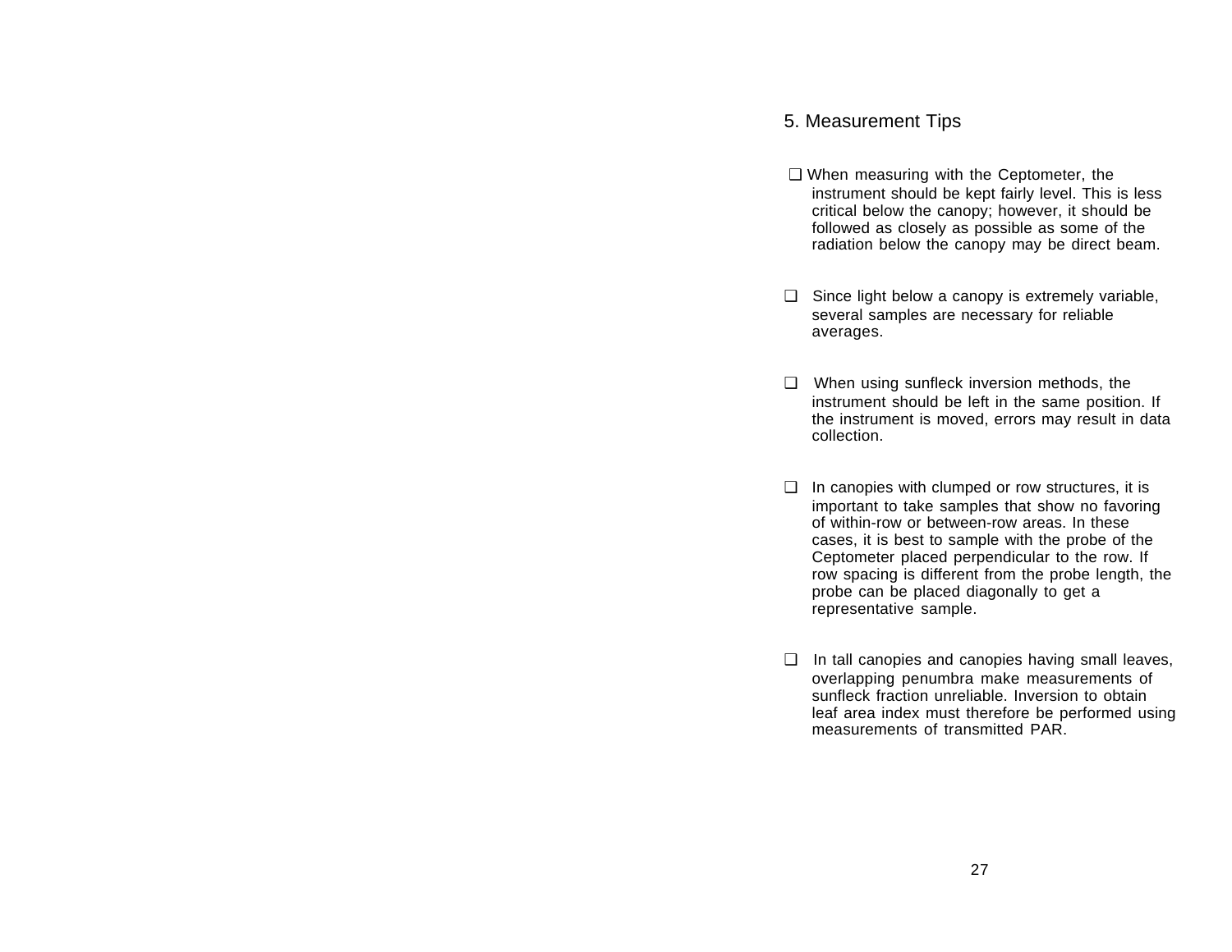## 5. Measurement Tips

- ❑ When measuring with the Ceptometer, the instrument should be kept fairly level. This is less critical below the canopy; however, it should be followed as closely as possible as some of the radiation below the canopy may be direct beam.

- ❑ Since light below a canopy is extremely variable, several samples are necessary for reliable averages.

- ❑ When using sunfleck inversion methods, the instrument should be left in the same position. If the instrument is moved, errors may result in data collection.

- ❑ In canopies with clumped or row structures, it is important to take samples that show no favoring of within-row or between-row areas. In these cases, it is best to sample with the probe of the Ceptometer placed perpendicular to the row. If row spacing is different from the probe length, the probe can be placed diagonally to get a representative sample.

- ❑ In tall canopies and canopies having small leaves, overlapping penumbra make measurements of sunfleck fraction unreliable. Inversion to obtain leaf area index must therefore be performed using measurements of transmitted PAR.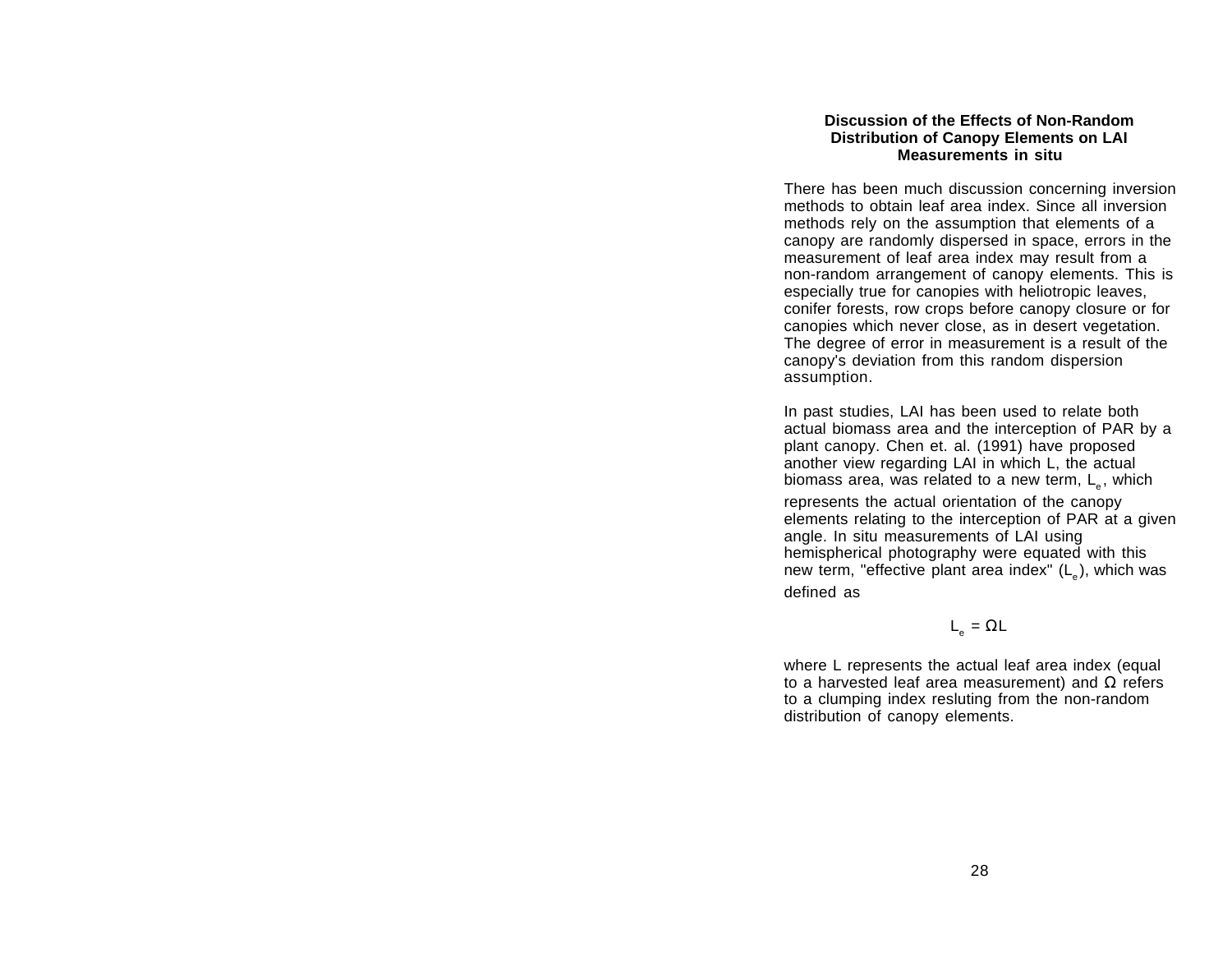### Discussion of the Effects of Non-Random Distribution of Canopy Elements on LAI Measurements in situ

There has been much discussion concerning inversion methods to obtain leaf area index. Since all inversion methods rely on the assumption that elements of a canopy are randomly dispersed in space, errors in the measurement of leaf area index may result from a non-random arrangement of canopy elements. This is especially true for canopies with heliotropic leaves, conifer forests, row crops before canopy closure or for canopies which never close, as in desert vegetation. The degree of error in measurement is a result of the canopy's deviation from this random dispersion assumption.

In past studies, LAI has been used to relate both actual biomass area and the interception of PAR by a plant canopy. Chen et. al. (1991) have proposed another view regarding LAI in which L, the actual biomass area, was related to a new term, $L_e$, which represents the actual orientation of the canopy elements relating to the interception of PAR at a given angle. In situ measurements of LAI using hemispherical photography were equated with this new term, "effective plant area index" ($L_e$), which was defined as

$$L_e = \Omega L$$

where L represents the actual leaf area index (equal to a harvested leaf area measurement) and $\Omega$ refers to a clumping index resluting from the non-random distribution of canopy elements.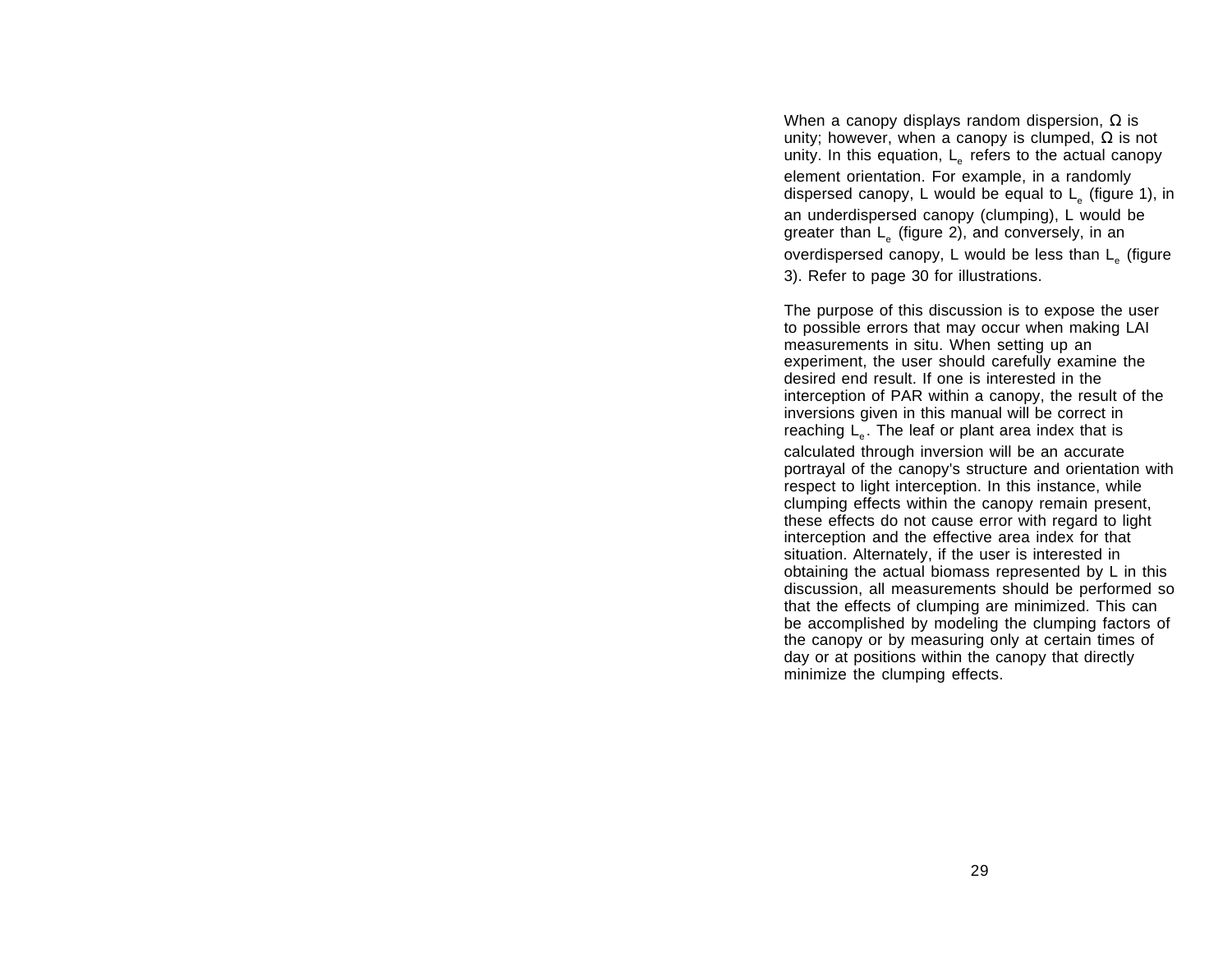When a canopy displays random dispersion, $\Omega$ is unity; however, when a canopy is clumped, $\Omega$ is not unity. In this equation, $L_e$ refers to the actual canopy element orientation. For example, in a randomly dispersed canopy, L would be equal to $L_e$ (figure 1), in an underdispersed canopy (clumping), L would be greater than $L_e$ (figure 2), and conversely, in an overdispersed canopy, L would be less than $L_e$ (figure 3). Refer to page 30 for illustrations.

The purpose of this discussion is to expose the user to possible errors that may occur when making LAI measurements in situ. When setting up an experiment, the user should carefully examine the desired end result. If one is interested in the interception of PAR within a canopy, the result of the inversions given in this manual will be correct in reaching $L_e$. The leaf or plant area index that is calculated through inversion will be an accurate portrayal of the canopy's structure and orientation with respect to light interception. In this instance, while clumping effects within the canopy remain present, these effects do not cause error with regard to light interception and the effective area index for that situation. Alternately, if the user is interested in obtaining the actual biomass represented by L in this discussion, all measurements should be performed so that the effects of clumping are minimized. This can be accomplished by modeling the clumping factors of the canopy or by measuring only at certain times of day or at positions within the canopy that directly minimize the clumping effects.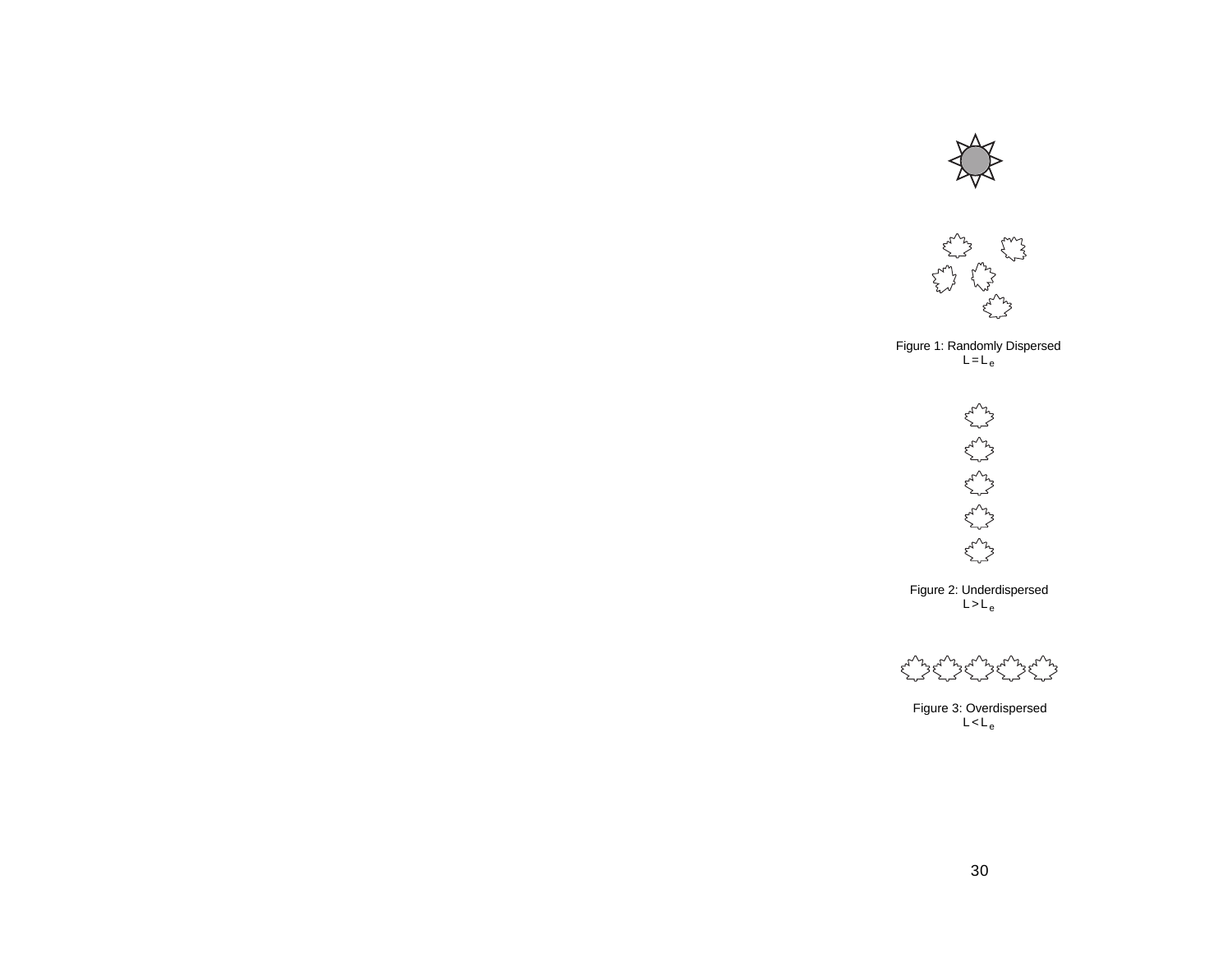Figure 1: Randomly Dispersed
$L = L_e$

Figure 2: Underdispersed
$L > L_e$

Figure 3: Overdispersed
$L < L_e$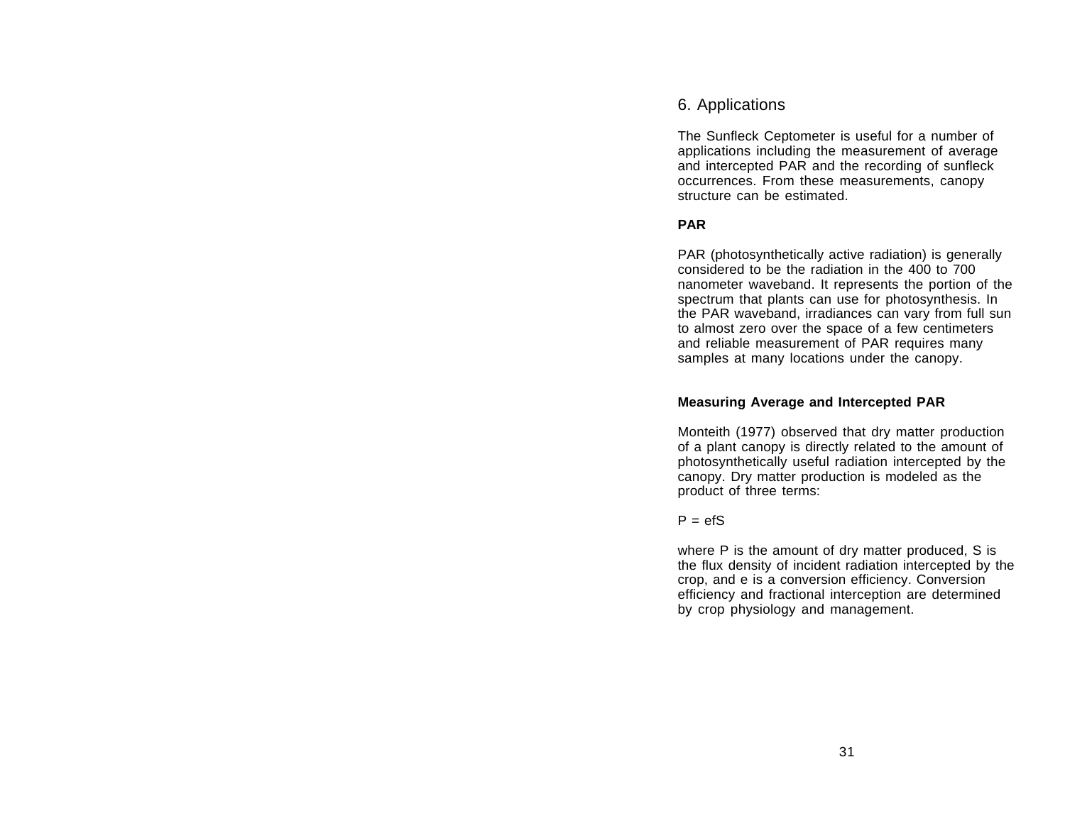## 6. Applications

The Sunfleck Ceptometer is useful for a number of applications including the measurement of average and intercepted PAR and the recording of sunfleck occurrences. From these measurements, canopy structure can be estimated.

### PAR

PAR (photosynthetically active radiation) is generally considered to be the radiation in the 400 to 700 nanometer waveband. It represents the portion of the spectrum that plants can use for photosynthesis. In the PAR waveband, irradiances can vary from full sun to almost zero over the space of a few centimeters and reliable measurement of PAR requires many samples at many locations under the canopy.

### Measuring Average and Intercepted PAR

Monteith (1977) observed that dry matter production of a plant canopy is directly related to the amount of photosynthetically useful radiation intercepted by the canopy. Dry matter production is modeled as the product of three terms:

$$P = efS$$

where P is the amount of dry matter produced, S is the flux density of incident radiation intercepted by the crop, and e is a conversion efficiency. Conversion efficiency and fractional interception are determined by crop physiology and management.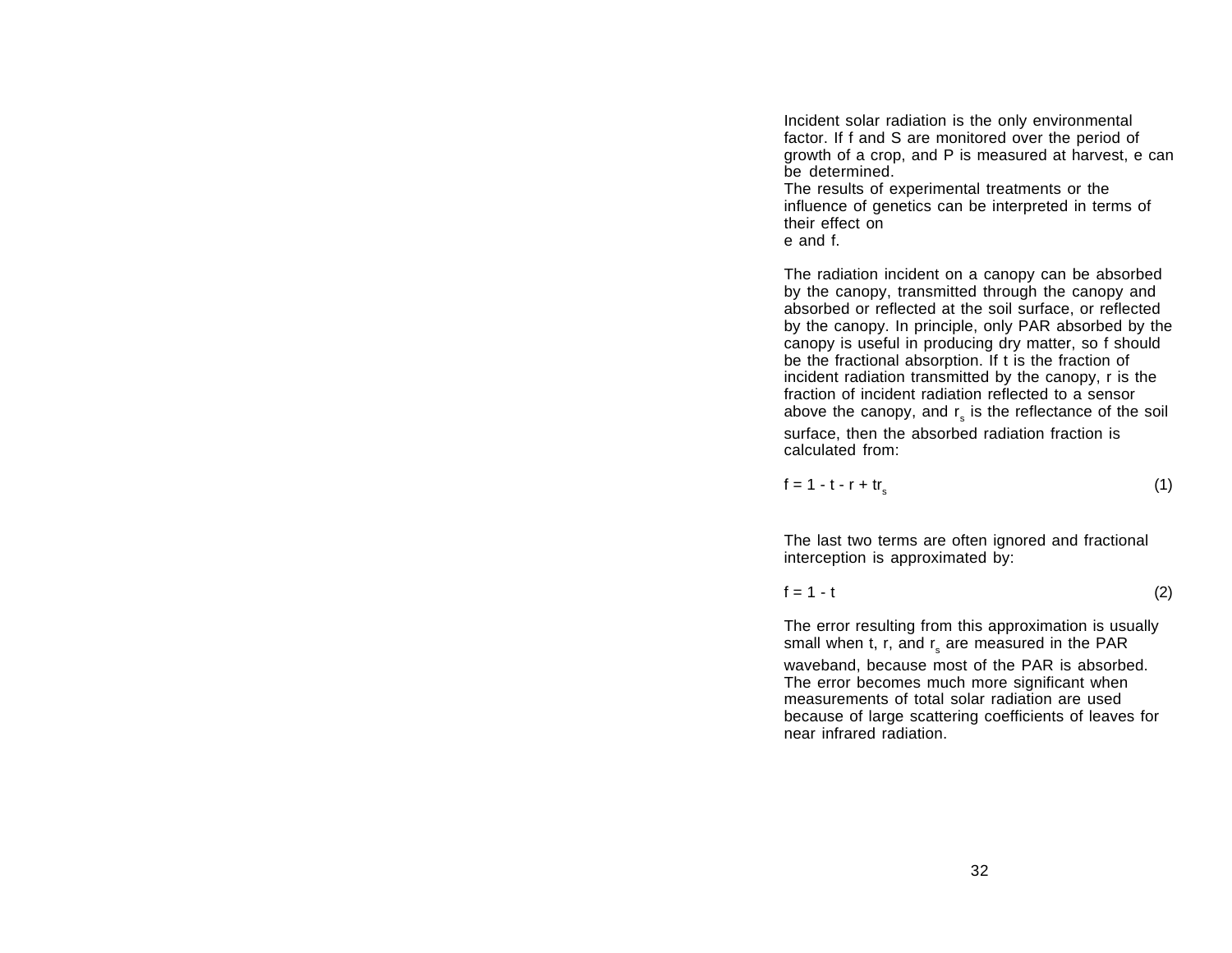Incident solar radiation is the only environmental factor. If f and S are monitored over the period of growth of a crop, and P is measured at harvest, e can be determined.

The results of experimental treatments or the influence of genetics can be interpreted in terms of their effect on e and f.

The radiation incident on a canopy can be absorbed by the canopy, transmitted through the canopy and absorbed or reflected at the soil surface, or reflected by the canopy. In principle, only PAR absorbed by the canopy is useful in producing dry matter, so f should be the fractional absorption. If t is the fraction of incident radiation transmitted by the canopy, r is the fraction of incident radiation reflected to a sensor above the canopy, and $r_s$ is the reflectance of the soil surface, then the absorbed radiation fraction is calculated from:

$$f = 1 - t - r + tr_s \tag{1}$$

The last two terms are often ignored and fractional interception is approximated by:

$$f = 1 - t \tag{2}$$

The error resulting from this approximation is usually small when t, r, and $r_s$ are measured in the PAR waveband, because most of the PAR is absorbed. The error becomes much more significant when measurements of total solar radiation are used because of large scattering coefficients of leaves for near infrared radiation.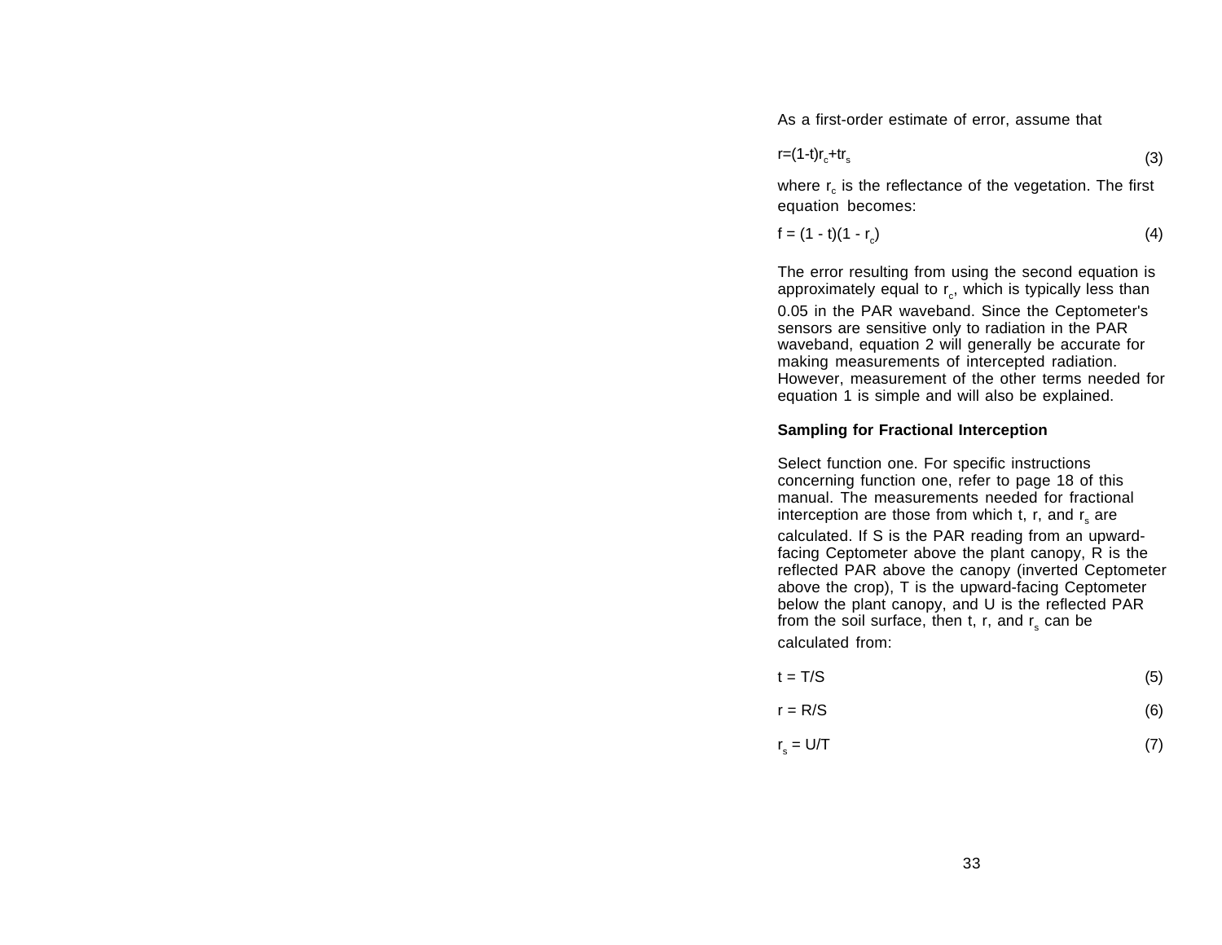As a first-order estimate of error, assume that

$$r=(1-t)r_c+tr_s \tag{3}$$

where $r_c$ is the reflectance of the vegetation. The first equation becomes:

$$f = (1 - t)(1 - r_c) \tag{4}$$

The error resulting from using the second equation is approximately equal to $r_c$, which is typically less than 0.05 in the PAR waveband. Since the Ceptometer's sensors are sensitive only to radiation in the PAR waveband, equation 2 will generally be accurate for making measurements of intercepted radiation. However, measurement of the other terms needed for equation 1 is simple and will also be explained.

**Sampling for Fractional Interception**

Select function one. For specific instructions concerning function one, refer to page 18 of this manual. The measurements needed for fractional interception are those from which t, r, and $r_s$ are calculated. If S is the PAR reading from an upward-facing Ceptometer above the plant canopy, R is the reflected PAR above the canopy (inverted Ceptometer above the crop), T is the upward-facing Ceptometer below the plant canopy, and U is the reflected PAR from the soil surface, then t, r, and $r_s$ can be calculated from:

$$t = T/S \tag{5}$$

$$r = R/S \tag{6}$$

$$r_s = U/T \tag{7}$$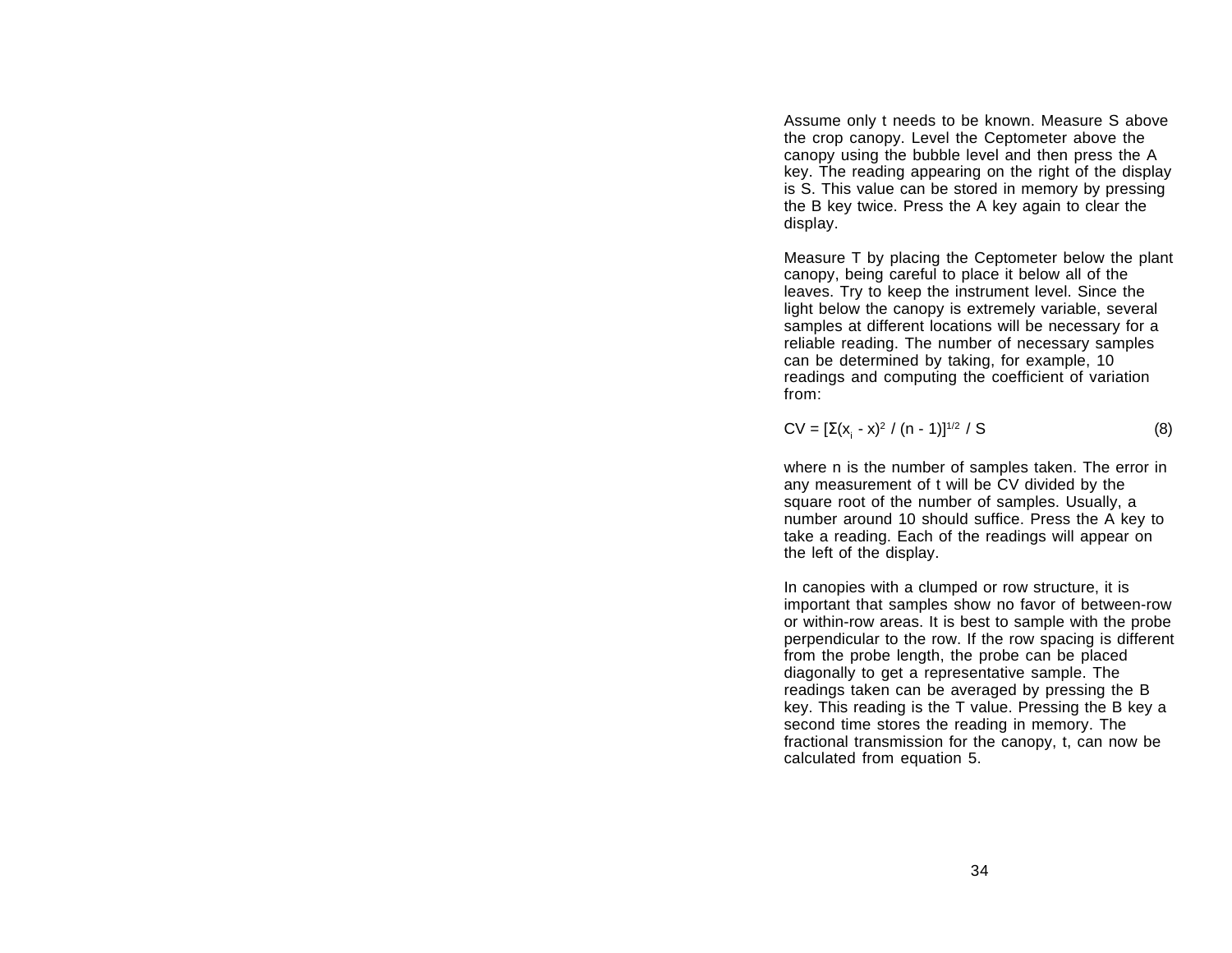Assume only t needs to be known. Measure S above the crop canopy. Level the Ceptometer above the canopy using the bubble level and then press the A key. The reading appearing on the right of the display is S. This value can be stored in memory by pressing the B key twice. Press the A key again to clear the display.

Measure T by placing the Ceptometer below the plant canopy, being careful to place it below all of the leaves. Try to keep the instrument level. Since the light below the canopy is extremely variable, several samples at different locations will be necessary for a reliable reading. The number of necessary samples can be determined by taking, for example, 10 readings and computing the coefficient of variation from:

$$CV = [\Sigma(x_i - x)^2 / (n - 1)]^{1/2} / S \tag{8}$$

where n is the number of samples taken. The error in any measurement of t will be CV divided by the square root of the number of samples. Usually, a number around 10 should suffice. Press the A key to take a reading. Each of the readings will appear on the left of the display.

In canopies with a clumped or row structure, it is important that samples show no favor of between-row or within-row areas. It is best to sample with the probe perpendicular to the row. If the row spacing is different from the probe length, the probe can be placed diagonally to get a representative sample. The readings taken can be averaged by pressing the B key. This reading is the T value. Pressing the B key a second time stores the reading in memory. The fractional transmission for the canopy, t, can now be calculated from equation 5.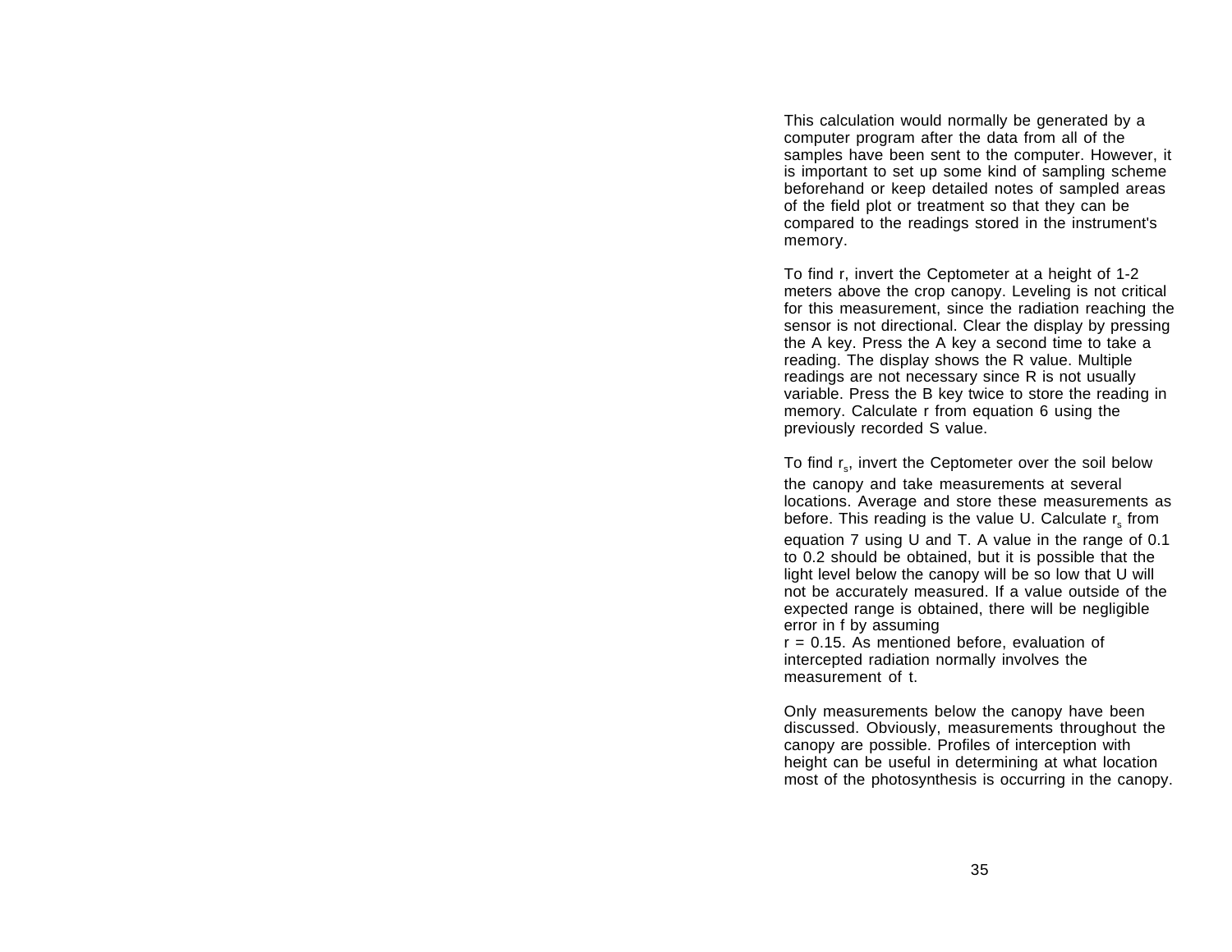This calculation would normally be generated by a computer program after the data from all of the samples have been sent to the computer. However, it is important to set up some kind of sampling scheme beforehand or keep detailed notes of sampled areas of the field plot or treatment so that they can be compared to the readings stored in the instrument's memory.

To find r, invert the Ceptometer at a height of 1-2 meters above the crop canopy. Leveling is not critical for this measurement, since the radiation reaching the sensor is not directional. Clear the display by pressing the A key. Press the A key a second time to take a reading. The display shows the R value. Multiple readings are not necessary since R is not usually variable. Press the B key twice to store the reading in memory. Calculate r from equation 6 using the previously recorded S value.

To find $r_s$, invert the Ceptometer over the soil below the canopy and take measurements at several locations. Average and store these measurements as before. This reading is the value U. Calculate $r_s$ from equation 7 using U and T. A value in the range of 0.1 to 0.2 should be obtained, but it is possible that the light level below the canopy will be so low that U will not be accurately measured. If a value outside of the expected range is obtained, there will be negligible error in f by assuming
r = 0.15. As mentioned before, evaluation of intercepted radiation normally involves the measurement of t.

Only measurements below the canopy have been discussed. Obviously, measurements throughout the canopy are possible. Profiles of interception with height can be useful in determining at what location most of the photosynthesis is occurring in the canopy.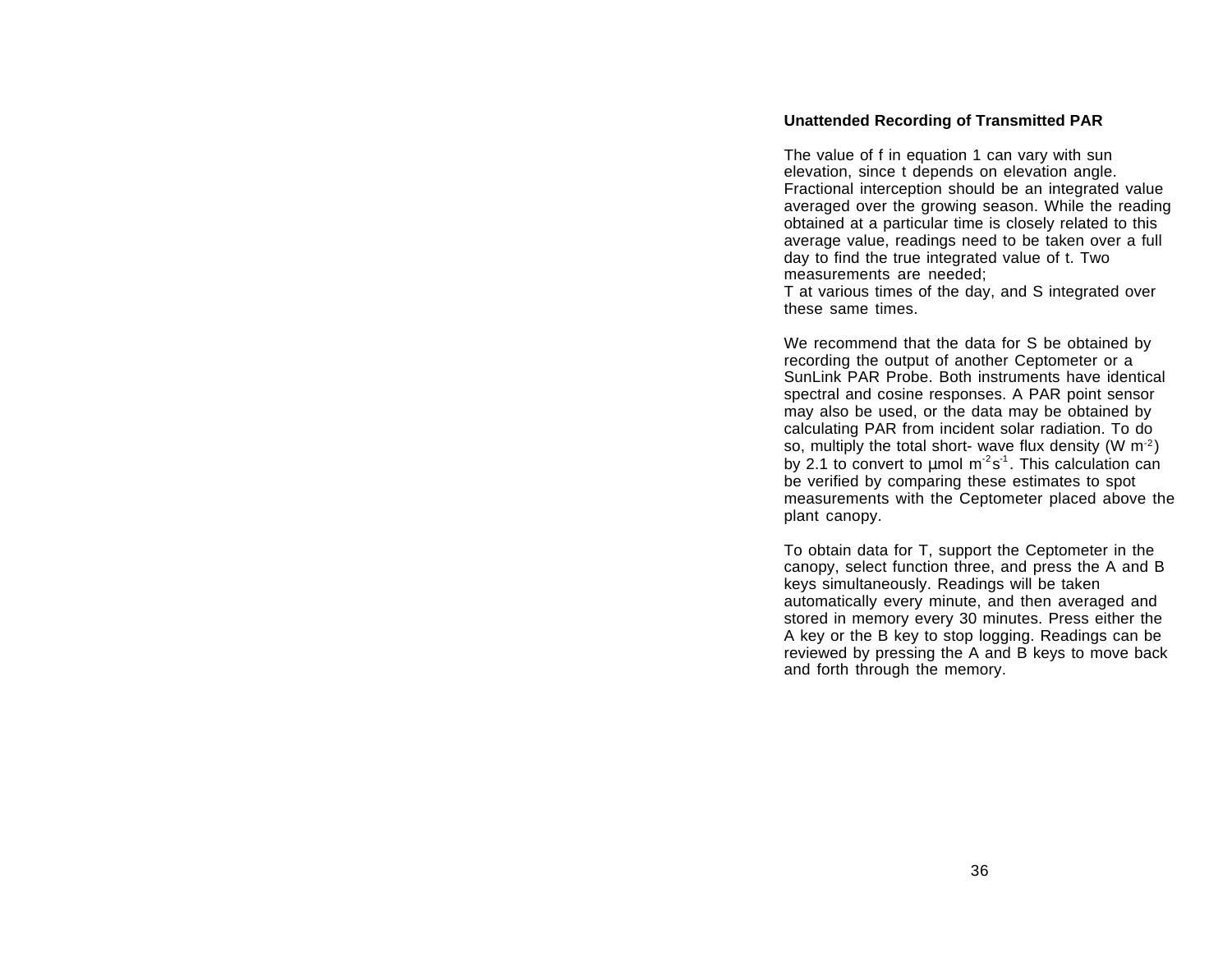## Unattended Recording of Transmitted PAR

The value of f in equation 1 can vary with sun elevation, since t depends on elevation angle. Fractional interception should be an integrated value averaged over the growing season. While the reading obtained at a particular time is closely related to this average value, readings need to be taken over a full day to find the true integrated value of t. Two measurements are needed;
T at various times of the day, and S integrated over these same times.

We recommend that the data for S be obtained by recording the output of another Ceptometer or a SunLink PAR Probe. Both instruments have identical spectral and cosine responses. A PAR point sensor may also be used, or the data may be obtained by calculating PAR from incident solar radiation. To do so, multiply the total short- wave flux density (W $m^{-2}$) by 2.1 to convert to µmol $m^{-2}s^{-1}$. This calculation can be verified by comparing these estimates to spot measurements with the Ceptometer placed above the plant canopy.

To obtain data for T, support the Ceptometer in the canopy, select function three, and press the A and B keys simultaneously. Readings will be taken automatically every minute, and then averaged and stored in memory every 30 minutes. Press either the A key or the B key to stop logging. Readings can be reviewed by pressing the A and B keys to move back and forth through the memory.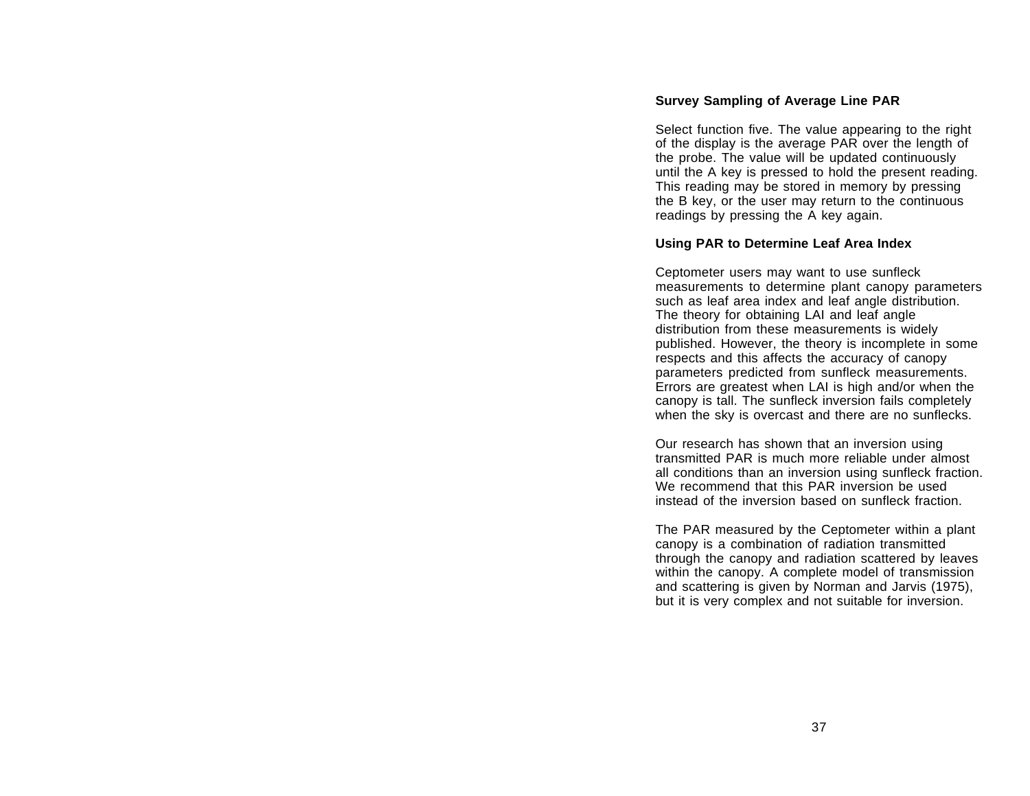### Survey Sampling of Average Line PAR

Select function five. The value appearing to the right of the display is the average PAR over the length of the probe. The value will be updated continuously until the A key is pressed to hold the present reading. This reading may be stored in memory by pressing the B key, or the user may return to the continuous readings by pressing the A key again.

### Using PAR to Determine Leaf Area Index

Ceptometer users may want to use sunfleck measurements to determine plant canopy parameters such as leaf area index and leaf angle distribution. The theory for obtaining LAI and leaf angle distribution from these measurements is widely published. However, the theory is incomplete in some respects and this affects the accuracy of canopy parameters predicted from sunfleck measurements. Errors are greatest when LAI is high and/or when the canopy is tall. The sunfleck inversion fails completely when the sky is overcast and there are no sunflecks.

Our research has shown that an inversion using transmitted PAR is much more reliable under almost all conditions than an inversion using sunfleck fraction. We recommend that this PAR inversion be used instead of the inversion based on sunfleck fraction.

The PAR measured by the Ceptometer within a plant canopy is a combination of radiation transmitted through the canopy and radiation scattered by leaves within the canopy. A complete model of transmission and scattering is given by Norman and Jarvis (1975), but it is very complex and not suitable for inversion.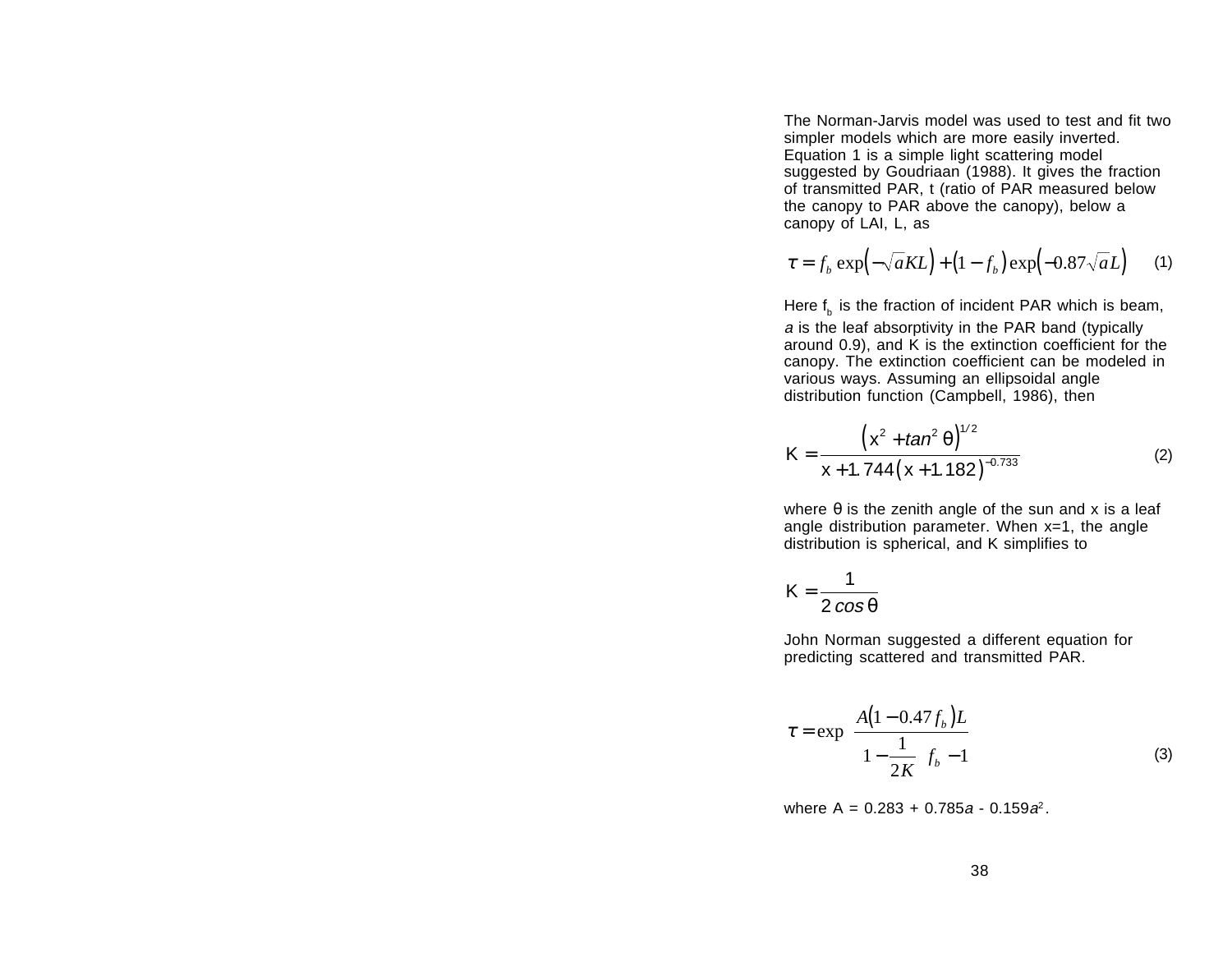The Norman-Jarvis model was used to test and fit two simpler models which are more easily inverted. Equation 1 is a simple light scattering model suggested by Goudriaan (1988). It gives the fraction of transmitted PAR, t (ratio of PAR measured below the canopy to PAR above the canopy), below a canopy of LAI, L, as

$$\tau = f_b \exp\left(-\sqrt{a}KL\right) + \left(1 - f_b\right)\exp\left(-0.87\sqrt{a}L\right) \qquad (1)$$

Here $f_b$ is the fraction of incident PAR which is beam, *a* is the leaf absorptivity in the PAR band (typically around 0.9), and K is the extinction coefficient for the canopy. The extinction coefficient can be modeled in various ways. Assuming an ellipsoidal angle distribution function (Campbell, 1986), then

$$K = \frac{\left(x^2 + \tan^2\theta\right)^{1/2}}{x + 1.744\left(x + 1.182\right)^{-0.733}} \qquad (2)$$

where θ is the zenith angle of the sun and x is a leaf angle distribution parameter. When x=1, the angle distribution is spherical, and K simplifies to

$$K = \frac{1}{2\cos\theta}$$

John Norman suggested a different equation for predicting scattered and transmitted PAR.

$$\tau = \exp\left[\frac{A\left(1 - 0.47 f_b\right)L}{\left(1 - \frac{1}{2K}\right) f_b - 1}\right] \qquad (3)$$

where A = 0.283 + 0.785*a* - 0.159$a^2$.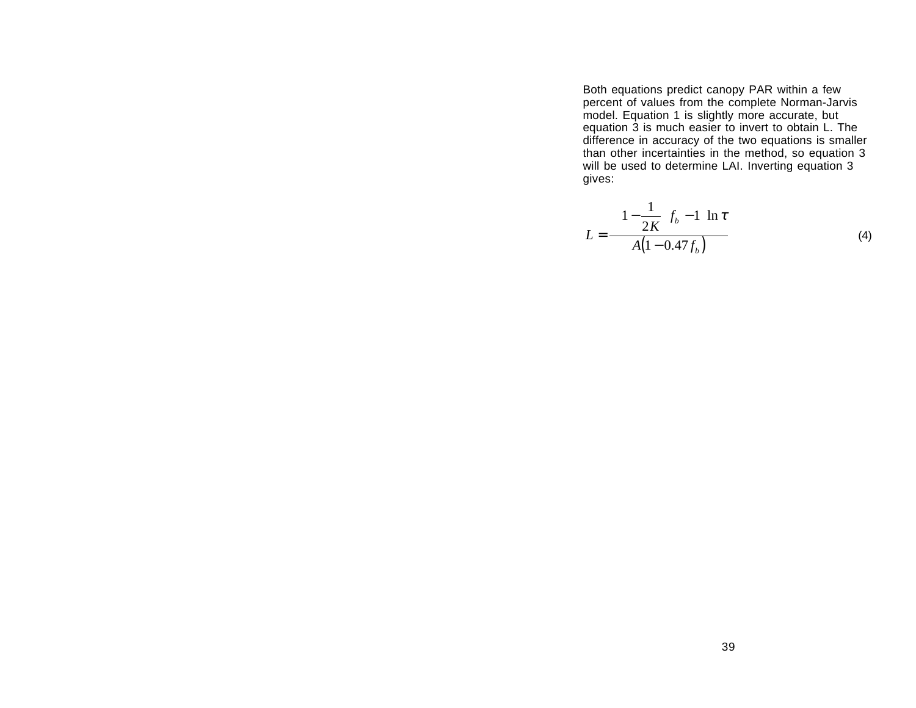Both equations predict canopy PAR within a few percent of values from the complete Norman-Jarvis model. Equation 1 is slightly more accurate, but equation 3 is much easier to invert to obtain L. The difference in accuracy of the two equations is smaller than other incertainties in the method, so equation 3 will be used to determine LAI. Inverting equation 3 gives:

$$L = \frac{\left(1 - \frac{1}{2K}\right) f_b - 1 \ln \tau}{A\left(1 - 0.47 f_b\right)} \tag{4}$$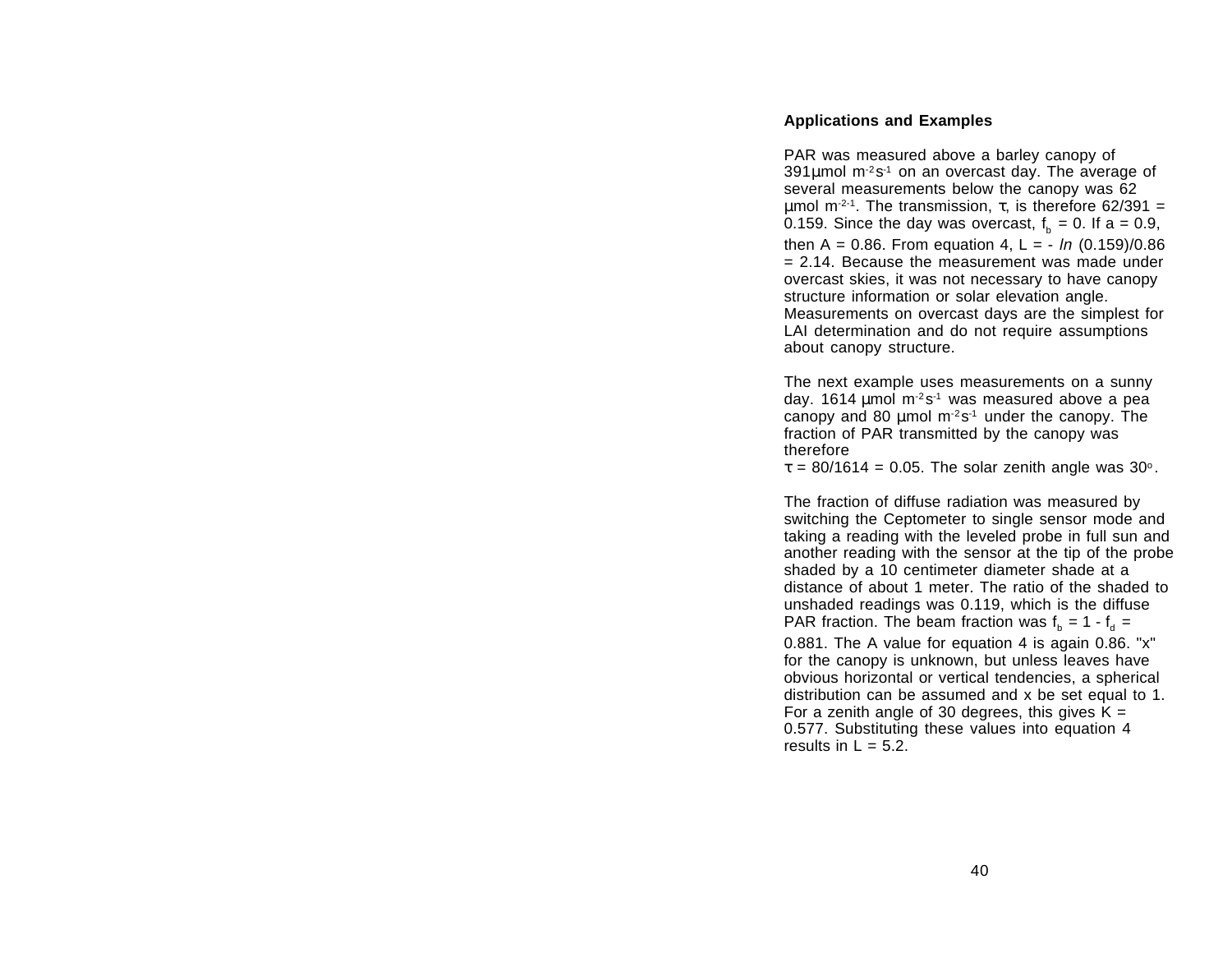### Applications and Examples

PAR was measured above a barley canopy of 391µmol $m^{-2}s^{-1}$ on an overcast day. The average of several measurements below the canopy was 62 µmol $m^{-2-1}$. The transmission, τ, is therefore 62/391 = 0.159. Since the day was overcast, $f_b$ = 0. If a = 0.9, then A = 0.86. From equation 4, L = - *ln* (0.159)/0.86 = 2.14. Because the measurement was made under overcast skies, it was not necessary to have canopy structure information or solar elevation angle. Measurements on overcast days are the simplest for LAI determination and do not require assumptions about canopy structure.

The next example uses measurements on a sunny day. 1614 µmol $m^{-2}s^{-1}$ was measured above a pea canopy and 80 µmol $m^{-2}s^{-1}$ under the canopy. The fraction of PAR transmitted by the canopy was therefore
τ = 80/1614 = 0.05. The solar zenith angle was $30^{o}$.

The fraction of diffuse radiation was measured by switching the Ceptometer to single sensor mode and taking a reading with the leveled probe in full sun and another reading with the sensor at the tip of the probe shaded by a 10 centimeter diameter shade at a distance of about 1 meter. The ratio of the shaded to unshaded readings was 0.119, which is the diffuse PAR fraction. The beam fraction was $f_b = 1 - f_d$ = 0.881. The A value for equation 4 is again 0.86. "x" for the canopy is unknown, but unless leaves have obvious horizontal or vertical tendencies, a spherical distribution can be assumed and x be set equal to 1. For a zenith angle of 30 degrees, this gives K = 0.577. Substituting these values into equation 4 results in L = 5.2.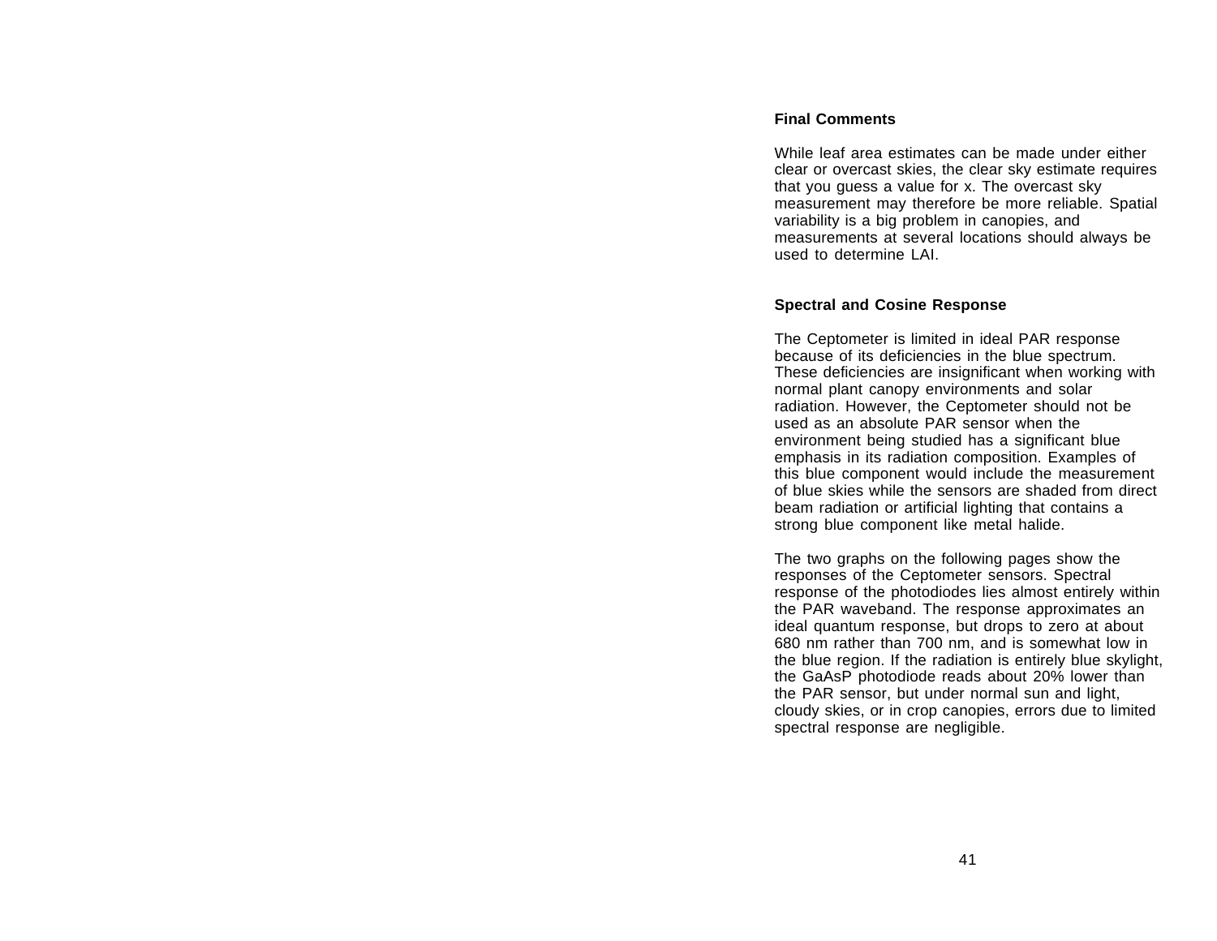## Final Comments

While leaf area estimates can be made under either clear or overcast skies, the clear sky estimate requires that you guess a value for x. The overcast sky measurement may therefore be more reliable. Spatial variability is a big problem in canopies, and measurements at several locations should always be used to determine LAI.

## Spectral and Cosine Response

The Ceptometer is limited in ideal PAR response because of its deficiencies in the blue spectrum. These deficiencies are insignificant when working with normal plant canopy environments and solar radiation. However, the Ceptometer should not be used as an absolute PAR sensor when the environment being studied has a significant blue emphasis in its radiation composition. Examples of this blue component would include the measurement of blue skies while the sensors are shaded from direct beam radiation or artificial lighting that contains a strong blue component like metal halide.

The two graphs on the following pages show the responses of the Ceptometer sensors. Spectral response of the photodiodes lies almost entirely within the PAR waveband. The response approximates an ideal quantum response, but drops to zero at about 680 nm rather than 700 nm, and is somewhat low in the blue region. If the radiation is entirely blue skylight, the GaAsP photodiode reads about 20% lower than the PAR sensor, but under normal sun and light, cloudy skies, or in crop canopies, errors due to limited spectral response are negligible.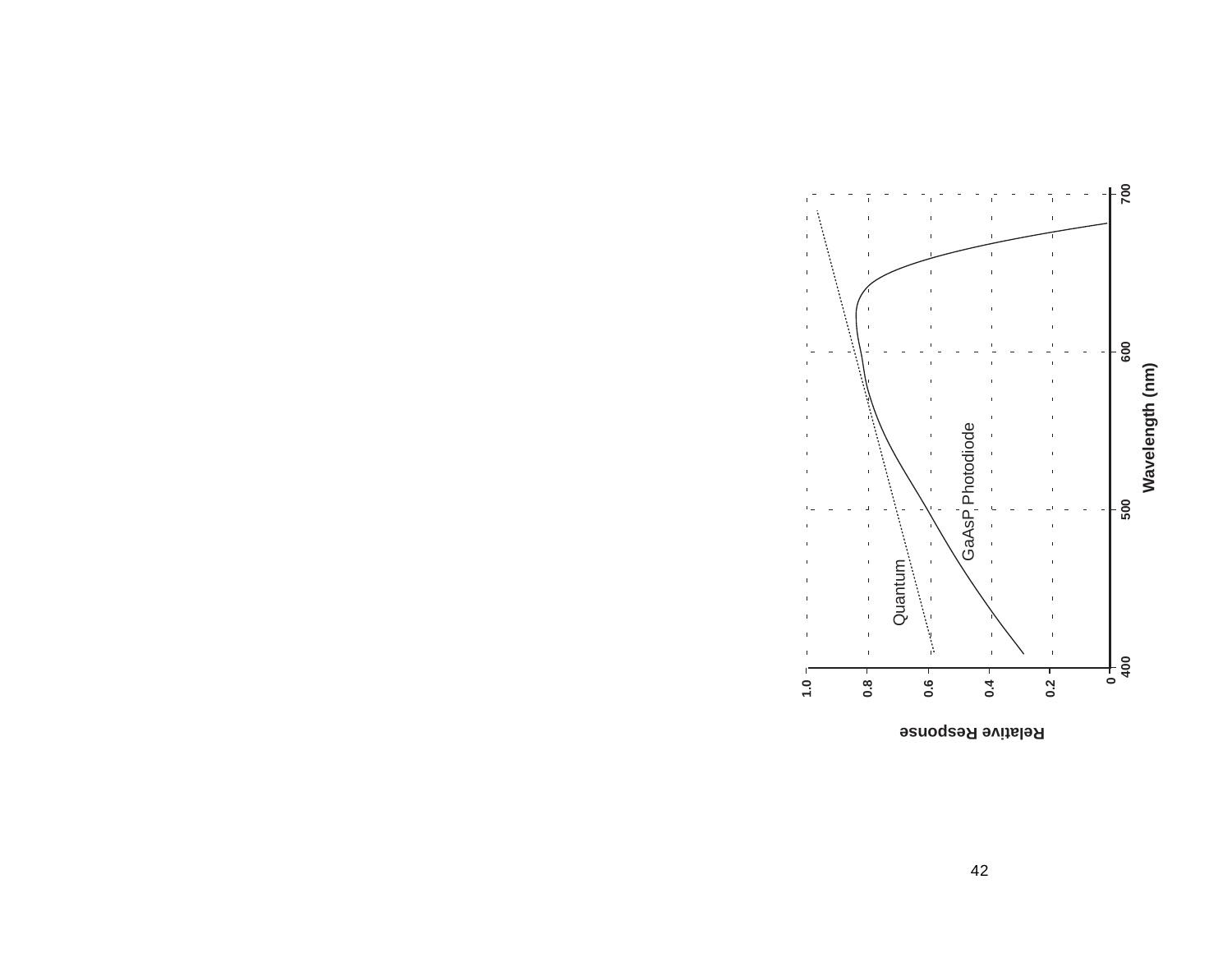Relative Response

1.0
0.8
0.6
0.4
0.2
0

Quantum

GaAsP Photodiode

400
500
600
700

Wavelength (nm)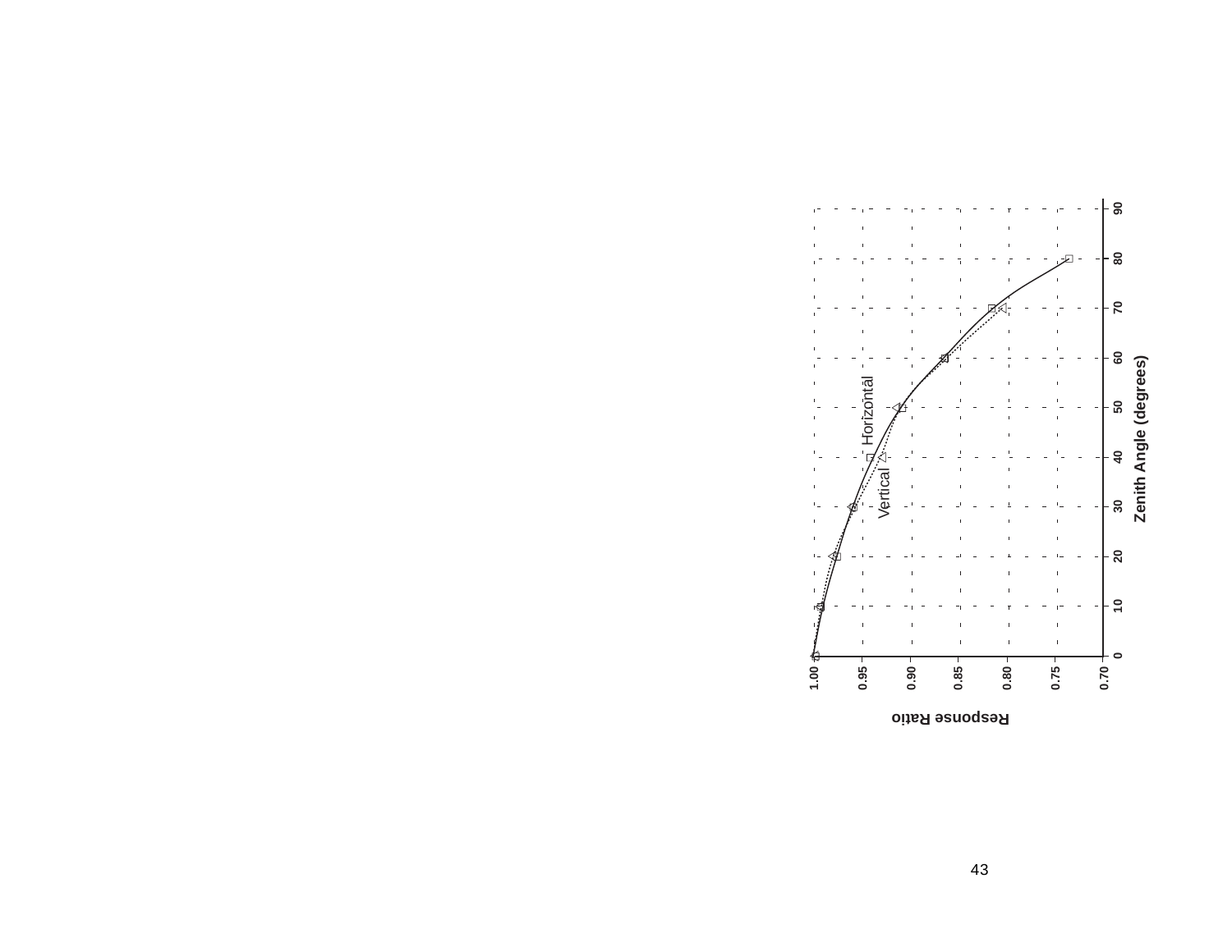Response Ratio

Zenith Angle (degrees)

Horizontal

Vertical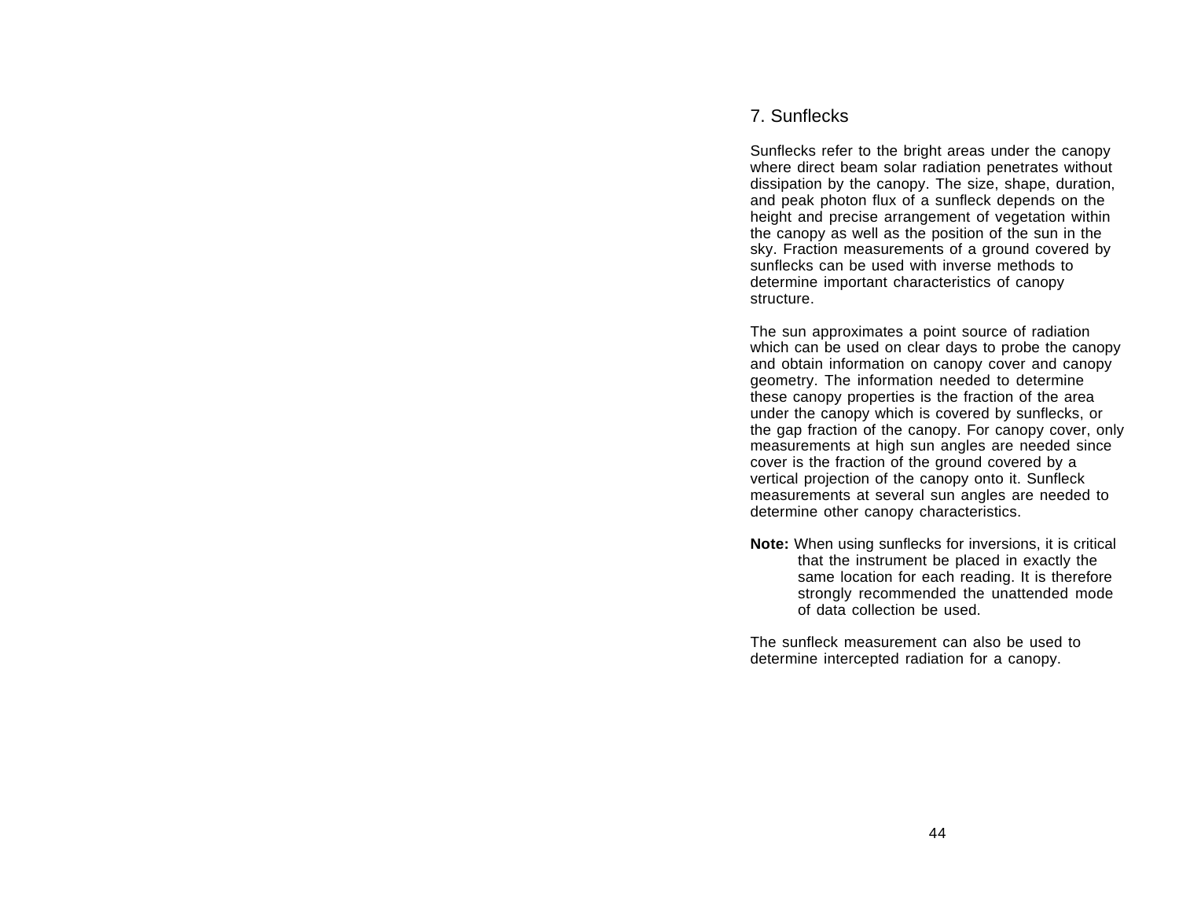## 7. Sunflecks

Sunflecks refer to the bright areas under the canopy where direct beam solar radiation penetrates without dissipation by the canopy. The size, shape, duration, and peak photon flux of a sunfleck depends on the height and precise arrangement of vegetation within the canopy as well as the position of the sun in the sky. Fraction measurements of a ground covered by sunflecks can be used with inverse methods to determine important characteristics of canopy structure.

The sun approximates a point source of radiation which can be used on clear days to probe the canopy and obtain information on canopy cover and canopy geometry. The information needed to determine these canopy properties is the fraction of the area under the canopy which is covered by sunflecks, or the gap fraction of the canopy. For canopy cover, only measurements at high sun angles are needed since cover is the fraction of the ground covered by a vertical projection of the canopy onto it. Sunfleck measurements at several sun angles are needed to determine other canopy characteristics.

**Note:** When using sunflecks for inversions, it is critical that the instrument be placed in exactly the same location for each reading. It is therefore strongly recommended the unattended mode of data collection be used.

The sunfleck measurement can also be used to determine intercepted radiation for a canopy.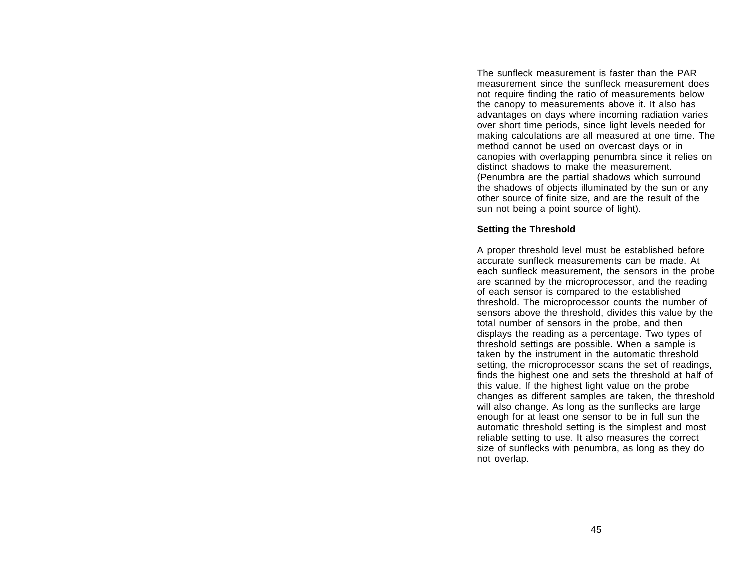The sunfleck measurement is faster than the PAR measurement since the sunfleck measurement does not require finding the ratio of measurements below the canopy to measurements above it. It also has advantages on days where incoming radiation varies over short time periods, since light levels needed for making calculations are all measured at one time. The method cannot be used on overcast days or in canopies with overlapping penumbra since it relies on distinct shadows to make the measurement. (Penumbra are the partial shadows which surround the shadows of objects illuminated by the sun or any other source of finite size, and are the result of the sun not being a point source of light).

**Setting the Threshold**

A proper threshold level must be established before accurate sunfleck measurements can be made. At each sunfleck measurement, the sensors in the probe are scanned by the microprocessor, and the reading of each sensor is compared to the established threshold. The microprocessor counts the number of sensors above the threshold, divides this value by the total number of sensors in the probe, and then displays the reading as a percentage. Two types of threshold settings are possible. When a sample is taken by the instrument in the automatic threshold setting, the microprocessor scans the set of readings, finds the highest one and sets the threshold at half of this value. If the highest light value on the probe changes as different samples are taken, the threshold will also change. As long as the sunflecks are large enough for at least one sensor to be in full sun the automatic threshold setting is the simplest and most reliable setting to use. It also measures the correct size of sunflecks with penumbra, as long as they do not overlap.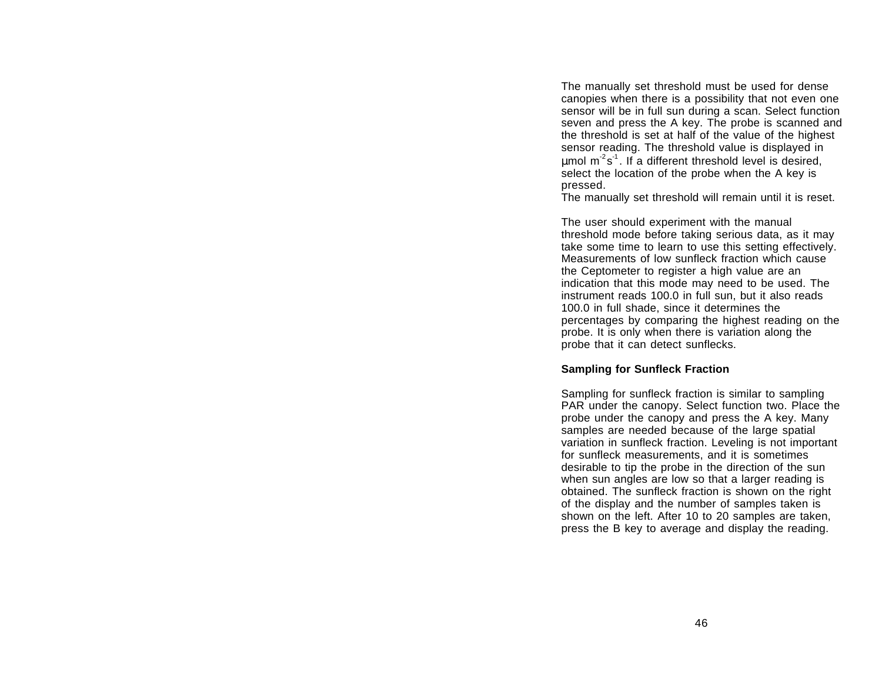The manually set threshold must be used for dense canopies when there is a possibility that not even one sensor will be in full sun during a scan. Select function seven and press the A key. The probe is scanned and the threshold is set at half of the value of the highest sensor reading. The threshold value is displayed in µmol $m^{-2}s^{-1}$. If a different threshold level is desired, select the location of the probe when the A key is pressed.
The manually set threshold will remain until it is reset.

The user should experiment with the manual threshold mode before taking serious data, as it may take some time to learn to use this setting effectively. Measurements of low sunfleck fraction which cause the Ceptometer to register a high value are an indication that this mode may need to be used. The instrument reads 100.0 in full sun, but it also reads 100.0 in full shade, since it determines the percentages by comparing the highest reading on the probe. It is only when there is variation along the probe that it can detect sunflecks.

**Sampling for Sunfleck Fraction**

Sampling for sunfleck fraction is similar to sampling PAR under the canopy. Select function two. Place the probe under the canopy and press the A key. Many samples are needed because of the large spatial variation in sunfleck fraction. Leveling is not important for sunfleck measurements, and it is sometimes desirable to tip the probe in the direction of the sun when sun angles are low so that a larger reading is obtained. The sunfleck fraction is shown on the right of the display and the number of samples taken is shown on the left. After 10 to 20 samples are taken, press the B key to average and display the reading.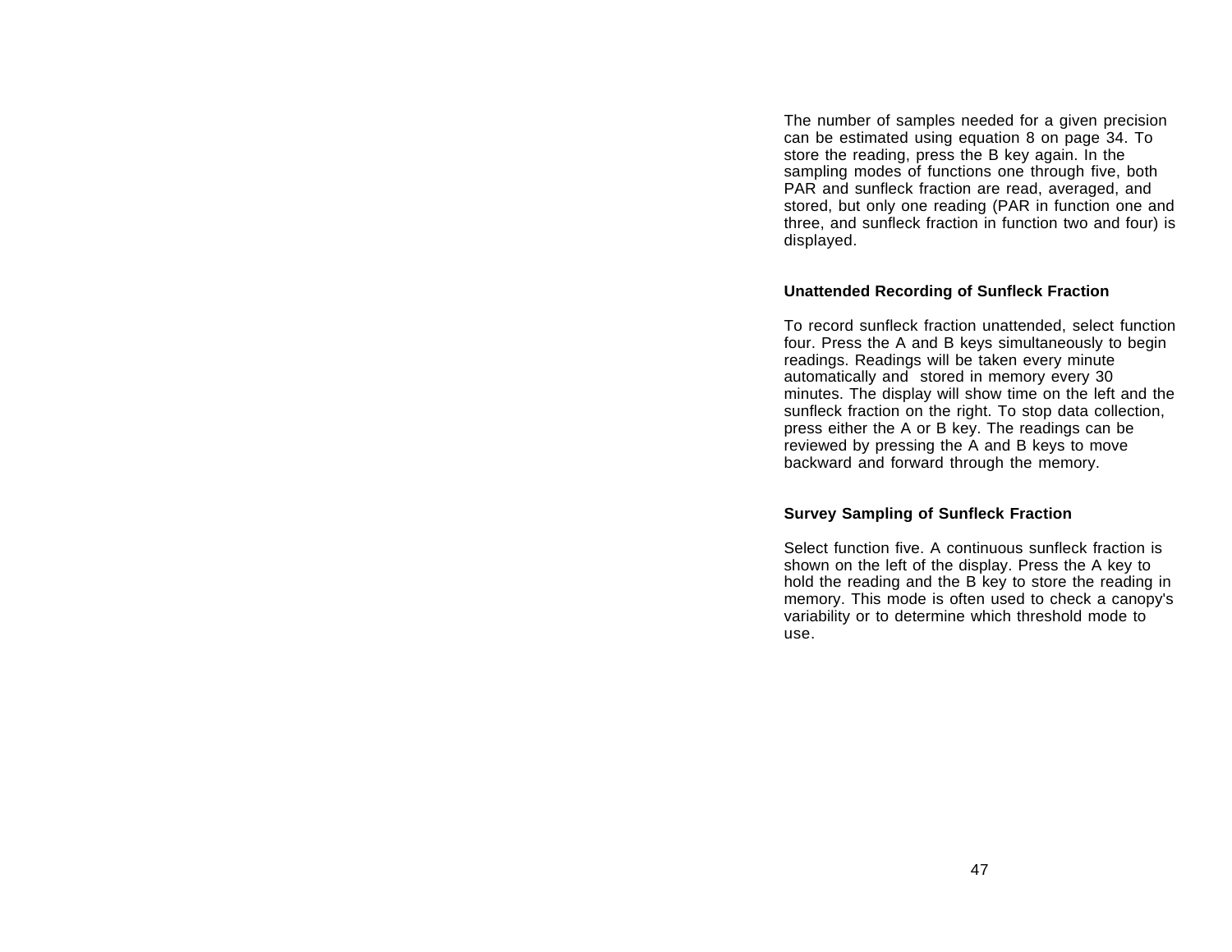The number of samples needed for a given precision can be estimated using equation 8 on page 34. To store the reading, press the B key again. In the sampling modes of functions one through five, both PAR and sunfleck fraction are read, averaged, and stored, but only one reading (PAR in function one and three, and sunfleck fraction in function two and four) is displayed.

**Unattended Recording of Sunfleck Fraction**

To record sunfleck fraction unattended, select function four. Press the A and B keys simultaneously to begin readings. Readings will be taken every minute automatically and stored in memory every 30 minutes. The display will show time on the left and the sunfleck fraction on the right. To stop data collection, press either the A or B key. The readings can be reviewed by pressing the A and B keys to move backward and forward through the memory.

**Survey Sampling of Sunfleck Fraction**

Select function five. A continuous sunfleck fraction is shown on the left of the display. Press the A key to hold the reading and the B key to store the reading in memory. This mode is often used to check a canopy's variability or to determine which threshold mode to use.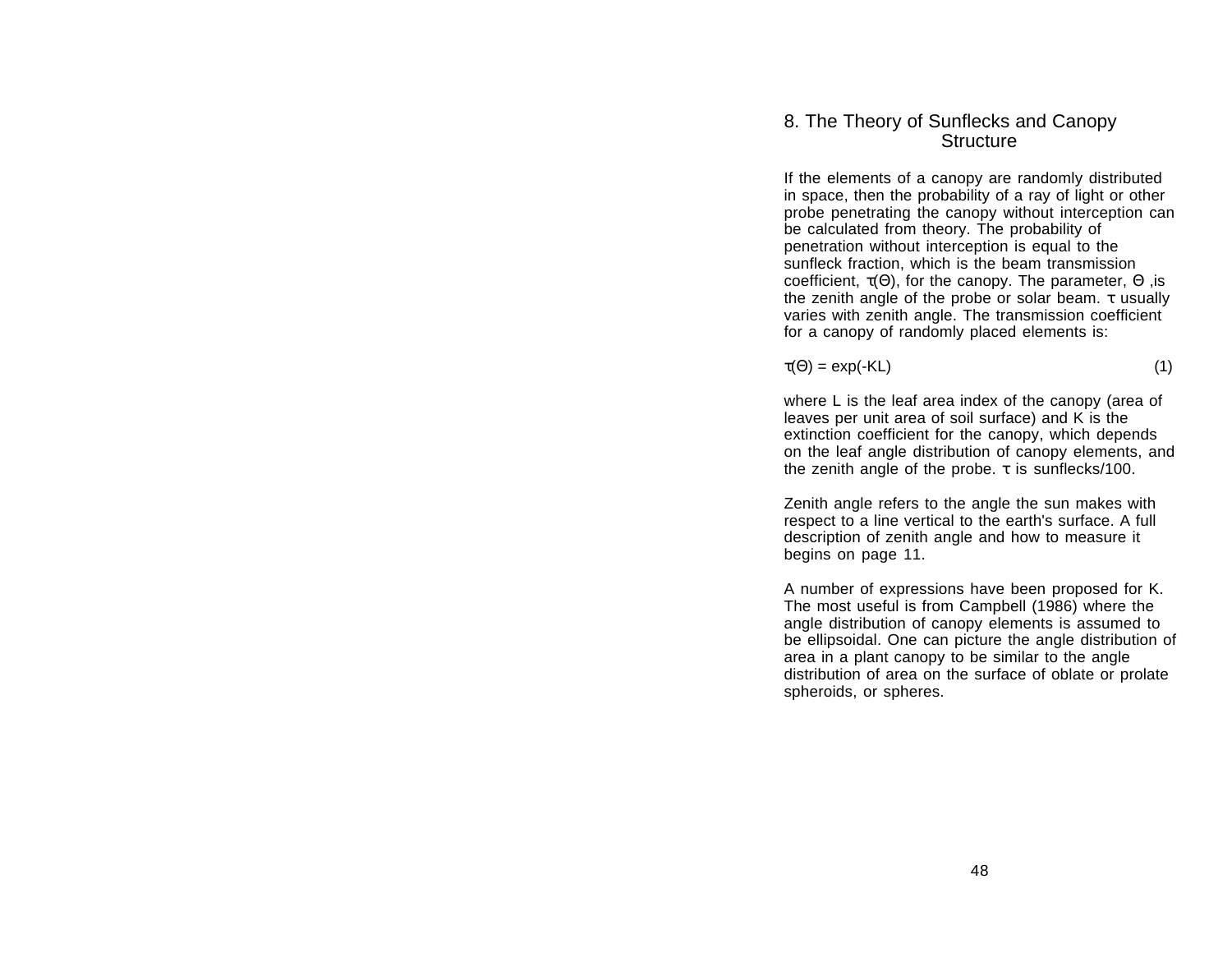# 8. The Theory of Sunflecks and Canopy Structure

If the elements of a canopy are randomly distributed in space, then the probability of a ray of light or other probe penetrating the canopy without interception can be calculated from theory. The probability of penetration without interception is equal to the sunfleck fraction, which is the beam transmission coefficient, $\tau(\Theta)$, for the canopy. The parameter, $\Theta$ ,is the zenith angle of the probe or solar beam. $\tau$ usually varies with zenith angle. The transmission coefficient for a canopy of randomly placed elements is:

$$\tau(\Theta) = \exp(-KL) \quad (1)$$

where L is the leaf area index of the canopy (area of leaves per unit area of soil surface) and K is the extinction coefficient for the canopy, which depends on the leaf angle distribution of canopy elements, and the zenith angle of the probe. $\tau$ is sunflecks/100.

Zenith angle refers to the angle the sun makes with respect to a line vertical to the earth's surface. A full description of zenith angle and how to measure it begins on page 11.

A number of expressions have been proposed for K. The most useful is from Campbell (1986) where the angle distribution of canopy elements is assumed to be ellipsoidal. One can picture the angle distribution of area in a plant canopy to be similar to the angle distribution of area on the surface of oblate or prolate spheroids, or spheres.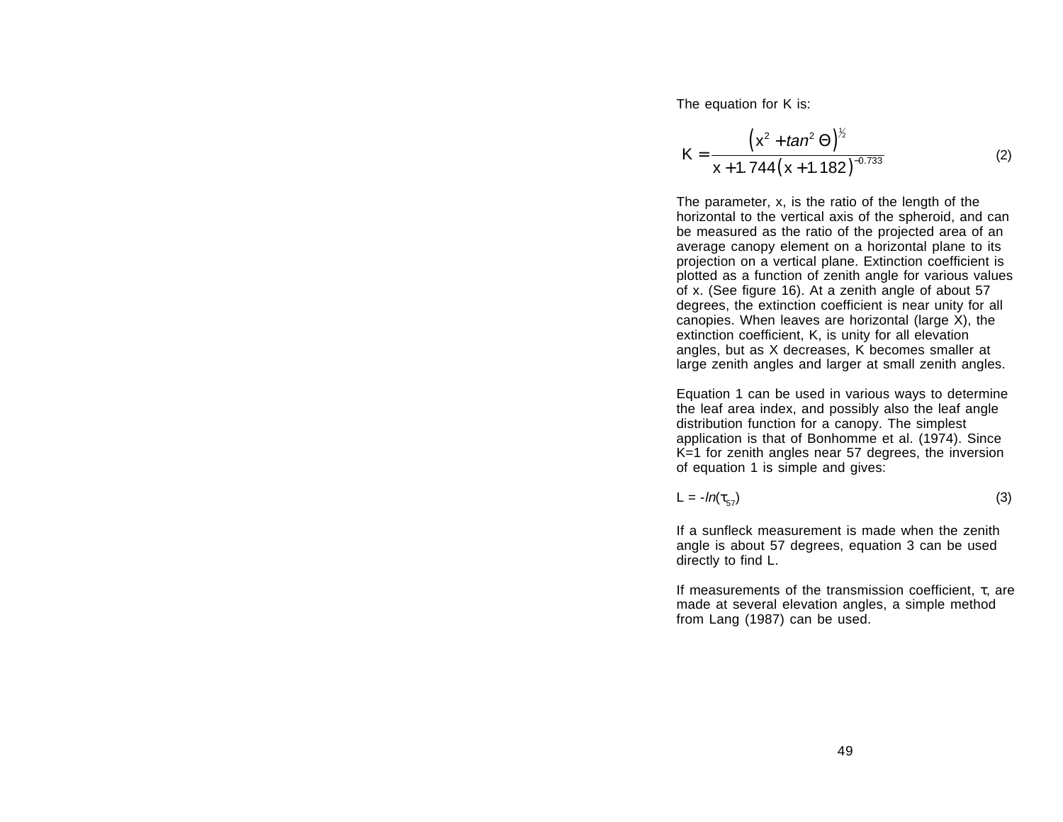The equation for K is:

$$K = \frac{\left(x^2 + \tan^2 \Theta\right)^{1/2}}{x + 1.744\left(x + 1.182\right)^{-0.733}} \tag{2}$$

The parameter, x, is the ratio of the length of the horizontal to the vertical axis of the spheroid, and can be measured as the ratio of the projected area of an average canopy element on a horizontal plane to its projection on a vertical plane. Extinction coefficient is plotted as a function of zenith angle for various values of x. (See figure 16). At a zenith angle of about 57 degrees, the extinction coefficient is near unity for all canopies. When leaves are horizontal (large X), the extinction coefficient, K, is unity for all elevation angles, but as X decreases, K becomes smaller at large zenith angles and larger at small zenith angles.

Equation 1 can be used in various ways to determine the leaf area index, and possibly also the leaf angle distribution function for a canopy. The simplest application is that of Bonhomme et al. (1974). Since K=1 for zenith angles near 57 degrees, the inversion of equation 1 is simple and gives:

$$L = -\ln(\tau_{57}) \tag{3}$$

If a sunfleck measurement is made when the zenith angle is about 57 degrees, equation 3 can be used directly to find L.

If measurements of the transmission coefficient, $\tau$, are made at several elevation angles, a simple method from Lang (1987) can be used.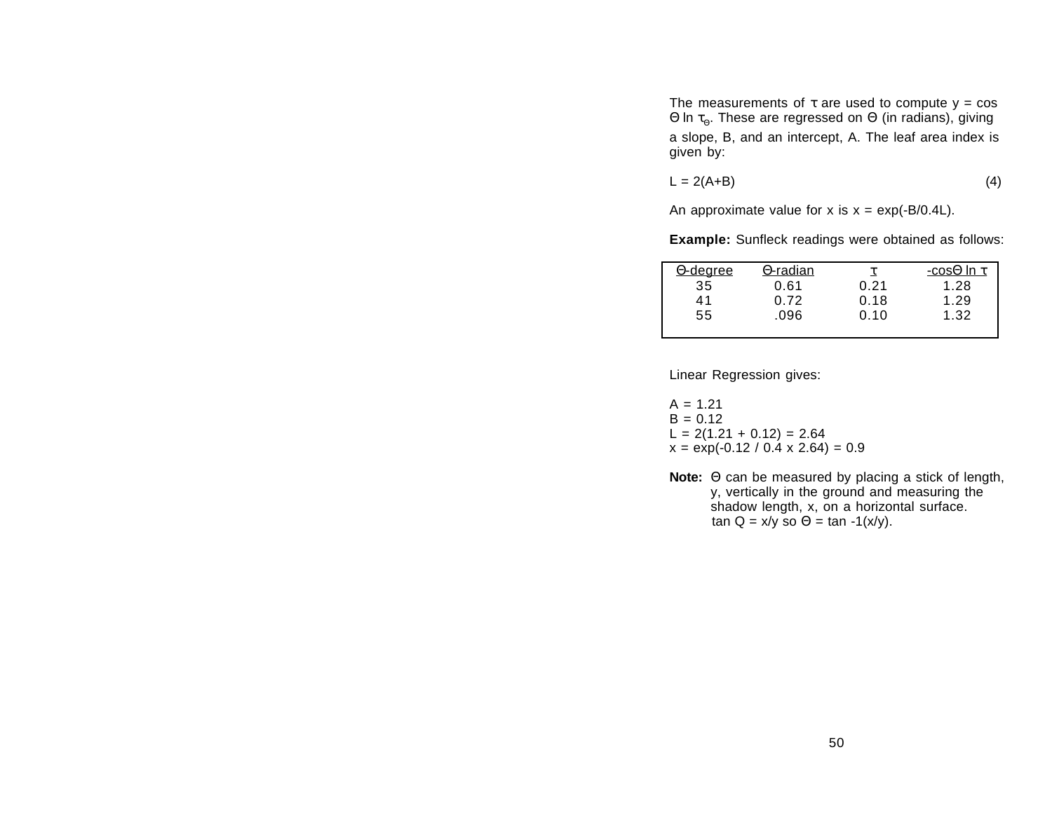The measurements of $\tau$ are used to compute $y = \cos \Theta \ln \tau_\Theta$. These are regressed on $\Theta$ (in radians), giving a slope, B, and an intercept, A. The leaf area index is given by:

$$L = 2(A+B) \tag{4}$$

An approximate value for x is $x = \exp(-B/0.4L)$.

**Example:** Sunfleck readings were obtained as follows:

| Θ-degree | Θ-radian | τ | -cosΘ ln τ |
|---|---|---|---|
| 35 | 0.61 | 0.21 | 1.28 |
| 41 | 0.72 | 0.18 | 1.29 |
| 55 | .096 | 0.10 | 1.32 |

Linear Regression gives:

A = 1.21
B = 0.12
L = 2(1.21 + 0.12) = 2.64
x = exp(-0.12 / 0.4 x 2.64) = 0.9

**Note:** Θ can be measured by placing a stick of length, y, vertically in the ground and measuring the shadow length, x, on a horizontal surface. tan Q = x/y so Θ = tan -1(x/y).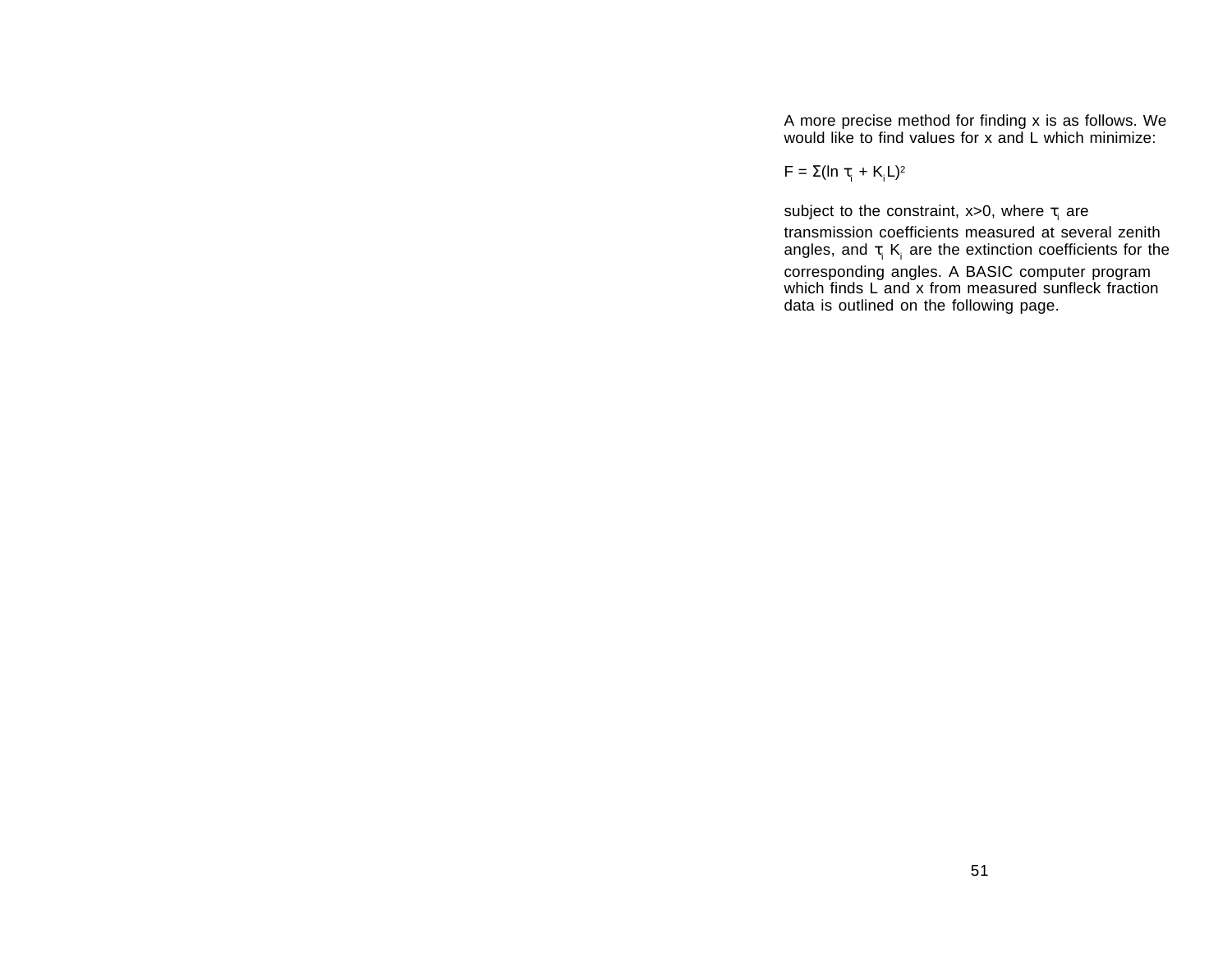A more precise method for finding x is as follows. We would like to find values for x and L which minimize:

$$F = \Sigma(\ln \tau_i + K_i L)^2$$

subject to the constraint, x>0, where $\tau_i$ are transmission coefficients measured at several zenith angles, and $\tau_i$ $K_i$ are the extinction coefficients for the corresponding angles. A BASIC computer program which finds L and x from measured sunfleck fraction data is outlined on the following page.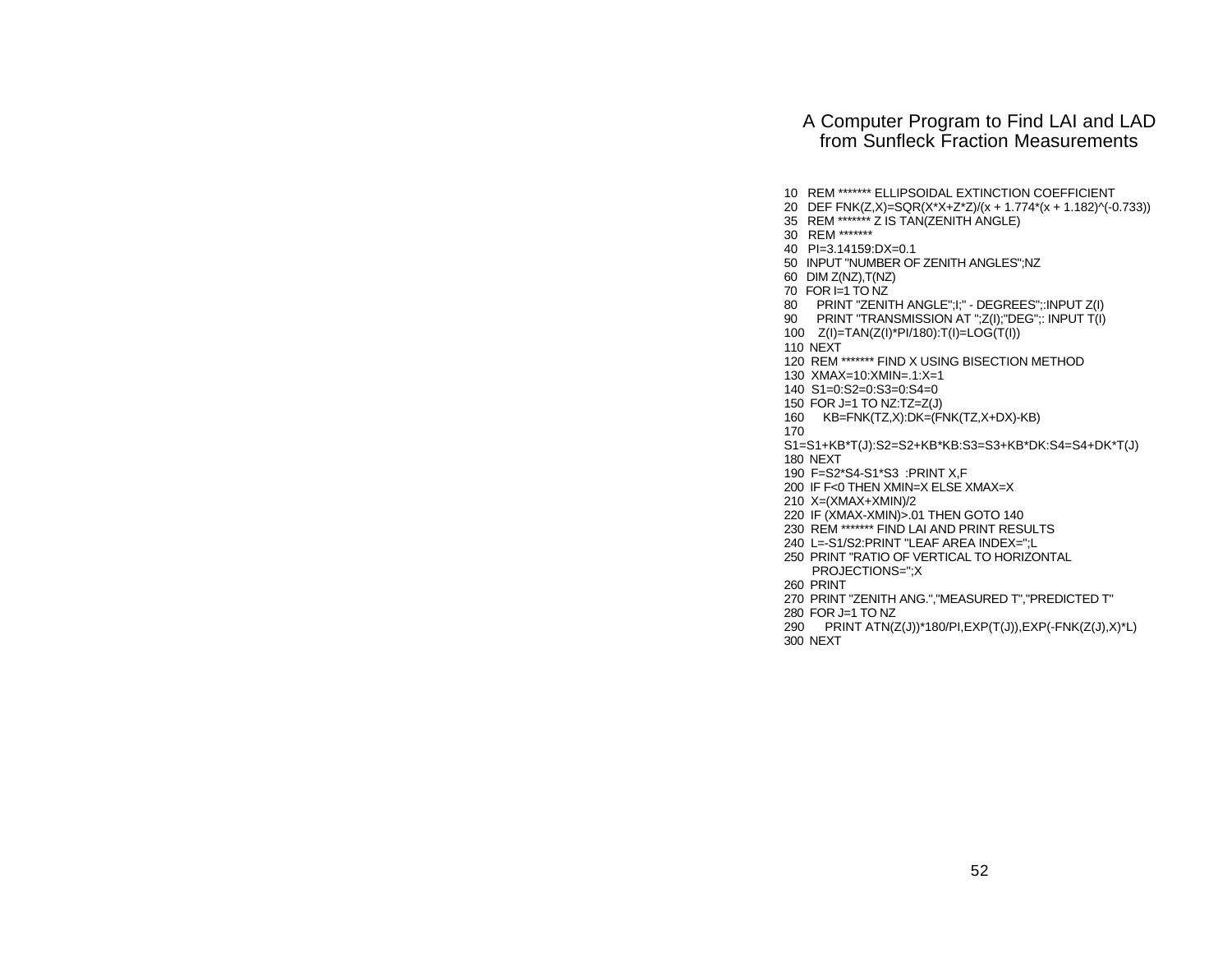# A Computer Program to Find LAI and LAD from Sunfleck Fraction Measurements

```
10   REM ******* ELLIPSOIDAL EXTINCTION COEFFICIENT
20   DEF FNK(Z,X)=SQR(X*X+Z*Z)/(x + 1.774*(x + 1.182)^(-0.733))
35   REM ******* Z IS TAN(ZENITH ANGLE)
30   REM *******
40   PI=3.14159:DX=0.1
50   INPUT "NUMBER OF ZENITH ANGLES";NZ
60   DIM Z(NZ),T(NZ)
70   FOR I=1 TO NZ
80      PRINT "ZENITH ANGLE";I;" - DEGREES";:INPUT Z(I)
90      PRINT "TRANSMISSION AT ";Z(I);"DEG";: INPUT T(I)
100     Z(I)=TAN(Z(I)*PI/180):T(I)=LOG(T(I))
110  NEXT
120  REM ******* FIND X USING BISECTION METHOD
130  XMAX=10:XMIN=.1:X=1
140  S1=0:S2=0:S3=0:S4=0
150  FOR J=1 TO NZ:TZ=Z(J)
160      KB=FNK(TZ,X):DK=(FNK(TZ,X+DX)-KB)
170
S1=S1+KB*T(J):S2=S2+KB*KB:S3=S3+KB*DK:S4=S4+DK*T(J)
180  NEXT
190  F=S2*S4-S1*S3  :PRINT X,F
200  IF F<0 THEN XMIN=X ELSE XMAX=X
210  X=(XMAX+XMIN)/2
220  IF (XMAX-XMIN)>.01 THEN GOTO 140
230  REM ******* FIND LAI AND PRINT RESULTS
240  L=-S1/S2:PRINT "LEAF AREA INDEX=";L
250  PRINT "RATIO OF VERTICAL TO HORIZONTAL
       PROJECTIONS=";X
260  PRINT
270  PRINT "ZENITH ANG.","MEASURED T","PREDICTED T"
280  FOR J=1 TO NZ
290      PRINT ATN(Z(J))*180/PI,EXP(T(J)),EXP(-FNK(Z(J),X)*L)
300  NEXT
```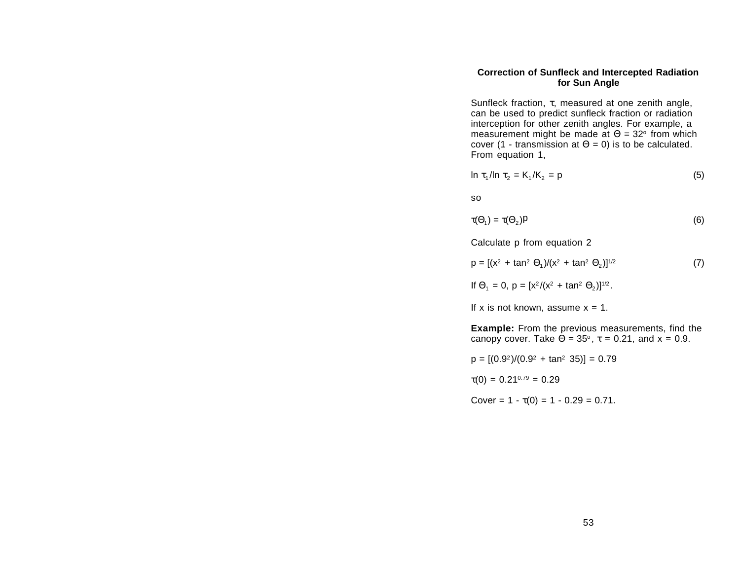## Correction of Sunfleck and Intercepted Radiation for Sun Angle

Sunfleck fraction, $\tau$, measured at one zenith angle, can be used to predict sunfleck fraction or radiation interception for other zenith angles. For example, a measurement might be made at $\Theta = 32^o$ from which cover (1 - transmission at $\Theta = 0$) is to be calculated. From equation 1,

$$\ln \tau_1 / \ln \tau_2 = K_1/K_2 = p \qquad (5)$$

so

$$\tau(\Theta_1) = \tau(\Theta_2)^p \qquad (6)$$

Calculate p from equation 2

$$p = [(x^2 + \tan^2 \Theta_1)/(x^2 + \tan^2 \Theta_2)]^{1/2} \qquad (7)$$

If $\Theta_1 = 0$, $p = [x^2/(x^2 + \tan^2 \Theta_2)]^{1/2}$.

If x is not known, assume x = 1.

**Example:** From the previous measurements, find the canopy cover. Take $\Theta = 35^o$, $\tau = 0.21$, and $x = 0.9$.

$p = [(0.9^2)/(0.9^2 + \tan^2 35)] = 0.79$

$\tau(0) = 0.21^{0.79} = 0.29$

Cover = $1 - \tau(0) = 1 - 0.29 = 0.71$.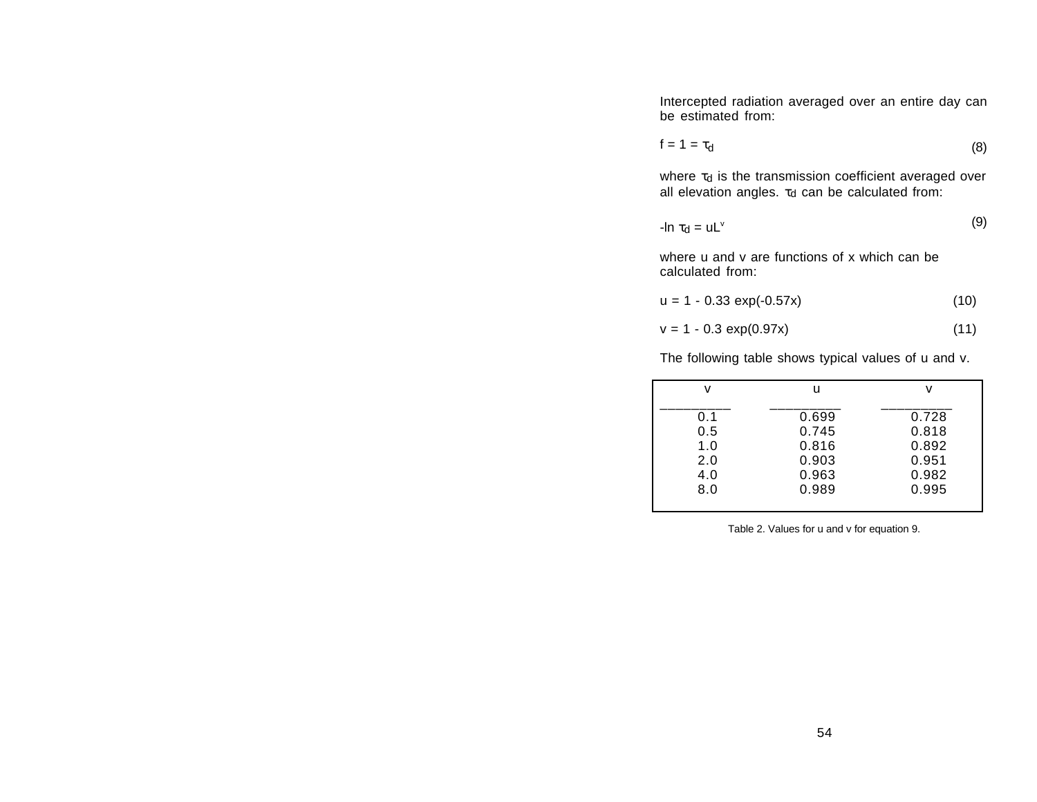Intercepted radiation averaged over an entire day can be estimated from:

$$f = 1 = \tau_d \tag{8}$$

where $\tau_d$ is the transmission coefficient averaged over all elevation angles. $\tau_d$ can be calculated from:

$$-\ln \tau_d = uL^v \tag{9}$$

where u and v are functions of x which can be calculated from:

$$u = 1 - 0.33 \exp(-0.57x) \tag{10}$$

$$v = 1 - 0.3 \exp(0.97x) \tag{11}$$

The following table shows typical values of u and v.

| v | u | v |
|---|---|---|
| 0.1 | 0.699 | 0.728 |
| 0.5 | 0.745 | 0.818 |
| 1.0 | 0.816 | 0.892 |
| 2.0 | 0.903 | 0.951 |
| 4.0 | 0.963 | 0.982 |
| 8.0 | 0.989 | 0.995 |

Table 2. Values for u and v for equation 9.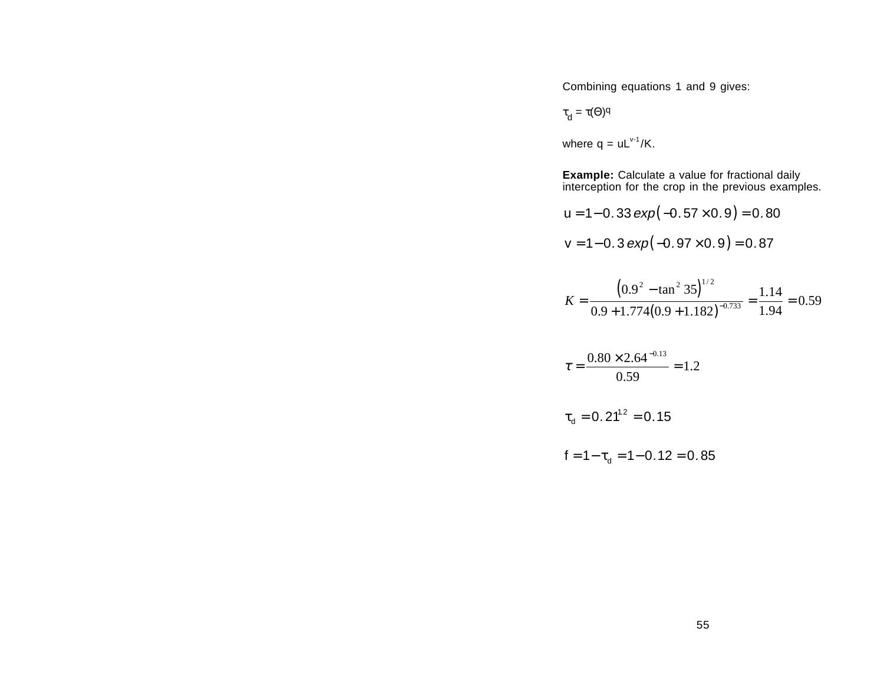Combining equations 1 and 9 gives:

$$\tau_d = \tau(\Theta)^q$$

where $q = uL^{v-1}/K$.

**Example:** Calculate a value for fractional daily interception for the crop in the previous examples.

$$u = 1 - 0.33\, exp\left(-0.57 \times 0.9\right) = 0.80$$

$$v = 1 - 0.3\, exp\left(-0.97 \times 0.9\right) = 0.87$$

$$K = \frac{\left(0.9^2 - \tan^2 35\right)^{1/2}}{0.9 + 1.774\left(0.9 + 1.182\right)^{-0.733}} = \frac{1.14}{1.94} = 0.59$$

$$\tau = \frac{0.80 \times 2.64^{-0.13}}{0.59} = 1.2$$

$$\tau_d = 0.21^{1.2} = 0.15$$

$$f = 1 - \tau_d = 1 - 0.12 = 0.85$$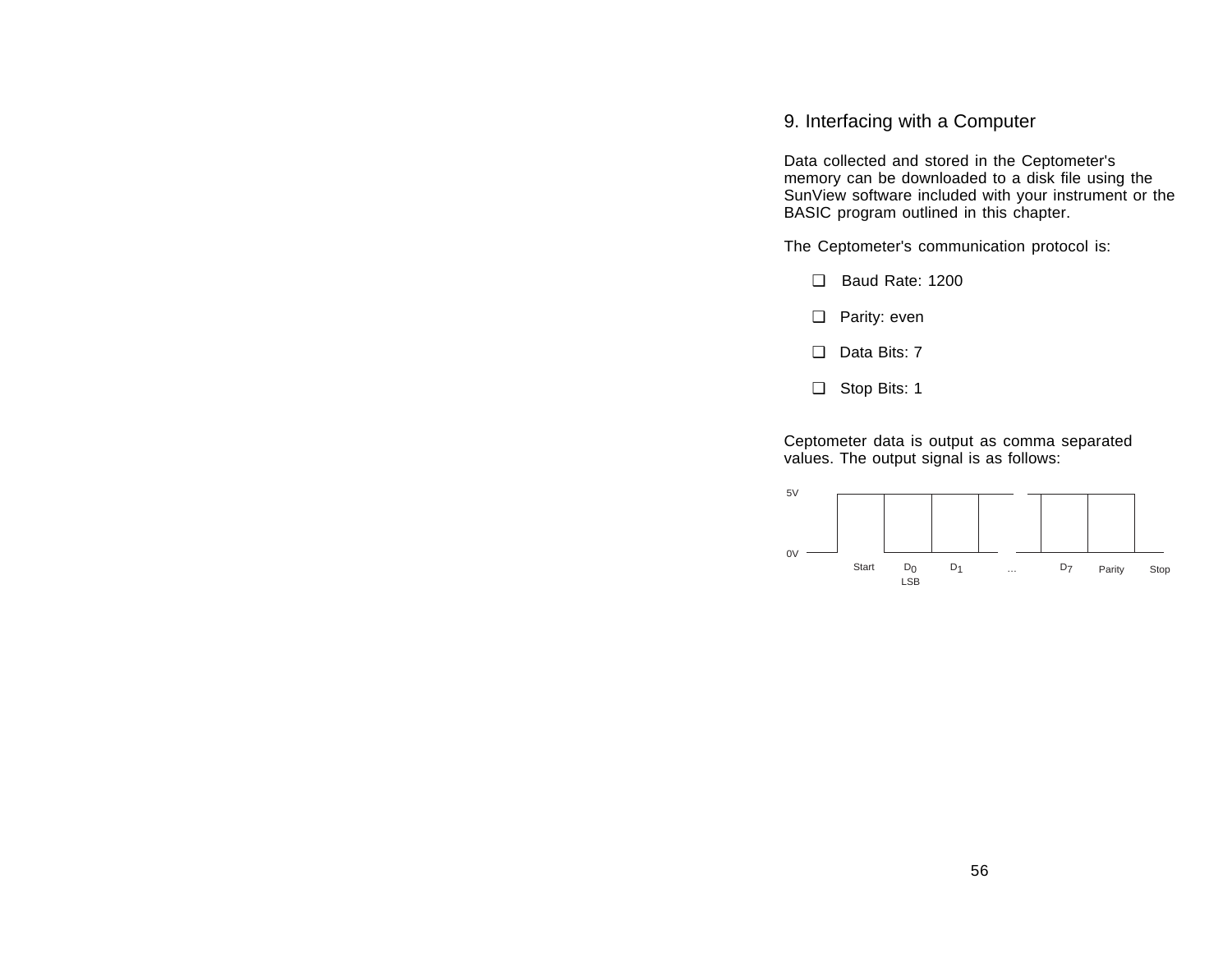## 9. Interfacing with a Computer

Data collected and stored in the Ceptometer's memory can be downloaded to a disk file using the SunView software included with your instrument or the BASIC program outlined in this chapter.

The Ceptometer's communication protocol is:

- ❑ Baud Rate: 1200
- ❑ Parity: even
- ❑ Data Bits: 7
- ❑ Stop Bits: 1

Ceptometer data is output as comma separated values. The output signal is as follows:

5V

0V

Start $D_0$ LSB $D_1$ … $D_7$ Parity Stop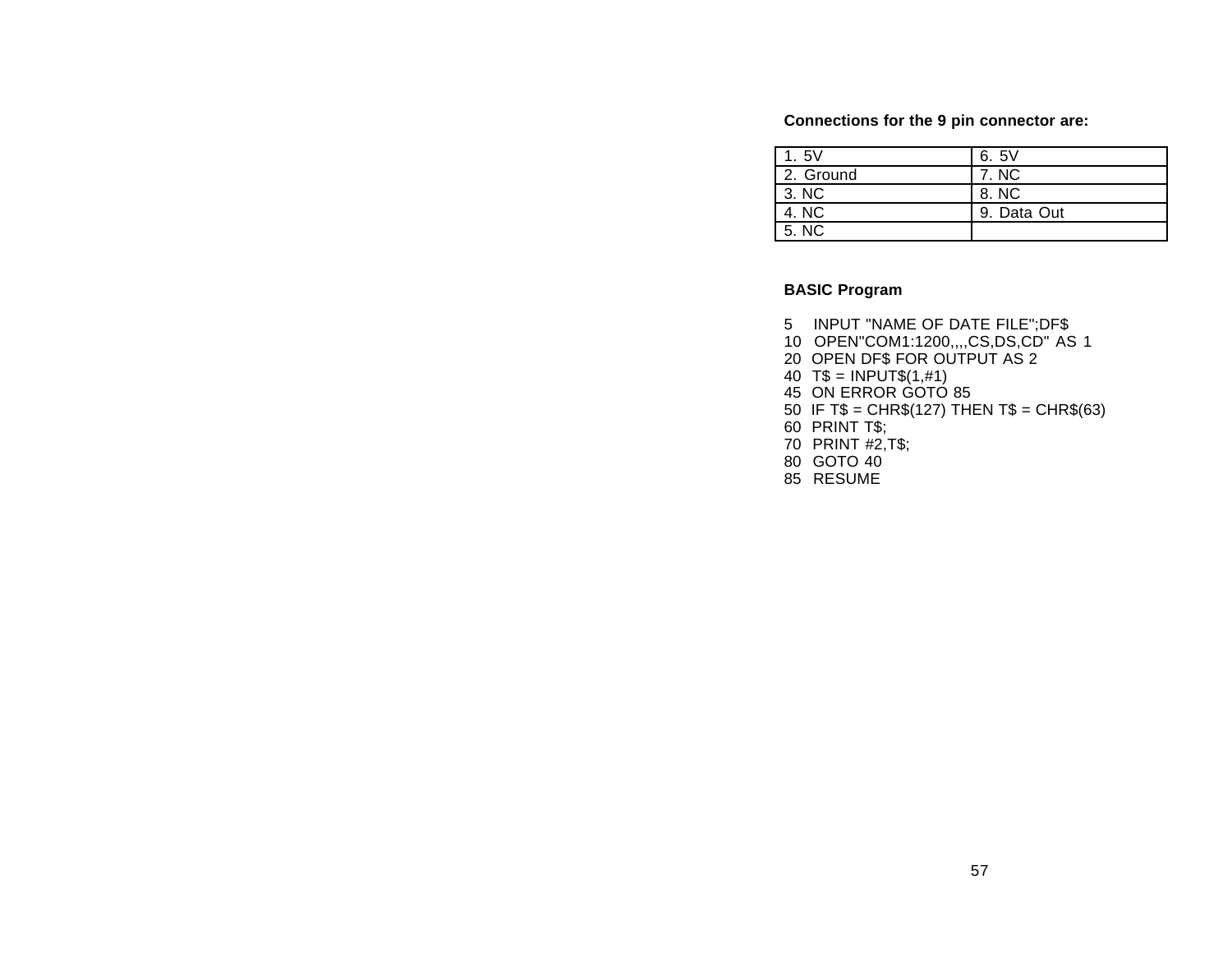**Connections for the 9 pin connector are:**

| | |
|---|---|
| 1. 5V | 6. 5V |
| 2. Ground | 7. NC |
| 3. NC | 8. NC |
| 4. NC | 9. Data Out |
| 5. NC | |

**BASIC Program**

```
5    INPUT "NAME OF DATE FILE";DF$
10   OPEN"COM1:1200,,,,CS,DS,CD" AS 1
20  OPEN DF$ FOR OUTPUT AS 2
40  T$ = INPUT$(1,#1)
45  ON ERROR GOTO 85
50  IF T$ = CHR$(127) THEN T$ = CHR$(63)
60  PRINT T$;
70  PRINT #2,T$;
80  GOTO 40
85  RESUME
```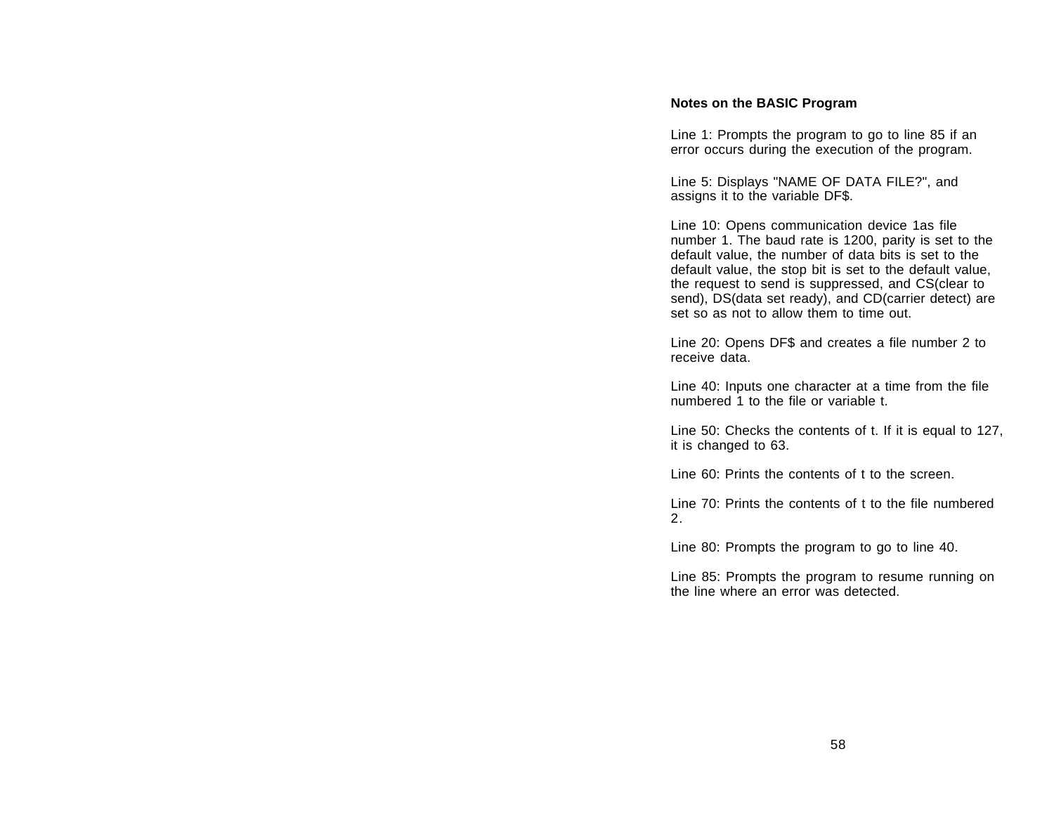**Notes on the BASIC Program**

Line 1: Prompts the program to go to line 85 if an error occurs during the execution of the program.

Line 5: Displays "NAME OF DATA FILE?", and assigns it to the variable DF$.

Line 10: Opens communication device 1as file number 1. The baud rate is 1200, parity is set to the default value, the number of data bits is set to the default value, the stop bit is set to the default value, the request to send is suppressed, and CS(clear to send), DS(data set ready), and CD(carrier detect) are set so as not to allow them to time out.

Line 20: Opens DF$ and creates a file number 2 to receive data.

Line 40: Inputs one character at a time from the file numbered 1 to the file or variable t.

Line 50: Checks the contents of t. If it is equal to 127, it is changed to 63.

Line 60: Prints the contents of t to the screen.

Line 70: Prints the contents of t to the file numbered 2.

Line 80: Prompts the program to go to line 40.

Line 85: Prompts the program to resume running on the line where an error was detected.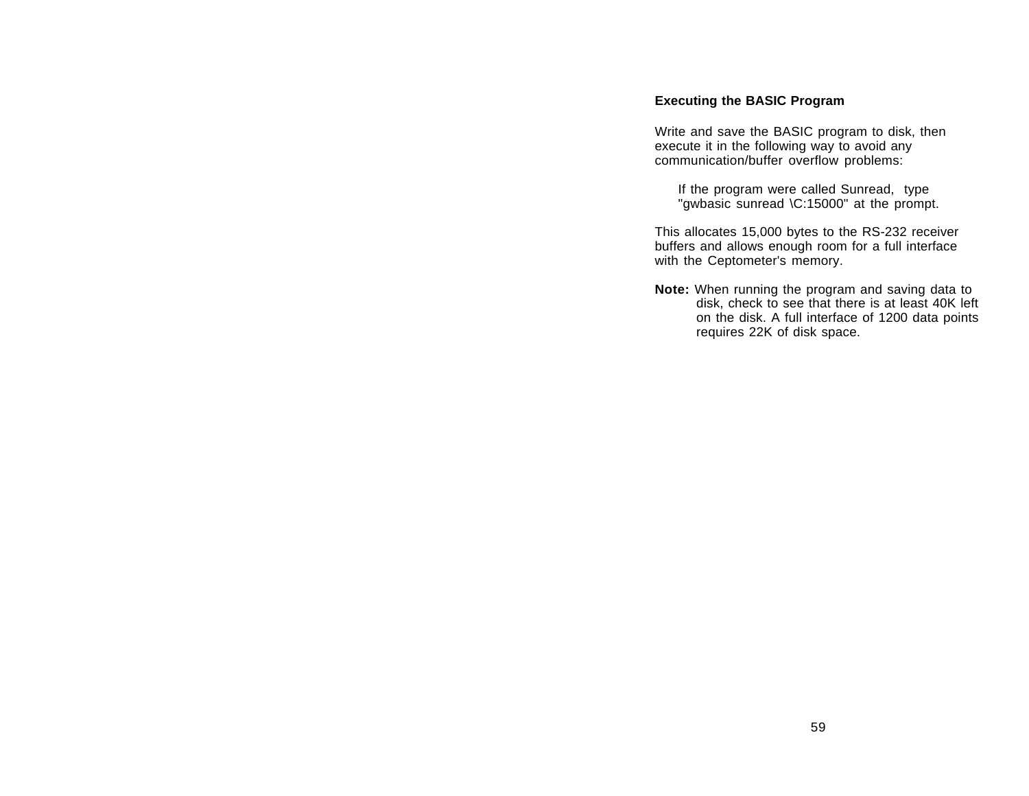### Executing the BASIC Program

Write and save the BASIC program to disk, then execute it in the following way to avoid any communication/buffer overflow problems:

> If the program were called Sunread, type "gwbasic sunread \C:15000" at the prompt.

This allocates 15,000 bytes to the RS-232 receiver buffers and allows enough room for a full interface with the Ceptometer's memory.

**Note:** When running the program and saving data to disk, check to see that there is at least 40K left on the disk. A full interface of 1200 data points requires 22K of disk space.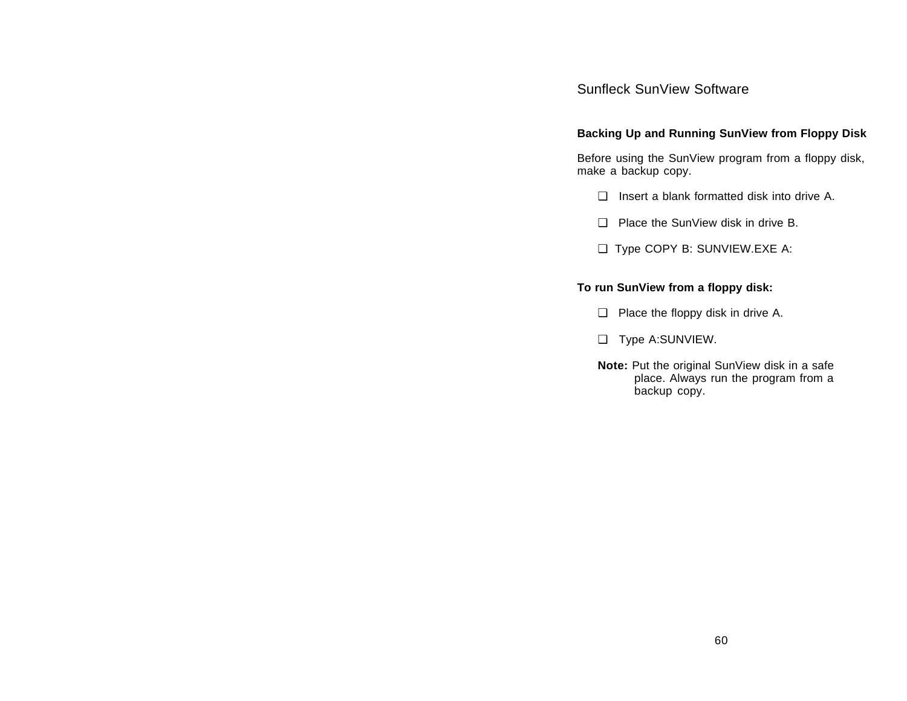Sunfleck SunView Software

## Backing Up and Running SunView from Floppy Disk

Before using the SunView program from a floppy disk, make a backup copy.

- ❑ Insert a blank formatted disk into drive A.
- ❑ Place the SunView disk in drive B.
- ❑ Type COPY B: SUNVIEW.EXE A:

**To run SunView from a floppy disk:**

- ❑ Place the floppy disk in drive A.
- ❑ Type A:SUNVIEW.

**Note:** Put the original SunView disk in a safe place. Always run the program from a backup copy.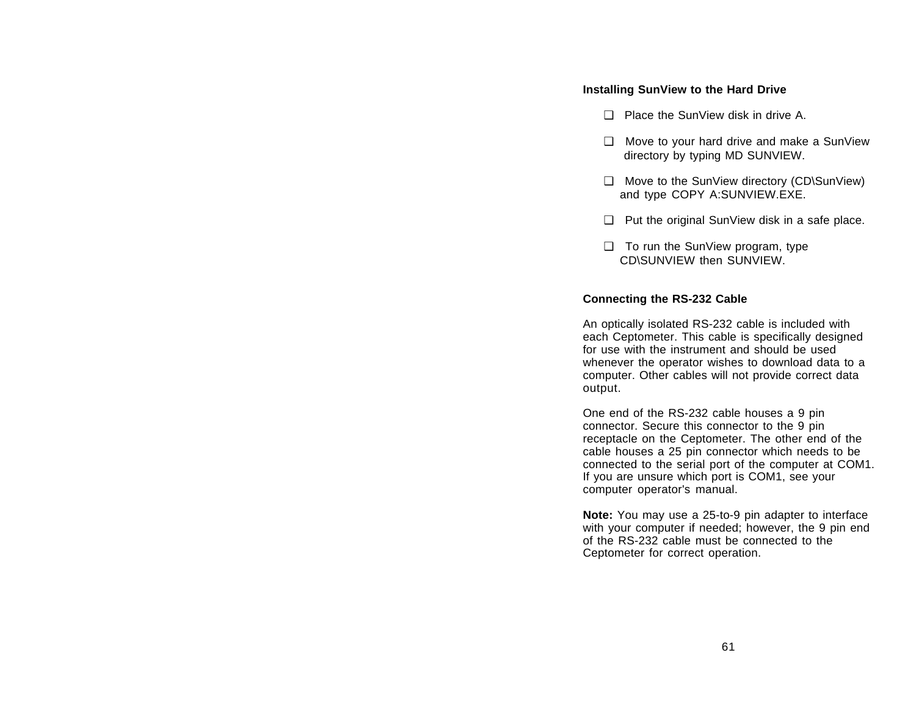## Installing SunView to the Hard Drive

- ❑ Place the SunView disk in drive A.
- ❑ Move to your hard drive and make a SunView directory by typing MD SUNVIEW.
- ❑ Move to the SunView directory (CD\SunView) and type COPY A:SUNVIEW.EXE.
- ❑ Put the original SunView disk in a safe place.
- ❑ To run the SunView program, type CD\SUNVIEW then SUNVIEW.

## Connecting the RS-232 Cable

An optically isolated RS-232 cable is included with each Ceptometer. This cable is specifically designed for use with the instrument and should be used whenever the operator wishes to download data to a computer. Other cables will not provide correct data output.

One end of the RS-232 cable houses a 9 pin connector. Secure this connector to the 9 pin receptacle on the Ceptometer. The other end of the cable houses a 25 pin connector which needs to be connected to the serial port of the computer at COM1. If you are unsure which port is COM1, see your computer operator's manual.

**Note:** You may use a 25-to-9 pin adapter to interface with your computer if needed; however, the 9 pin end of the RS-232 cable must be connected to the Ceptometer for correct operation.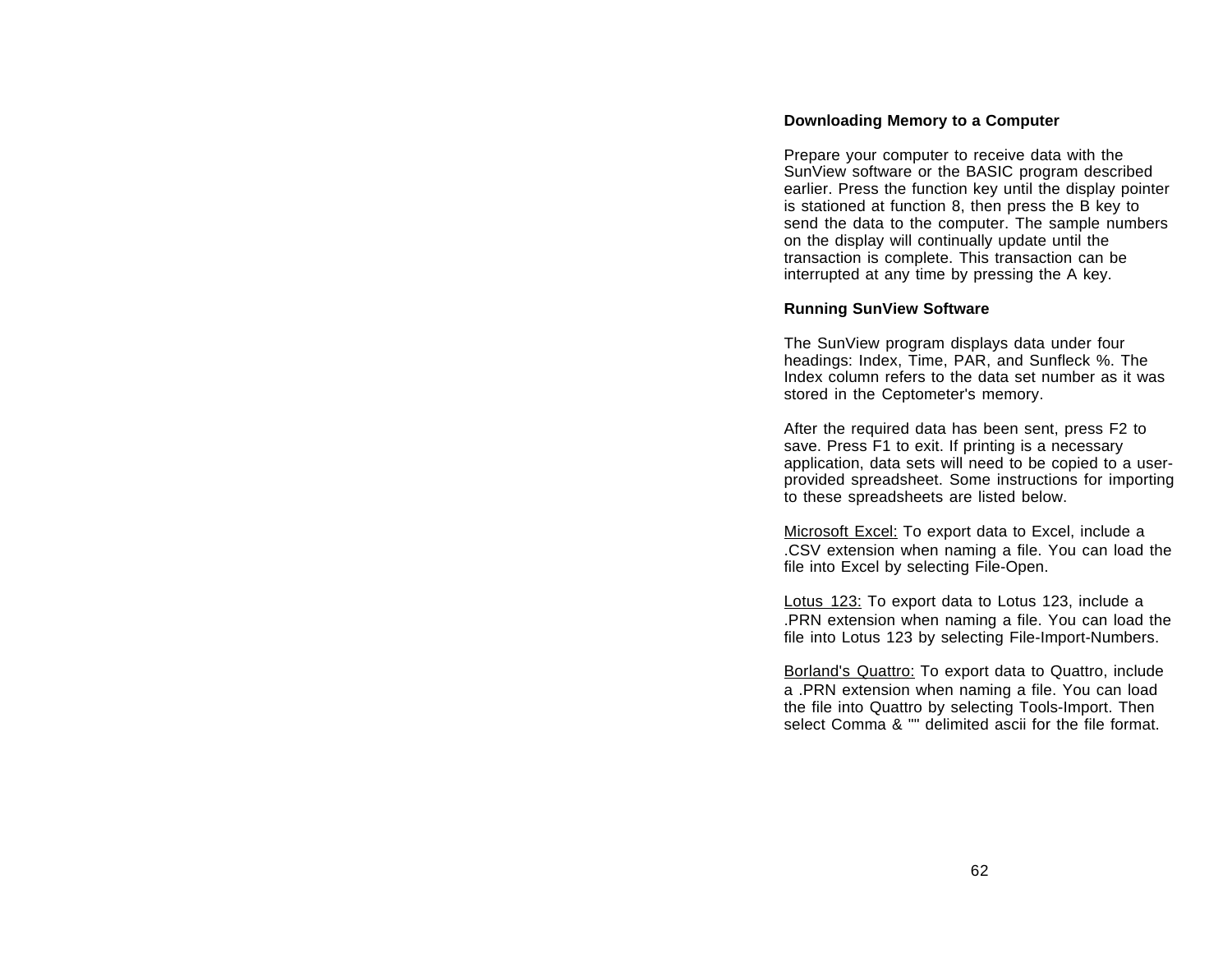## Downloading Memory to a Computer

Prepare your computer to receive data with the SunView software or the BASIC program described earlier. Press the function key until the display pointer is stationed at function 8, then press the B key to send the data to the computer. The sample numbers on the display will continually update until the transaction is complete. This transaction can be interrupted at any time by pressing the A key.

## Running SunView Software

The SunView program displays data under four headings: Index, Time, PAR, and Sunfleck %. The Index column refers to the data set number as it was stored in the Ceptometer's memory.

After the required data has been sent, press F2 to save. Press F1 to exit. If printing is a necessary application, data sets will need to be copied to a user-provided spreadsheet. Some instructions for importing to these spreadsheets are listed below.

Microsoft Excel: To export data to Excel, include a .CSV extension when naming a file. You can load the file into Excel by selecting File-Open.

Lotus 123: To export data to Lotus 123, include a .PRN extension when naming a file. You can load the file into Lotus 123 by selecting File-Import-Numbers.

Borland's Quattro: To export data to Quattro, include a .PRN extension when naming a file. You can load the file into Quattro by selecting Tools-Import. Then select Comma & "" delimited ascii for the file format.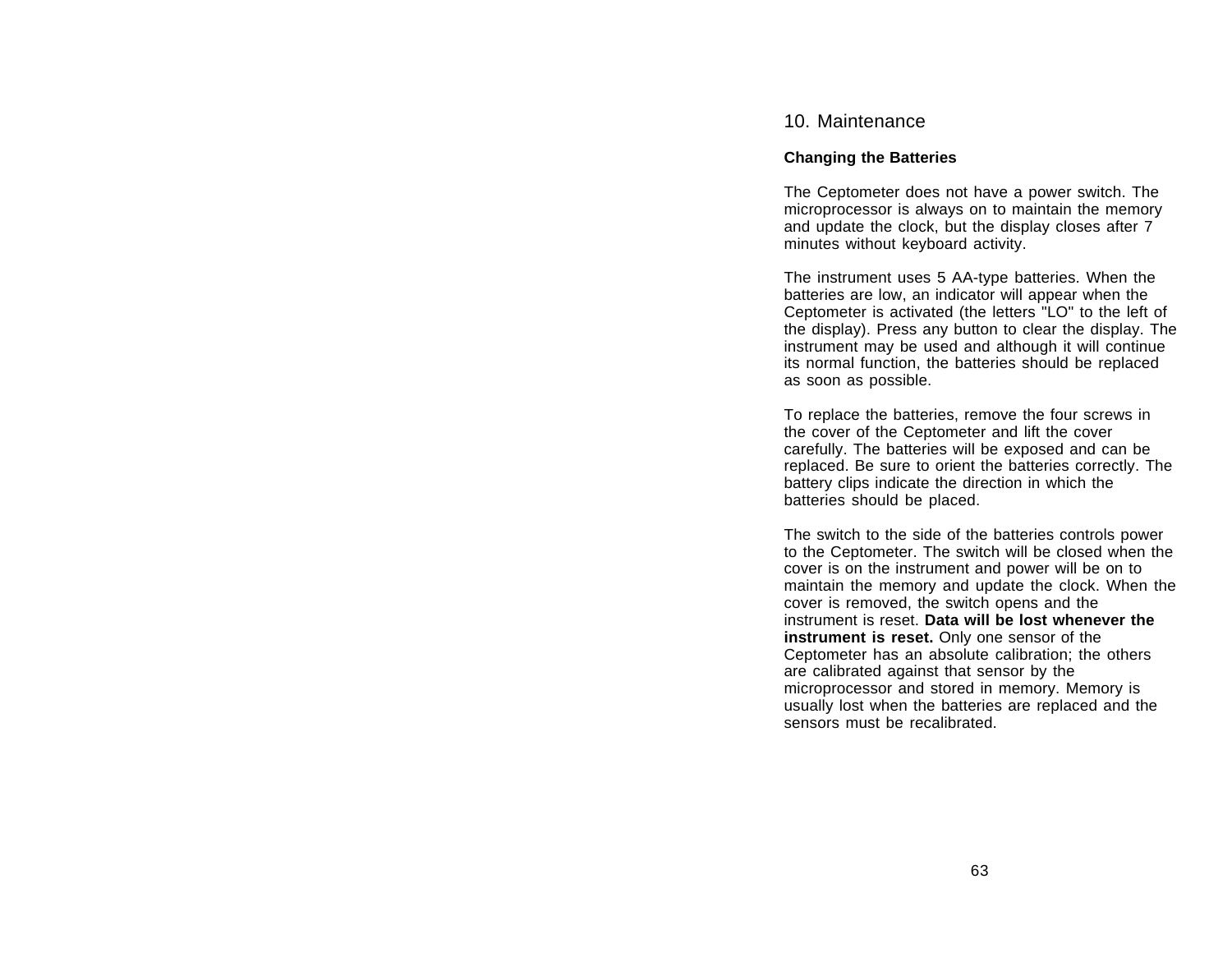# 10. Maintenance

### Changing the Batteries

The Ceptometer does not have a power switch. The microprocessor is always on to maintain the memory and update the clock, but the display closes after 7 minutes without keyboard activity.

The instrument uses 5 AA-type batteries. When the batteries are low, an indicator will appear when the Ceptometer is activated (the letters "LO" to the left of the display). Press any button to clear the display. The instrument may be used and although it will continue its normal function, the batteries should be replaced as soon as possible.

To replace the batteries, remove the four screws in the cover of the Ceptometer and lift the cover carefully. The batteries will be exposed and can be replaced. Be sure to orient the batteries correctly. The battery clips indicate the direction in which the batteries should be placed.

The switch to the side of the batteries controls power to the Ceptometer. The switch will be closed when the cover is on the instrument and power will be on to maintain the memory and update the clock. When the cover is removed, the switch opens and the instrument is reset. **Data will be lost whenever the instrument is reset.** Only one sensor of the Ceptometer has an absolute calibration; the others are calibrated against that sensor by the microprocessor and stored in memory. Memory is usually lost when the batteries are replaced and the sensors must be recalibrated.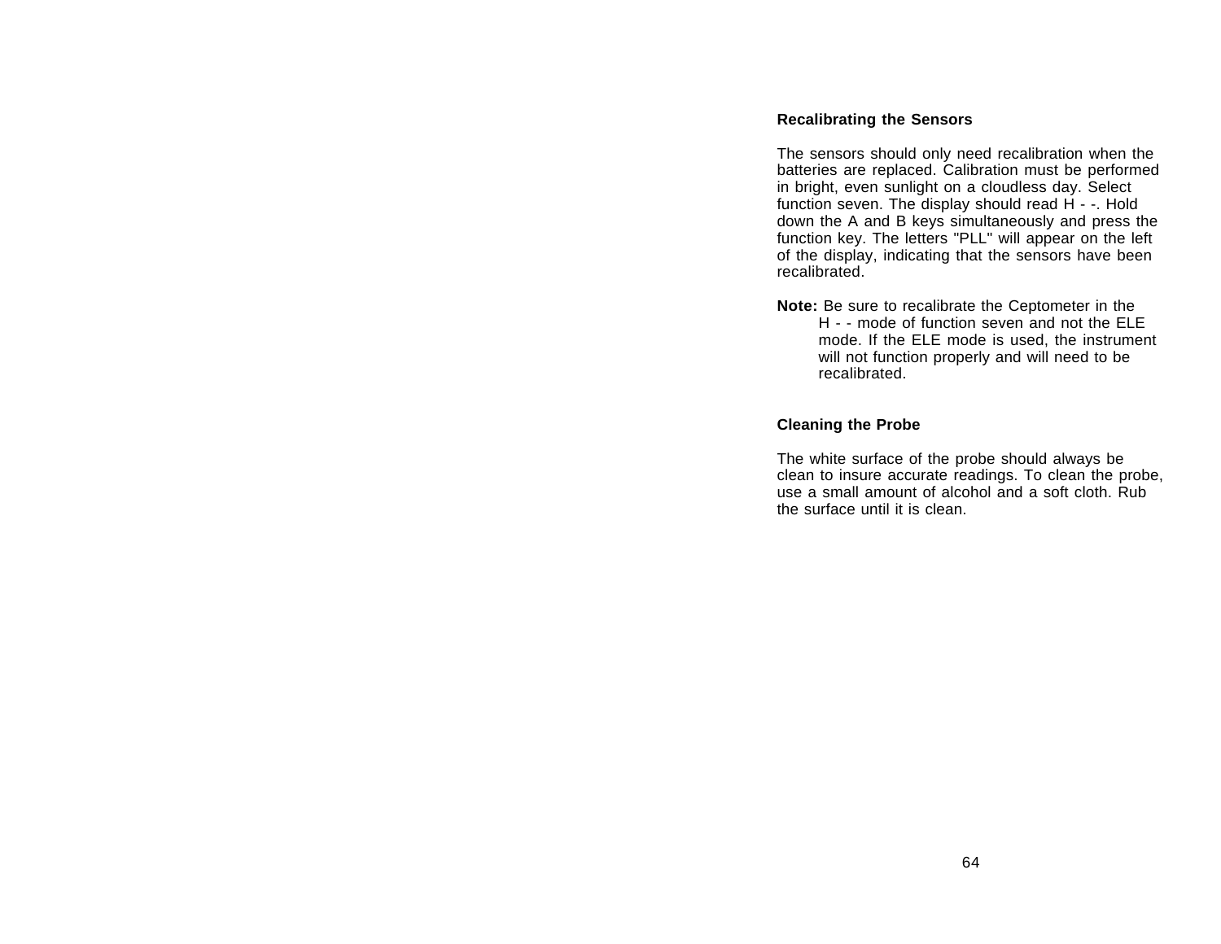### Recalibrating the Sensors

The sensors should only need recalibration when the batteries are replaced. Calibration must be performed in bright, even sunlight on a cloudless day. Select function seven. The display should read H - -. Hold down the A and B keys simultaneously and press the function key. The letters "PLL" will appear on the left of the display, indicating that the sensors have been recalibrated.

**Note:** Be sure to recalibrate the Ceptometer in the H - - mode of function seven and not the ELE mode. If the ELE mode is used, the instrument will not function properly and will need to be recalibrated.

### Cleaning the Probe

The white surface of the probe should always be clean to insure accurate readings. To clean the probe, use a small amount of alcohol and a soft cloth. Rub the surface until it is clean.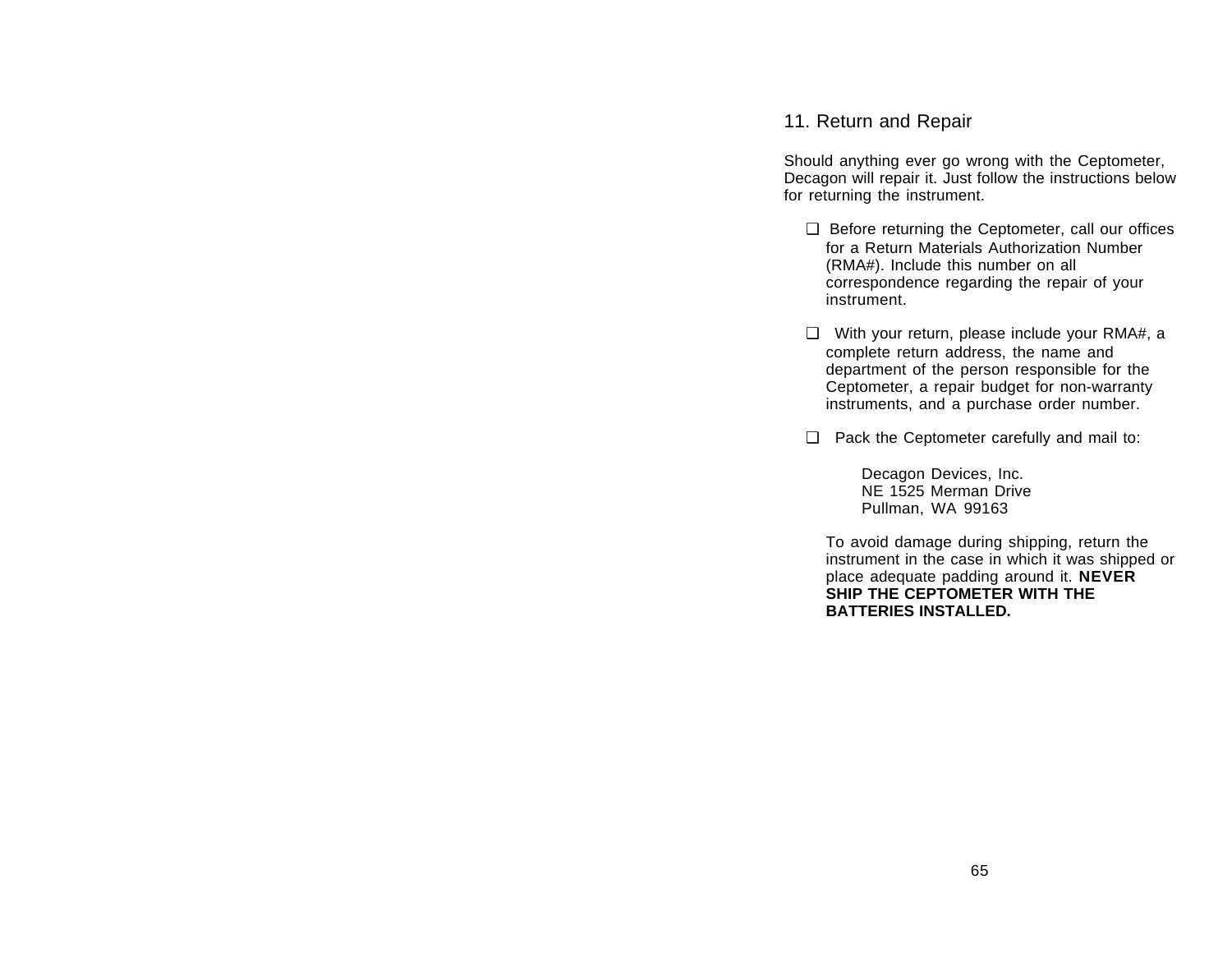# 11. Return and Repair

Should anything ever go wrong with the Ceptometer, Decagon will repair it. Just follow the instructions below for returning the instrument.

- ❑ Before returning the Ceptometer, call our offices for a Return Materials Authorization Number (RMA#). Include this number on all correspondence regarding the repair of your instrument.

- ❑ With your return, please include your RMA#, a complete return address, the name and department of the person responsible for the Ceptometer, a repair budget for non-warranty instruments, and a purchase order number.

- ❑ Pack the Ceptometer carefully and mail to:

  Decagon Devices, Inc.
  NE 1525 Merman Drive
  Pullman, WA 99163

  To avoid damage during shipping, return the instrument in the case in which it was shipped or place adequate padding around it. **NEVER SHIP THE CEPTOMETER WITH THE BATTERIES INSTALLED.**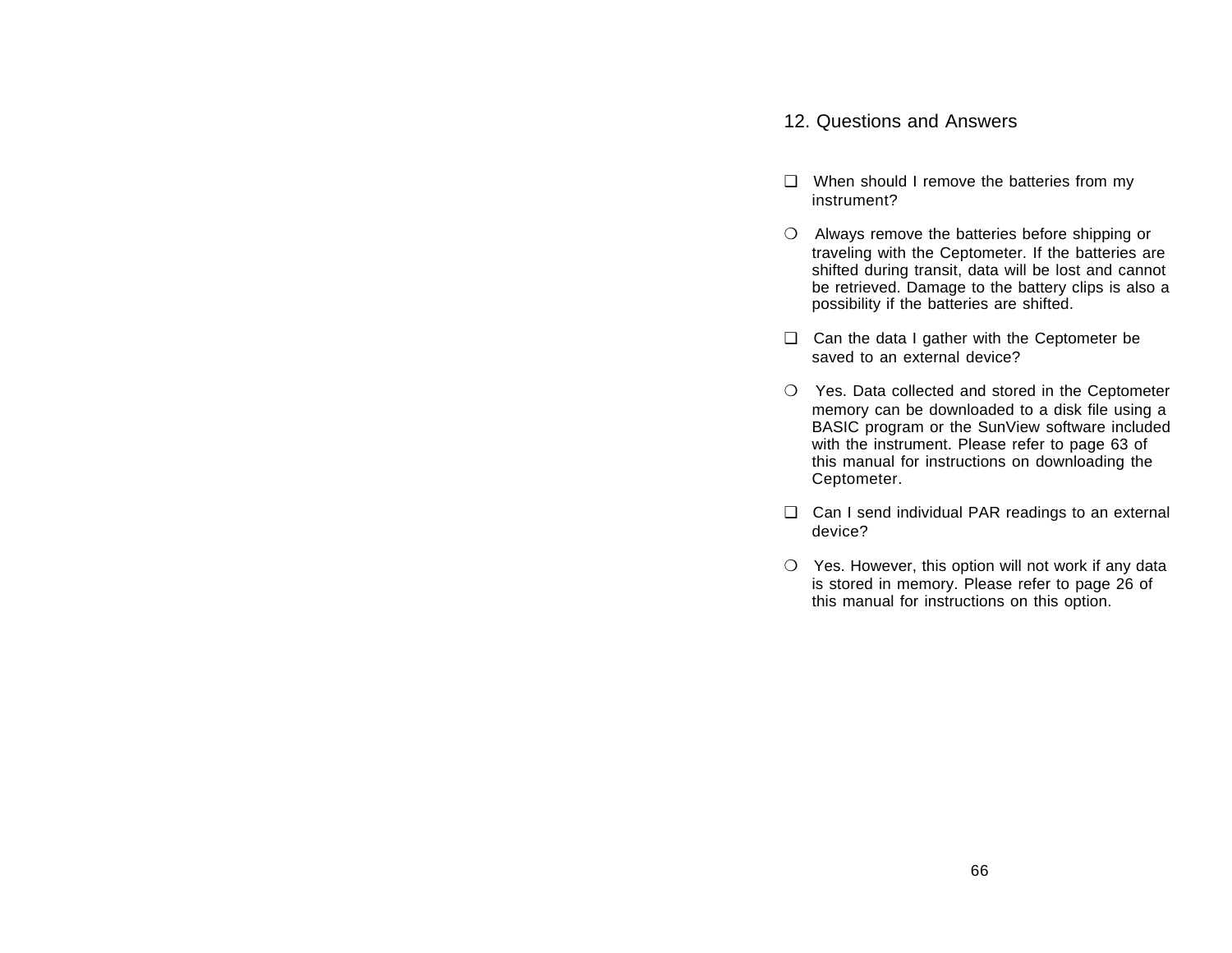## 12. Questions and Answers

❑ When should I remove the batteries from my instrument?

❍ Always remove the batteries before shipping or traveling with the Ceptometer. If the batteries are shifted during transit, data will be lost and cannot be retrieved. Damage to the battery clips is also a possibility if the batteries are shifted.

❑ Can the data I gather with the Ceptometer be saved to an external device?

❍ Yes. Data collected and stored in the Ceptometer memory can be downloaded to a disk file using a BASIC program or the SunView software included with the instrument. Please refer to page 63 of this manual for instructions on downloading the Ceptometer.

❑ Can I send individual PAR readings to an external device?

❍ Yes. However, this option will not work if any data is stored in memory. Please refer to page 26 of this manual for instructions on this option.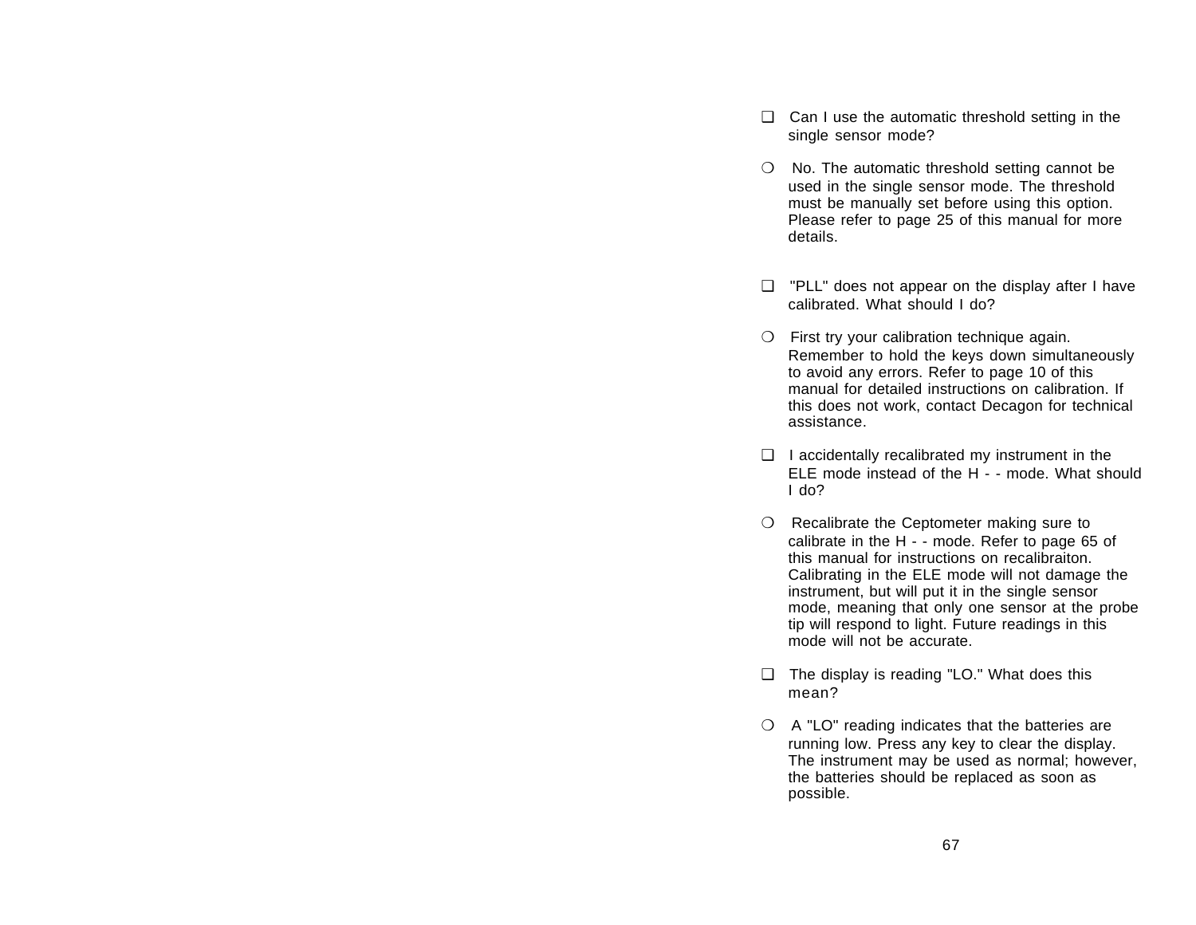❑ Can I use the automatic threshold setting in the single sensor mode?

❍ No. The automatic threshold setting cannot be used in the single sensor mode. The threshold must be manually set before using this option. Please refer to page 25 of this manual for more details.

❑ "PLL" does not appear on the display after I have calibrated. What should I do?

❍ First try your calibration technique again. Remember to hold the keys down simultaneously to avoid any errors. Refer to page 10 of this manual for detailed instructions on calibration. If this does not work, contact Decagon for technical assistance.

❑ I accidentally recalibrated my instrument in the ELE mode instead of the H - - mode. What should I do?

❍ Recalibrate the Ceptometer making sure to calibrate in the H - - mode. Refer to page 65 of this manual for instructions on recalibraiton. Calibrating in the ELE mode will not damage the instrument, but will put it in the single sensor mode, meaning that only one sensor at the probe tip will respond to light. Future readings in this mode will not be accurate.

❑ The display is reading "LO." What does this mean?

❍ A "LO" reading indicates that the batteries are running low. Press any key to clear the display. The instrument may be used as normal; however, the batteries should be replaced as soon as possible.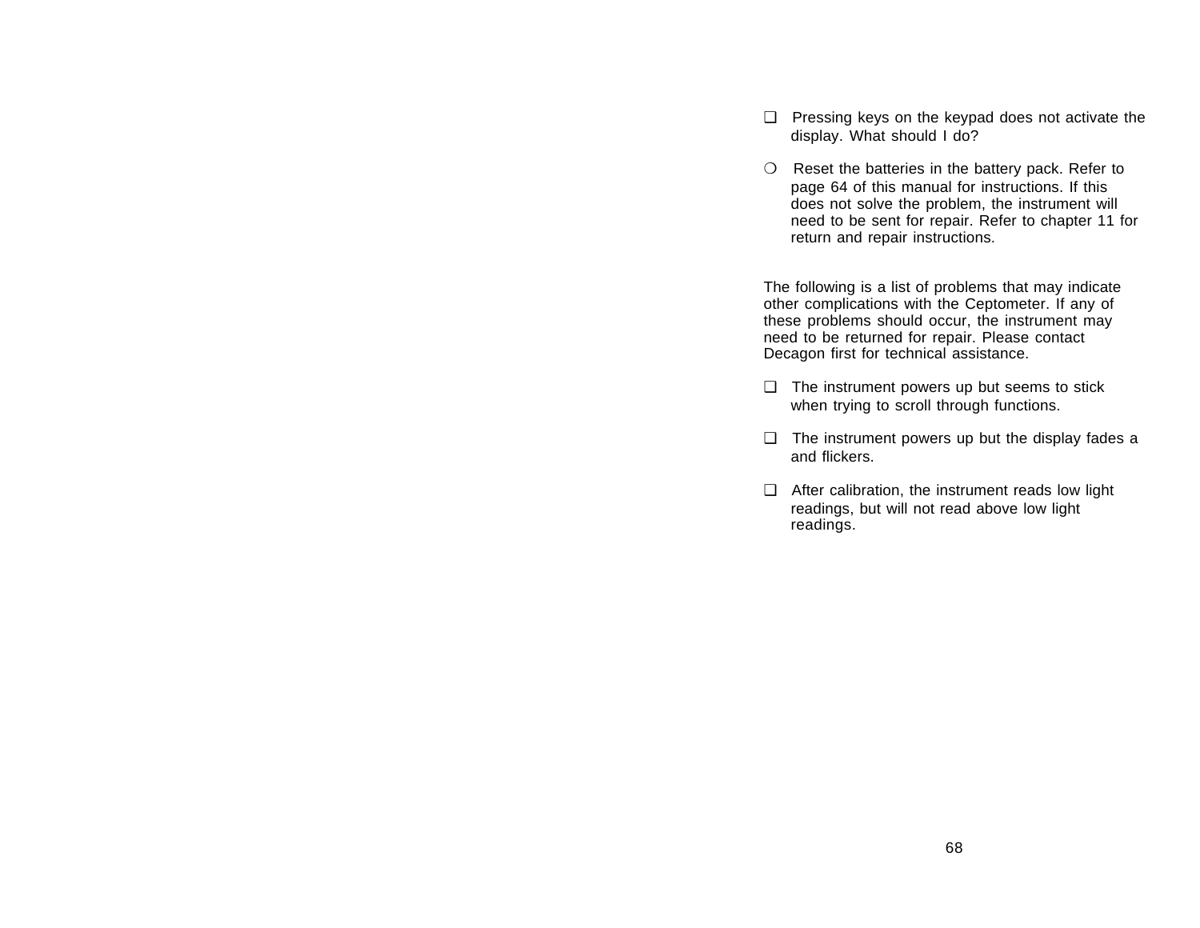- ❑ Pressing keys on the keypad does not activate the display. What should I do?

  - ❍ Reset the batteries in the battery pack. Refer to page 64 of this manual for instructions. If this does not solve the problem, the instrument will need to be sent for repair. Refer to chapter 11 for return and repair instructions.

The following is a list of problems that may indicate other complications with the Ceptometer. If any of these problems should occur, the instrument may need to be returned for repair. Please contact Decagon first for technical assistance.

- ❑ The instrument powers up but seems to stick when trying to scroll through functions.

- ❑ The instrument powers up but the display fades a and flickers.

- ❑ After calibration, the instrument reads low light readings, but will not read above low light readings.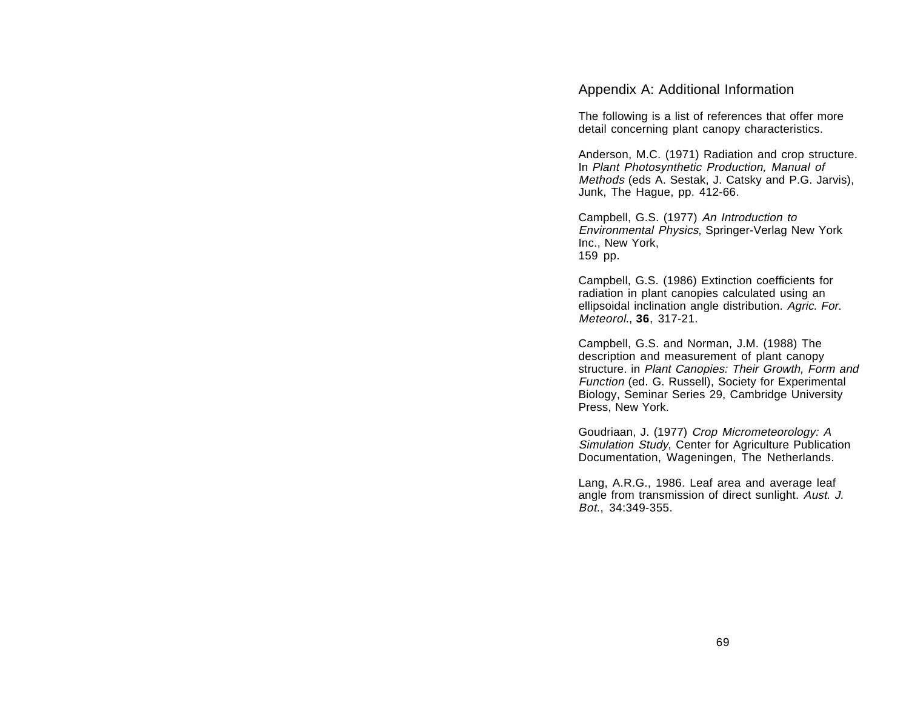# Appendix A: Additional Information

The following is a list of references that offer more detail concerning plant canopy characteristics.

Anderson, M.C. (1971) Radiation and crop structure. In *Plant Photosynthetic Production, Manual of Methods* (eds A. Sestak, J. Catsky and P.G. Jarvis), Junk, The Hague, pp. 412-66.

Campbell, G.S. (1977) *An Introduction to Environmental Physics*, Springer-Verlag New York Inc., New York, 159 pp.

Campbell, G.S. (1986) Extinction coefficients for radiation in plant canopies calculated using an ellipsoidal inclination angle distribution. *Agric. For. Meteorol.*, **36**, 317-21.

Campbell, G.S. and Norman, J.M. (1988) The description and measurement of plant canopy structure. in *Plant Canopies: Their Growth, Form and Function* (ed. G. Russell), Society for Experimental Biology, Seminar Series 29, Cambridge University Press, New York.

Goudriaan, J. (1977) *Crop Micrometeorology: A Simulation Study*, Center for Agriculture Publication Documentation, Wageningen, The Netherlands.

Lang, A.R.G., 1986. Leaf area and average leaf angle from transmission of direct sunlight. *Aust. J. Bot.*, 34:349-355.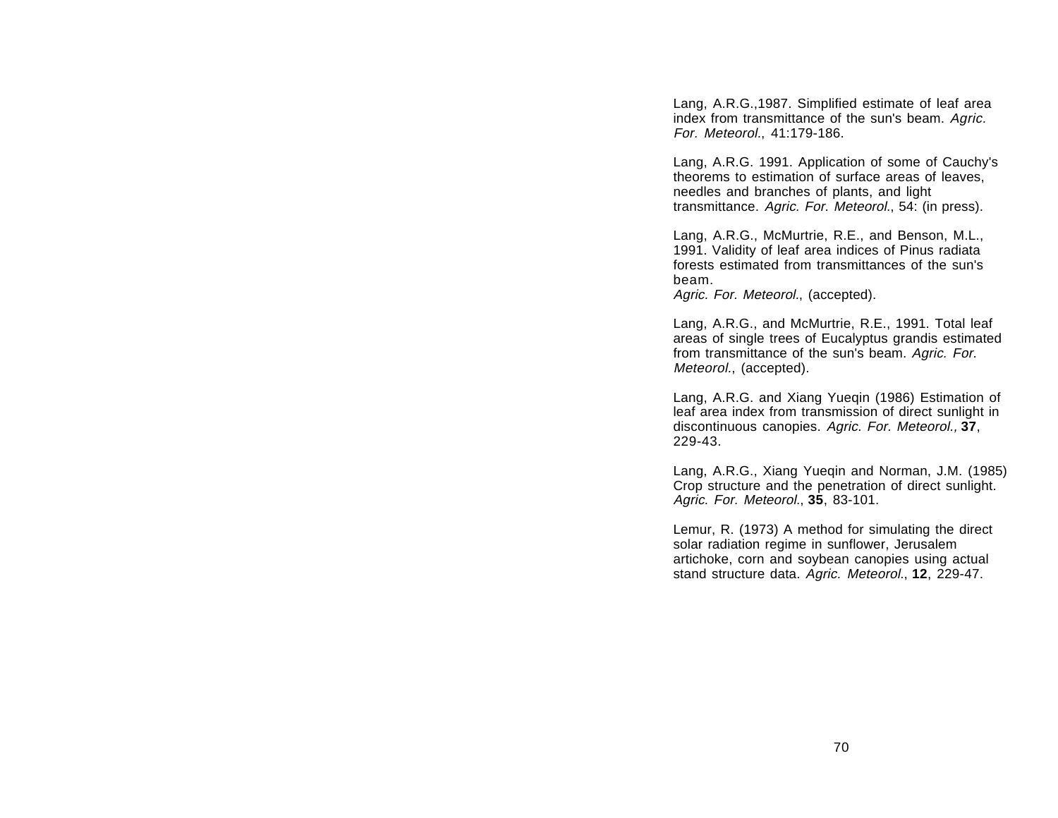Lang, A.R.G.,1987. Simplified estimate of leaf area index from transmittance of the sun's beam. *Agric. For. Meteorol.*, 41:179-186.

Lang, A.R.G. 1991. Application of some of Cauchy's theorems to estimation of surface areas of leaves, needles and branches of plants, and light transmittance. *Agric. For. Meteorol.*, 54: (in press).

Lang, A.R.G., McMurtrie, R.E., and Benson, M.L., 1991. Validity of leaf area indices of Pinus radiata forests estimated from transmittances of the sun's beam.
*Agric. For. Meteorol.*, (accepted).

Lang, A.R.G., and McMurtrie, R.E., 1991. Total leaf areas of single trees of Eucalyptus grandis estimated from transmittance of the sun's beam. *Agric. For. Meteorol.*, (accepted).

Lang, A.R.G. and Xiang Yueqin (1986) Estimation of leaf area index from transmission of direct sunlight in discontinuous canopies. *Agric. For. Meteorol.,* **37**, 229-43.

Lang, A.R.G., Xiang Yueqin and Norman, J.M. (1985) Crop structure and the penetration of direct sunlight. *Agric. For. Meteorol.*, **35**, 83-101.

Lemur, R. (1973) A method for simulating the direct solar radiation regime in sunflower, Jerusalem artichoke, corn and soybean canopies using actual stand structure data. *Agric. Meteorol.*, **12**, 229-47.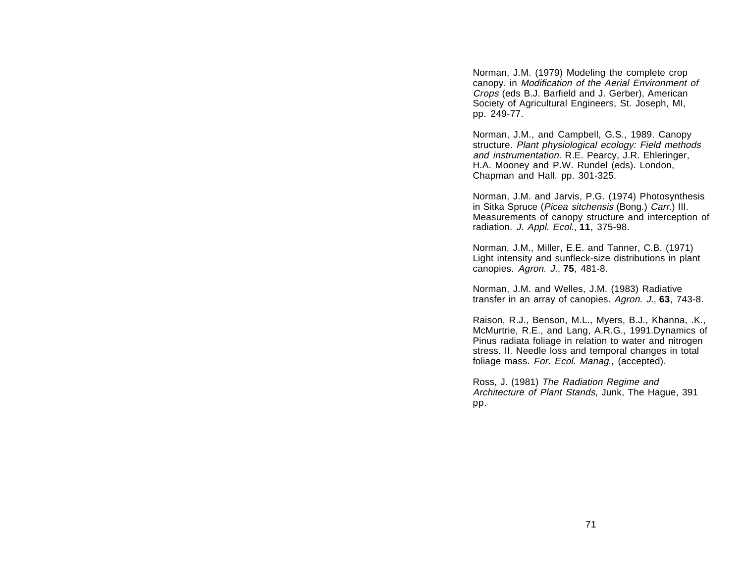Norman, J.M. (1979) Modeling the complete crop canopy. in *Modification of the Aerial Environment of Crops* (eds B.J. Barfield and J. Gerber), American Society of Agricultural Engineers, St. Joseph, MI, pp. 249-77.

Norman, J.M., and Campbell, G.S., 1989. Canopy structure. *Plant physiological ecology: Field methods and instrumentation*. R.E. Pearcy, J.R. Ehleringer, H.A. Mooney and P.W. Rundel (eds). London, Chapman and Hall. pp. 301-325.

Norman, J.M. and Jarvis, P.G. (1974) Photosynthesis in Sitka Spruce (*Picea sitchensis* (Bong.) *Carr.*) III. Measurements of canopy structure and interception of radiation. *J. Appl. Ecol.*, **11**, 375-98.

Norman, J.M., Miller, E.E. and Tanner, C.B. (1971) Light intensity and sunfleck-size distributions in plant canopies. *Agron. J.*, **75**, 481-8.

Norman, J.M. and Welles, J.M. (1983) Radiative transfer in an array of canopies. *Agron. J.*, **63**, 743-8.

Raison, R.J., Benson, M.L., Myers, B.J., Khanna, .K., McMurtrie, R.E., and Lang, A.R.G., 1991.Dynamics of Pinus radiata foliage in relation to water and nitrogen stress. II. Needle loss and temporal changes in total foliage mass. *For. Ecol. Manag.*, (accepted).

Ross, J. (1981) *The Radiation Regime and Architecture of Plant Stands*, Junk, The Hague, 391 pp.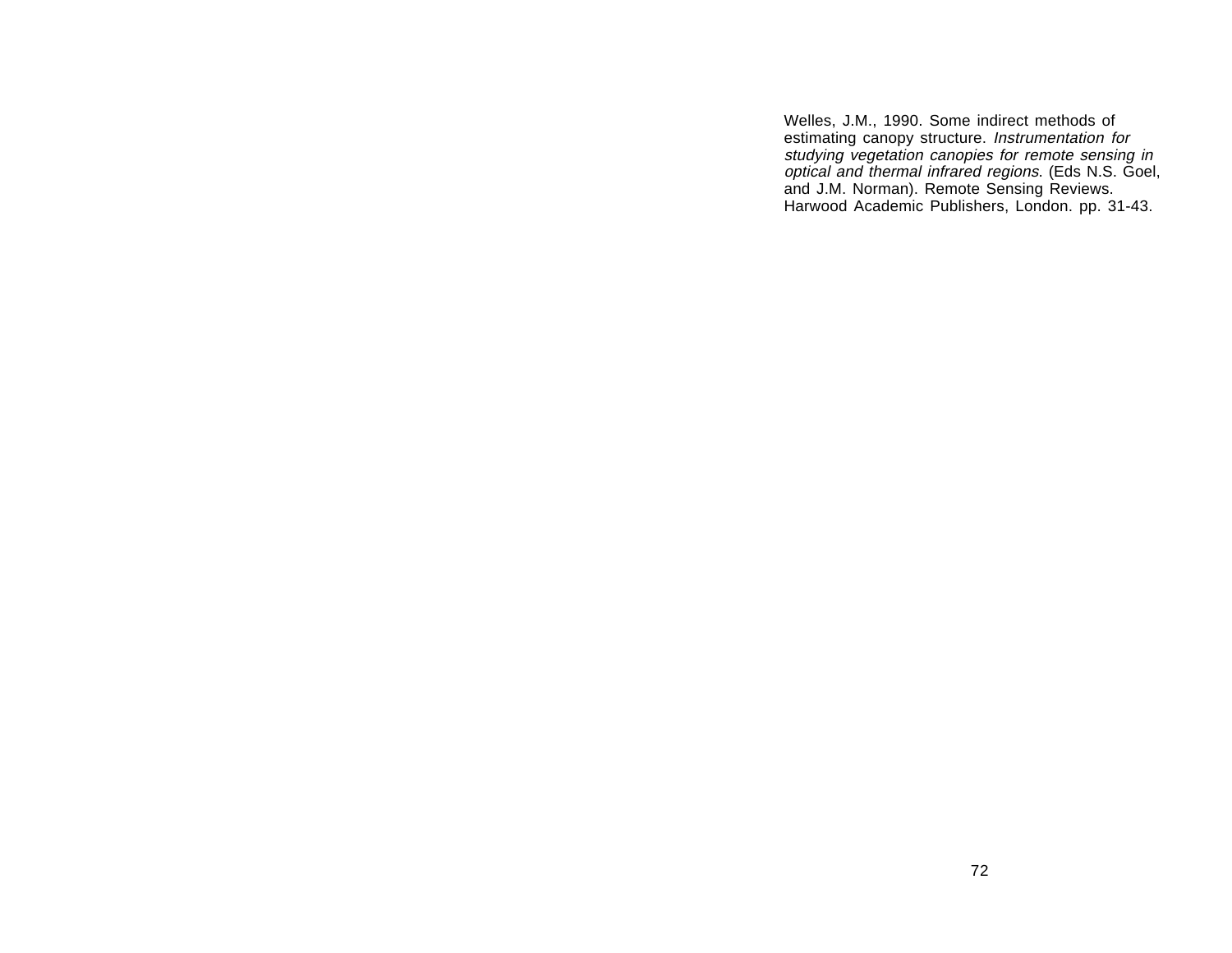Welles, J.M., 1990. Some indirect methods of estimating canopy structure. *Instrumentation for studying vegetation canopies for remote sensing in optical and thermal infrared regions*. (Eds N.S. Goel, and J.M. Norman). Remote Sensing Reviews. Harwood Academic Publishers, London. pp. 31-43.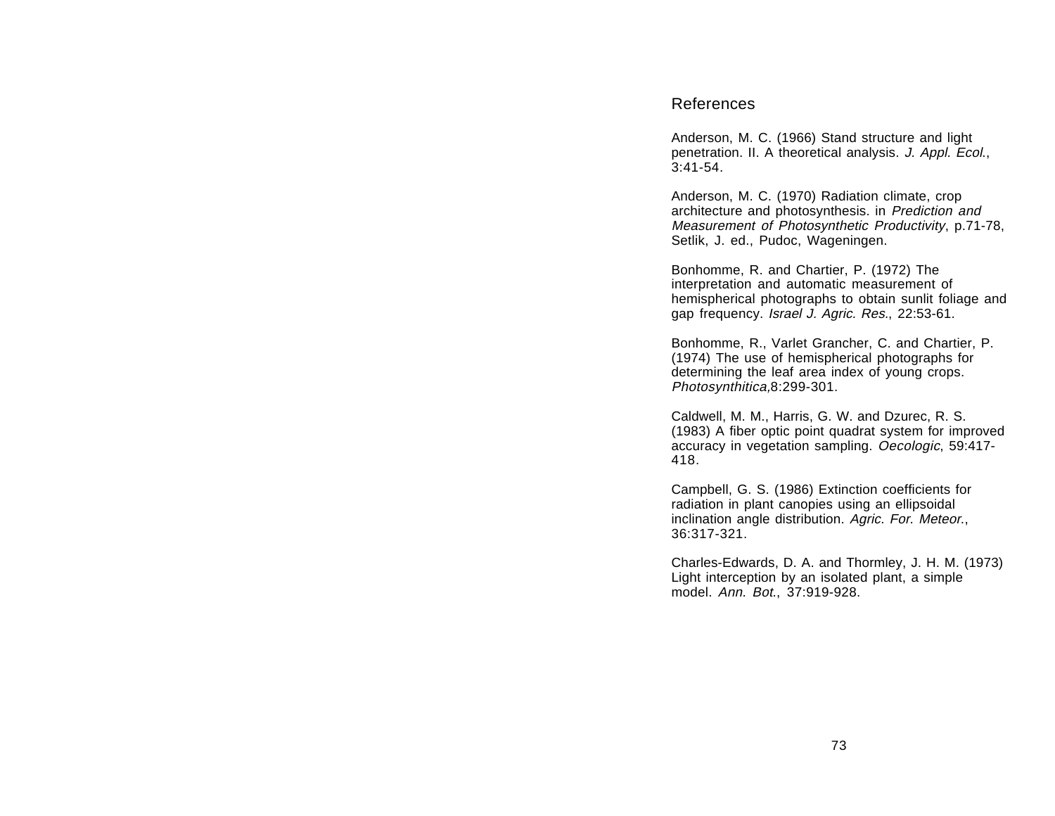## References

Anderson, M. C. (1966) Stand structure and light penetration. II. A theoretical analysis. *J. Appl. Ecol.*, 3:41-54.

Anderson, M. C. (1970) Radiation climate, crop architecture and photosynthesis. in *Prediction and Measurement of Photosynthetic Productivity*, p.71-78, Setlik, J. ed., Pudoc, Wageningen.

Bonhomme, R. and Chartier, P. (1972) The interpretation and automatic measurement of hemispherical photographs to obtain sunlit foliage and gap frequency. *Israel J. Agric. Res.*, 22:53-61.

Bonhomme, R., Varlet Grancher, C. and Chartier, P. (1974) The use of hemispherical photographs for determining the leaf area index of young crops. *Photosynthitica,*8:299-301.

Caldwell, M. M., Harris, G. W. and Dzurec, R. S. (1983) A fiber optic point quadrat system for improved accuracy in vegetation sampling. *Oecologic*, 59:417-418.

Campbell, G. S. (1986) Extinction coefficients for radiation in plant canopies using an ellipsoidal inclination angle distribution. *Agric. For. Meteor.*, 36:317-321.

Charles-Edwards, D. A. and Thormley, J. H. M. (1973) Light interception by an isolated plant, a simple model. *Ann. Bot.*, 37:919-928.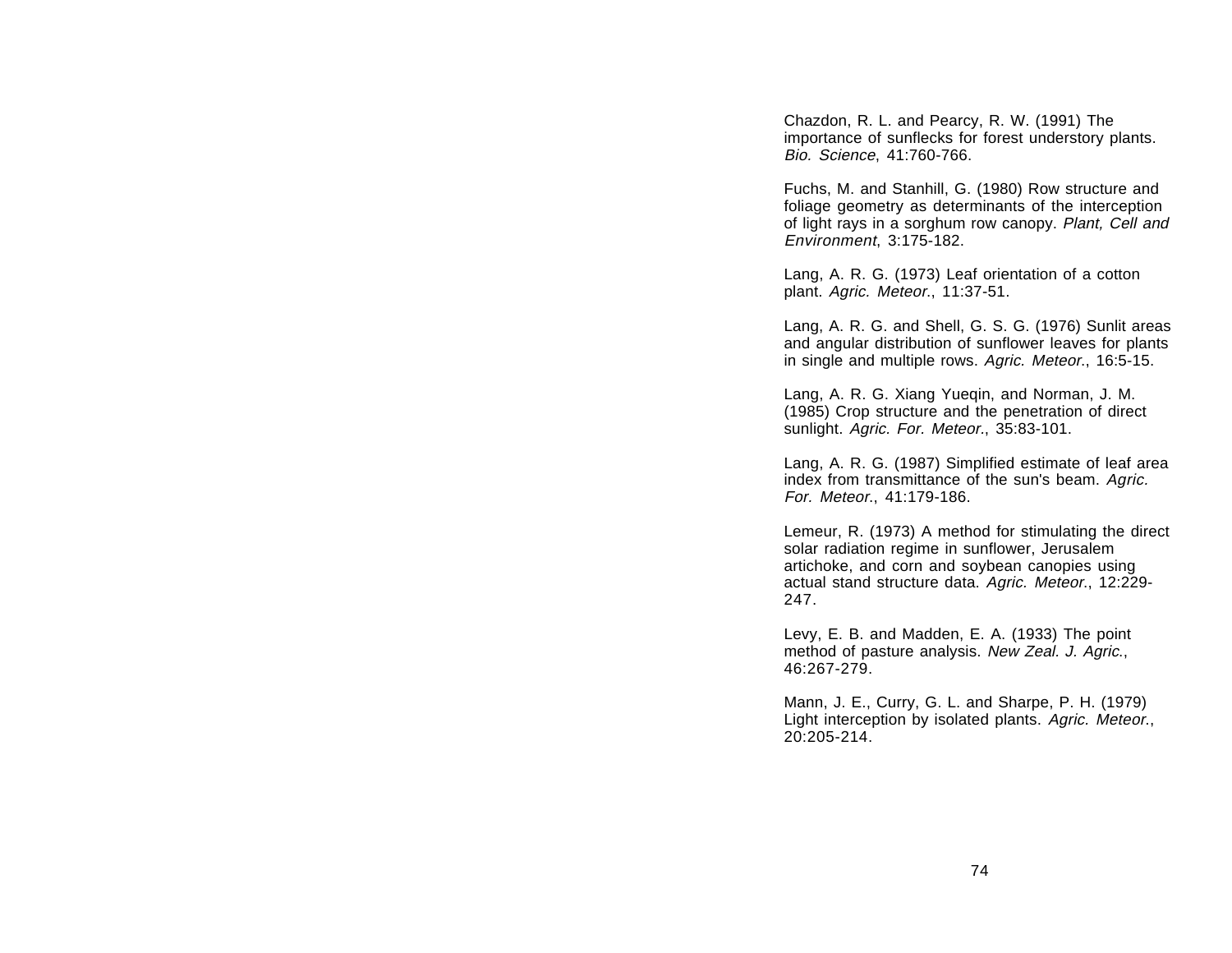Chazdon, R. L. and Pearcy, R. W. (1991) The importance of sunflecks for forest understory plants. *Bio. Science*, 41:760-766.

Fuchs, M. and Stanhill, G. (1980) Row structure and foliage geometry as determinants of the interception of light rays in a sorghum row canopy. *Plant, Cell and Environment*, 3:175-182.

Lang, A. R. G. (1973) Leaf orientation of a cotton plant. *Agric. Meteor.*, 11:37-51.

Lang, A. R. G. and Shell, G. S. G. (1976) Sunlit areas and angular distribution of sunflower leaves for plants in single and multiple rows. *Agric. Meteor.*, 16:5-15.

Lang, A. R. G. Xiang Yueqin, and Norman, J. M. (1985) Crop structure and the penetration of direct sunlight. *Agric. For. Meteor.*, 35:83-101.

Lang, A. R. G. (1987) Simplified estimate of leaf area index from transmittance of the sun's beam. *Agric. For. Meteor.*, 41:179-186.

Lemeur, R. (1973) A method for stimulating the direct solar radiation regime in sunflower, Jerusalem artichoke, and corn and soybean canopies using actual stand structure data. *Agric. Meteor.*, 12:229-247.

Levy, E. B. and Madden, E. A. (1933) The point method of pasture analysis. *New Zeal. J. Agric.*, 46:267-279.

Mann, J. E., Curry, G. L. and Sharpe, P. H. (1979) Light interception by isolated plants. *Agric. Meteor.*, 20:205-214.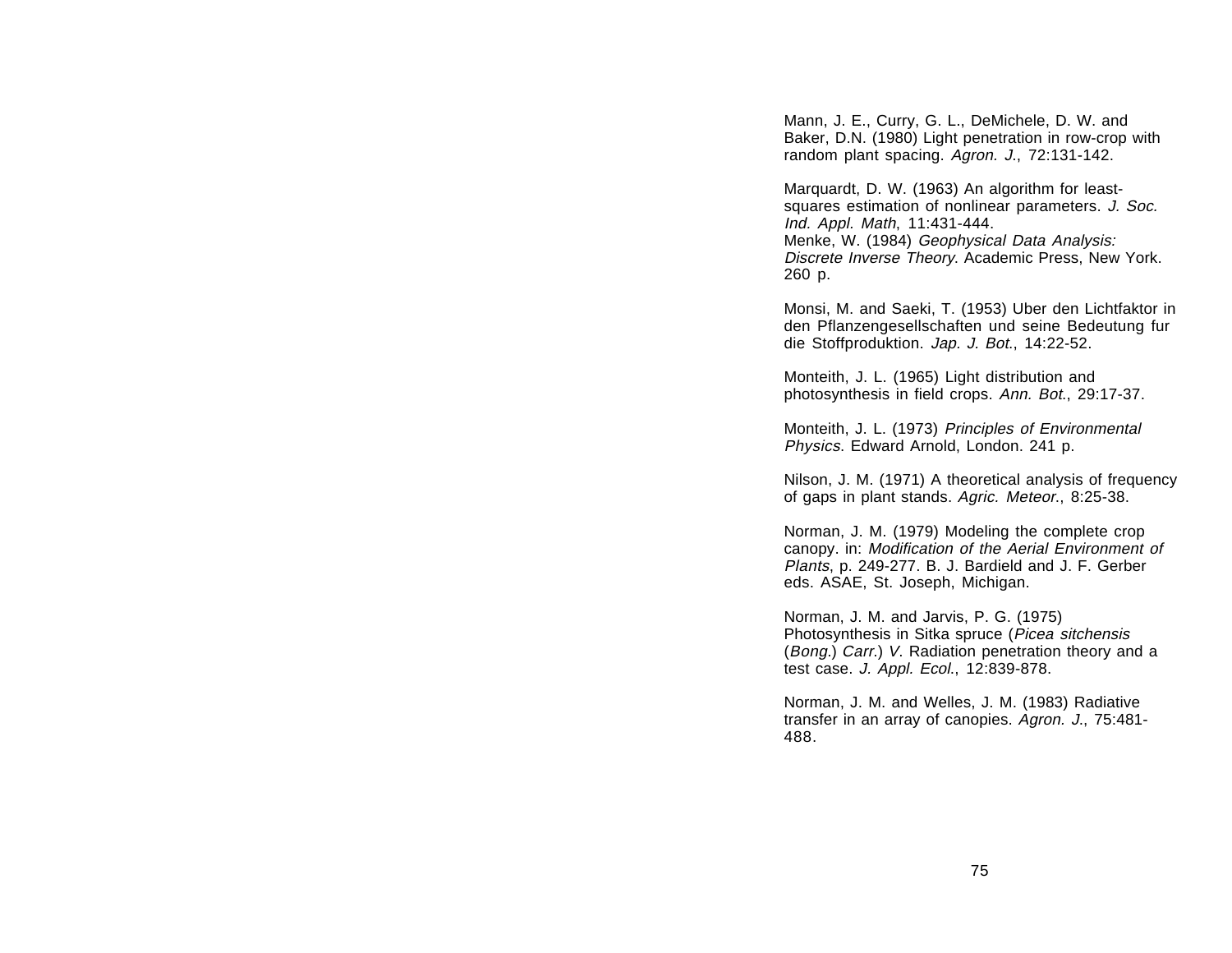Mann, J. E., Curry, G. L., DeMichele, D. W. and Baker, D.N. (1980) Light penetration in row-crop with random plant spacing. *Agron. J.*, 72:131-142.

Marquardt, D. W. (1963) An algorithm for least-squares estimation of nonlinear parameters. *J. Soc. Ind. Appl. Math*, 11:431-444.

Menke, W. (1984) *Geophysical Data Analysis: Discrete Inverse Theory*. Academic Press, New York. 260 p.

Monsi, M. and Saeki, T. (1953) Uber den Lichtfaktor in den Pflanzengesellschaften und seine Bedeutung fur die Stoffproduktion. *Jap. J. Bot.*, 14:22-52.

Monteith, J. L. (1965) Light distribution and photosynthesis in field crops. *Ann. Bot.*, 29:17-37.

Monteith, J. L. (1973) *Principles of Environmental Physics*. Edward Arnold, London. 241 p.

Nilson, J. M. (1971) A theoretical analysis of frequency of gaps in plant stands. *Agric. Meteor.*, 8:25-38.

Norman, J. M. (1979) Modeling the complete crop canopy. in: *Modification of the Aerial Environment of Plants*, p. 249-277. B. J. Bardield and J. F. Gerber eds. ASAE, St. Joseph, Michigan.

Norman, J. M. and Jarvis, P. G. (1975) Photosynthesis in Sitka spruce (*Picea sitchensis* (*Bong.*) *Carr.*) *V.* Radiation penetration theory and a test case. *J. Appl. Ecol.*, 12:839-878.

Norman, J. M. and Welles, J. M. (1983) Radiative transfer in an array of canopies. *Agron. J.*, 75:481-488.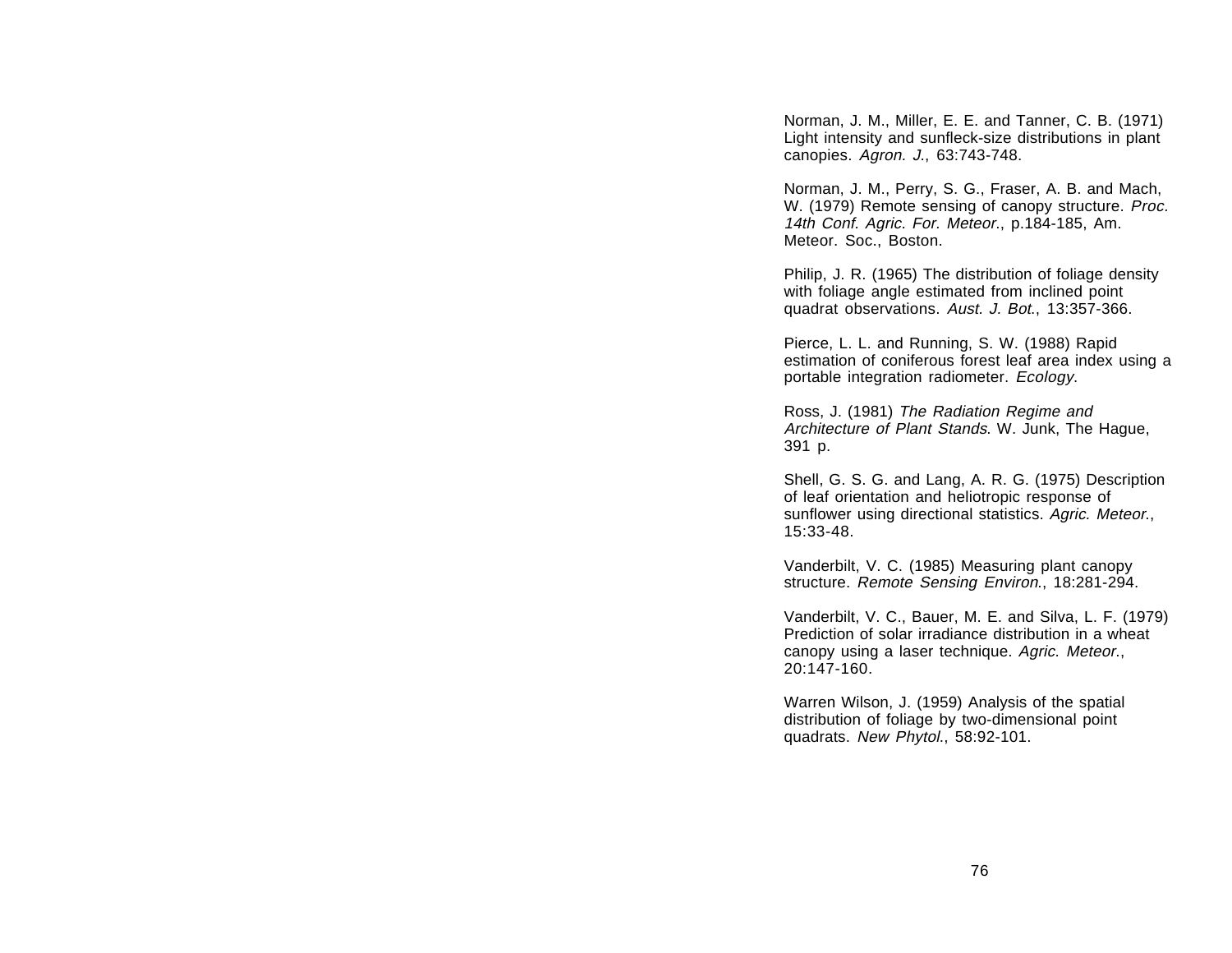Norman, J. M., Miller, E. E. and Tanner, C. B. (1971) Light intensity and sunfleck-size distributions in plant canopies. *Agron. J.*, 63:743-748.

Norman, J. M., Perry, S. G., Fraser, A. B. and Mach, W. (1979) Remote sensing of canopy structure. *Proc. 14th Conf. Agric. For. Meteor.*, p.184-185, Am. Meteor. Soc., Boston.

Philip, J. R. (1965) The distribution of foliage density with foliage angle estimated from inclined point quadrat observations. *Aust. J. Bot.*, 13:357-366.

Pierce, L. L. and Running, S. W. (1988) Rapid estimation of coniferous forest leaf area index using a portable integration radiometer. *Ecology*.

Ross, J. (1981) *The Radiation Regime and Architecture of Plant Stands*. W. Junk, The Hague, 391 p.

Shell, G. S. G. and Lang, A. R. G. (1975) Description of leaf orientation and heliotropic response of sunflower using directional statistics. *Agric. Meteor.*, 15:33-48.

Vanderbilt, V. C. (1985) Measuring plant canopy structure. *Remote Sensing Environ.*, 18:281-294.

Vanderbilt, V. C., Bauer, M. E. and Silva, L. F. (1979) Prediction of solar irradiance distribution in a wheat canopy using a laser technique. *Agric. Meteor.*, 20:147-160.

Warren Wilson, J. (1959) Analysis of the spatial distribution of foliage by two-dimensional point quadrats. *New Phytol.*, 58:92-101.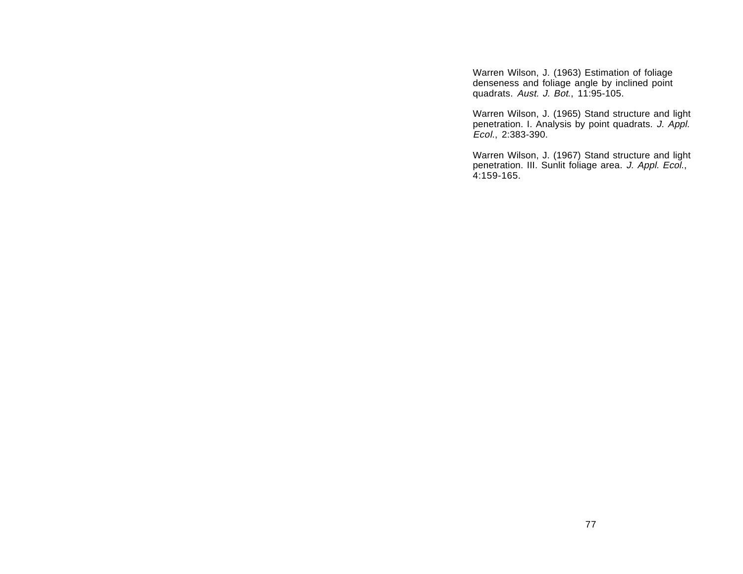Warren Wilson, J. (1963) Estimation of foliage denseness and foliage angle by inclined point quadrats. *Aust. J. Bot.*, 11:95-105.

Warren Wilson, J. (1965) Stand structure and light penetration. I. Analysis by point quadrats. *J. Appl. Ecol.*, 2:383-390.

Warren Wilson, J. (1967) Stand structure and light penetration. III. Sunlit foliage area. *J. Appl. Ecol.*, 4:159-165.